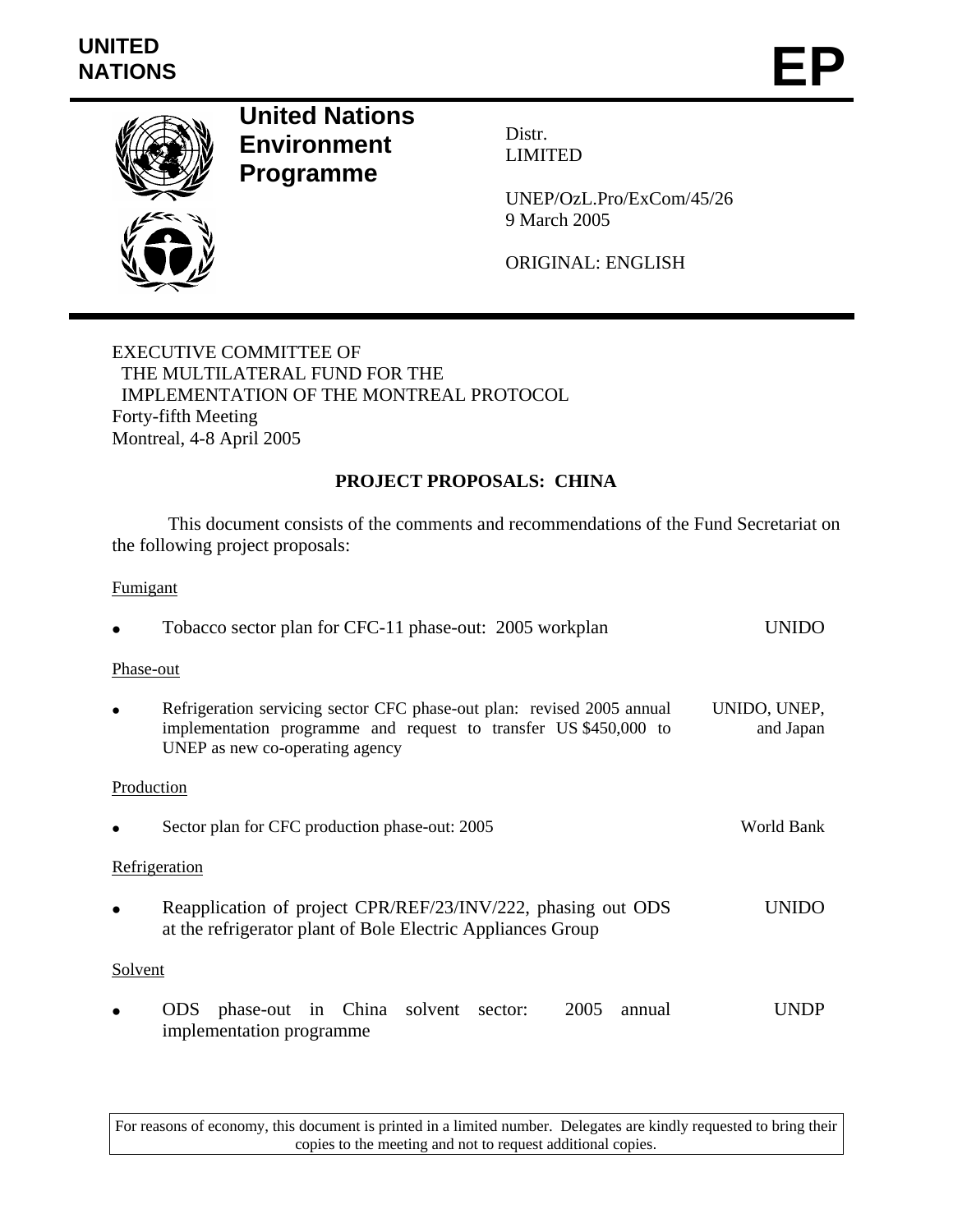UNITED NATIONS

# EP

**United Nations Environment Programme**

Distr.
LIMITED

UNEP/OzL.Pro/ExCom/45/26
9 March 2005

ORIGINAL: ENGLISH

EXECUTIVE COMMITTEE OF
THE MULTILATERAL FUND FOR THE
IMPLEMENTATION OF THE MONTREAL PROTOCOL
Forty-fifth Meeting
Montreal, 4-8 April 2005

## PROJECT PROPOSALS: CHINA

This document consists of the comments and recommendations of the Fund Secretariat on the following project proposals:

Fumigant

- Tobacco sector plan for CFC-11 phase-out: 2005 workplan — UNIDO

Phase-out

- Refrigeration servicing sector CFC phase-out plan: revised 2005 annual implementation programme and request to transfer US $450,000 to UNEP as new co-operating agency — UNIDO, UNEP, and Japan

Production

- Sector plan for CFC production phase-out: 2005 — World Bank

Refrigeration

- Reapplication of project CPR/REF/23/INV/222, phasing out ODS at the refrigerator plant of Bole Electric Appliances Group — UNIDO

Solvent

- ODS phase-out in China solvent sector: 2005 annual implementation programme — UNDP

For reasons of economy, this document is printed in a limited number. Delegates are kindly requested to bring their copies to the meeting and not to request additional copies.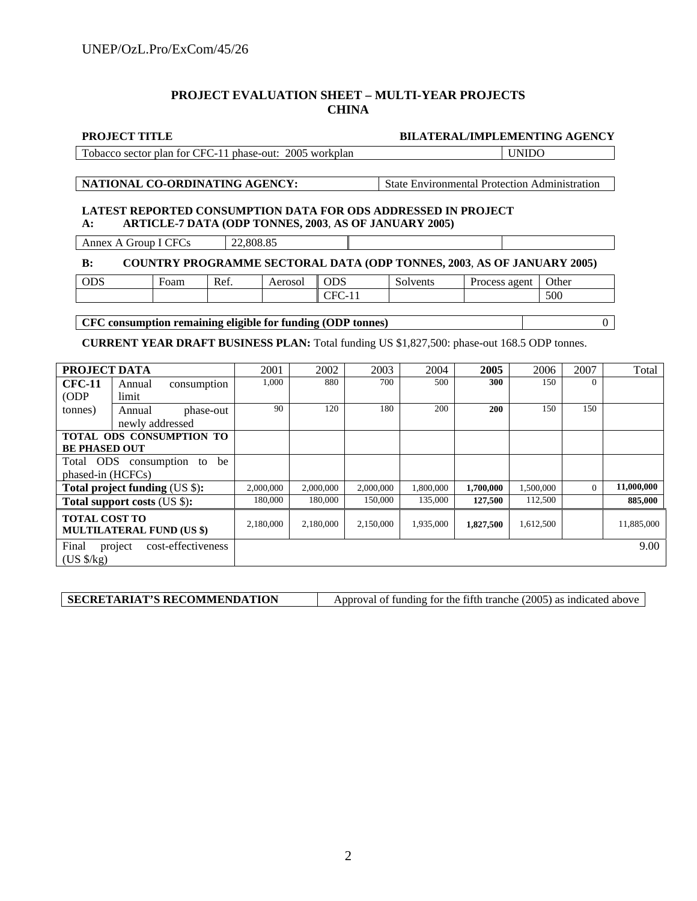## PROJECT EVALUATION SHEET – MULTI-YEAR PROJECTS
## CHINA

| PROJECT TITLE | BILATERAL/IMPLEMENTING AGENCY |
|---|---|
| Tobacco sector plan for CFC-11 phase-out: 2005 workplan | UNIDO |

| NATIONAL CO-ORDINATING AGENCY: | State Environmental Protection Administration |
|---|---|

**LATEST REPORTED CONSUMPTION DATA FOR ODS ADDRESSED IN PROJECT**
**A: ARTICLE-7 DATA (ODP TONNES, 2003, AS OF JANUARY 2005)**

| Annex A Group I CFCs | 22,808.85 | | |
|---|---|---|---|

**B: COUNTRY PROGRAMME SECTORAL DATA (ODP TONNES, 2003, AS OF JANUARY 2005)**

| ODS | Foam | Ref. | Aerosol | ODS | Solvents | Process agent | Other |
|---|---|---|---|---|---|---|---|
| | | | | CFC-11 | | | 500 |

| CFC consumption remaining eligible for funding (ODP tonnes) | 0 |
|---|---|

**CURRENT YEAR DRAFT BUSINESS PLAN:** Total funding US $1,827,500: phase-out 168.5 ODP tonnes.

| PROJECT DATA | | 2001 | 2002 | 2003 | 2004 | **2005** | 2006 | 2007 | Total |
|---|---|---|---|---|---|---|---|---|---|
| **CFC-11** (ODP tonnes) | Annual consumption limit | 1,000 | 880 | 700 | 500 | **300** | 150 | 0 | |
| | Annual phase-out newly addressed | 90 | 120 | 180 | 200 | **200** | 150 | 150 | |
| **TOTAL ODS CONSUMPTION TO BE PHASED OUT** | | | | | | | | | |
| Total ODS consumption to be phased-in (HCFCs) | | | | | | | | | |
| **Total project funding** (US $)**:** | | 2,000,000 | 2,000,000 | 2,000,000 | 1,800,000 | **1,700,000** | 1,500,000 | 0 | **11,000,000** |
| **Total support costs** (US $)**:** | | 180,000 | 180,000 | 150,000 | 135,000 | **127,500** | 112,500 | | **885,000** |
| **TOTAL COST TO MULTILATERAL FUND (US $)** | | 2,180,000 | 2,180,000 | 2,150,000 | 1,935,000 | **1,827,500** | 1,612,500 | | 11,885,000 |
| Final project cost-effectiveness (US $/kg) | | | | | | | | | 9.00 |

| SECRETARIAT'S RECOMMENDATION | Approval of funding for the fifth tranche (2005) as indicated above |
|---|---|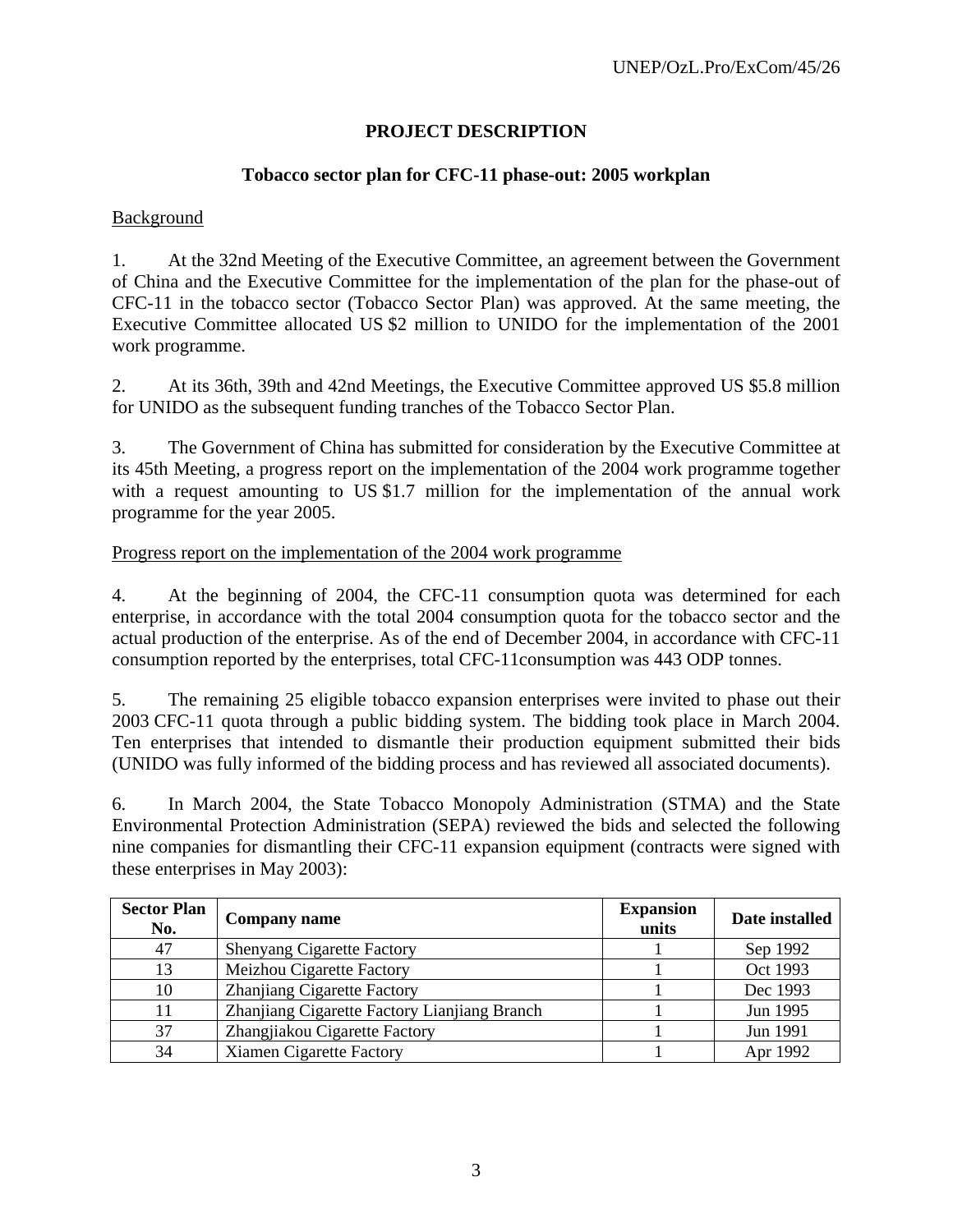## PROJECT DESCRIPTION

### Tobacco sector plan for CFC-11 phase-out: 2005 workplan

Background

1. At the 32nd Meeting of the Executive Committee, an agreement between the Government of China and the Executive Committee for the implementation of the plan for the phase-out of CFC-11 in the tobacco sector (Tobacco Sector Plan) was approved. At the same meeting, the Executive Committee allocated US $2 million to UNIDO for the implementation of the 2001 work programme.

2. At its 36th, 39th and 42nd Meetings, the Executive Committee approved US $5.8 million for UNIDO as the subsequent funding tranches of the Tobacco Sector Plan.

3. The Government of China has submitted for consideration by the Executive Committee at its 45th Meeting, a progress report on the implementation of the 2004 work programme together with a request amounting to US $1.7 million for the implementation of the annual work programme for the year 2005.

Progress report on the implementation of the 2004 work programme

4. At the beginning of 2004, the CFC-11 consumption quota was determined for each enterprise, in accordance with the total 2004 consumption quota for the tobacco sector and the actual production of the enterprise. As of the end of December 2004, in accordance with CFC-11 consumption reported by the enterprises, total CFC-11consumption was 443 ODP tonnes.

5. The remaining 25 eligible tobacco expansion enterprises were invited to phase out their 2003 CFC-11 quota through a public bidding system. The bidding took place in March 2004. Ten enterprises that intended to dismantle their production equipment submitted their bids (UNIDO was fully informed of the bidding process and has reviewed all associated documents).

6. In March 2004, the State Tobacco Monopoly Administration (STMA) and the State Environmental Protection Administration (SEPA) reviewed the bids and selected the following nine companies for dismantling their CFC-11 expansion equipment (contracts were signed with these enterprises in May 2003):

| Sector Plan No. | Company name | Expansion units | Date installed |
|---|---|---|---|
| 47 | Shenyang Cigarette Factory | 1 | Sep 1992 |
| 13 | Meizhou Cigarette Factory | 1 | Oct 1993 |
| 10 | Zhanjiang Cigarette Factory | 1 | Dec 1993 |
| 11 | Zhanjiang Cigarette Factory Lianjiang Branch | 1 | Jun 1995 |
| 37 | Zhangjiakou Cigarette Factory | 1 | Jun 1991 |
| 34 | Xiamen Cigarette Factory | 1 | Apr 1992 |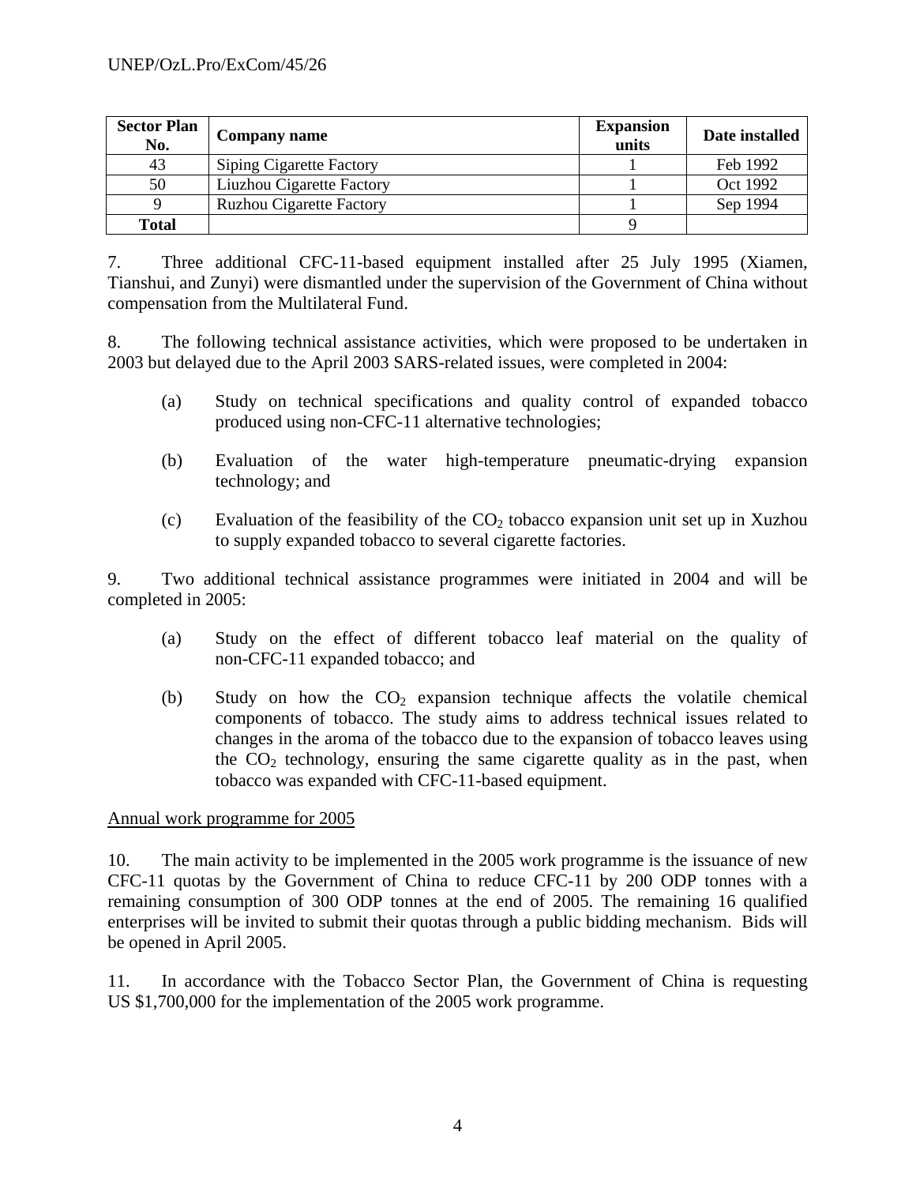| Sector Plan No. | Company name | Expansion units | Date installed |
|---|---|---|---|
| 43 | Siping Cigarette Factory | 1 | Feb 1992 |
| 50 | Liuzhou Cigarette Factory | 1 | Oct 1992 |
| 9 | Ruzhou Cigarette Factory | 1 | Sep 1994 |
| **Total** | | 9 | |

7. Three additional CFC-11-based equipment installed after 25 July 1995 (Xiamen, Tianshui, and Zunyi) were dismantled under the supervision of the Government of China without compensation from the Multilateral Fund.

8. The following technical assistance activities, which were proposed to be undertaken in 2003 but delayed due to the April 2003 SARS-related issues, were completed in 2004:

(a) Study on technical specifications and quality control of expanded tobacco produced using non-CFC-11 alternative technologies;

(b) Evaluation of the water high-temperature pneumatic-drying expansion technology; and

(c) Evaluation of the feasibility of the $CO_2$ tobacco expansion unit set up in Xuzhou to supply expanded tobacco to several cigarette factories.

9. Two additional technical assistance programmes were initiated in 2004 and will be completed in 2005:

(a) Study on the effect of different tobacco leaf material on the quality of non-CFC-11 expanded tobacco; and

(b) Study on how the $CO_2$ expansion technique affects the volatile chemical components of tobacco. The study aims to address technical issues related to changes in the aroma of the tobacco due to the expansion of tobacco leaves using the $CO_2$ technology, ensuring the same cigarette quality as in the past, when tobacco was expanded with CFC-11-based equipment.

Annual work programme for 2005

10. The main activity to be implemented in the 2005 work programme is the issuance of new CFC-11 quotas by the Government of China to reduce CFC-11 by 200 ODP tonnes with a remaining consumption of 300 ODP tonnes at the end of 2005. The remaining 16 qualified enterprises will be invited to submit their quotas through a public bidding mechanism. Bids will be opened in April 2005.

11. In accordance with the Tobacco Sector Plan, the Government of China is requesting US $1,700,000 for the implementation of the 2005 work programme.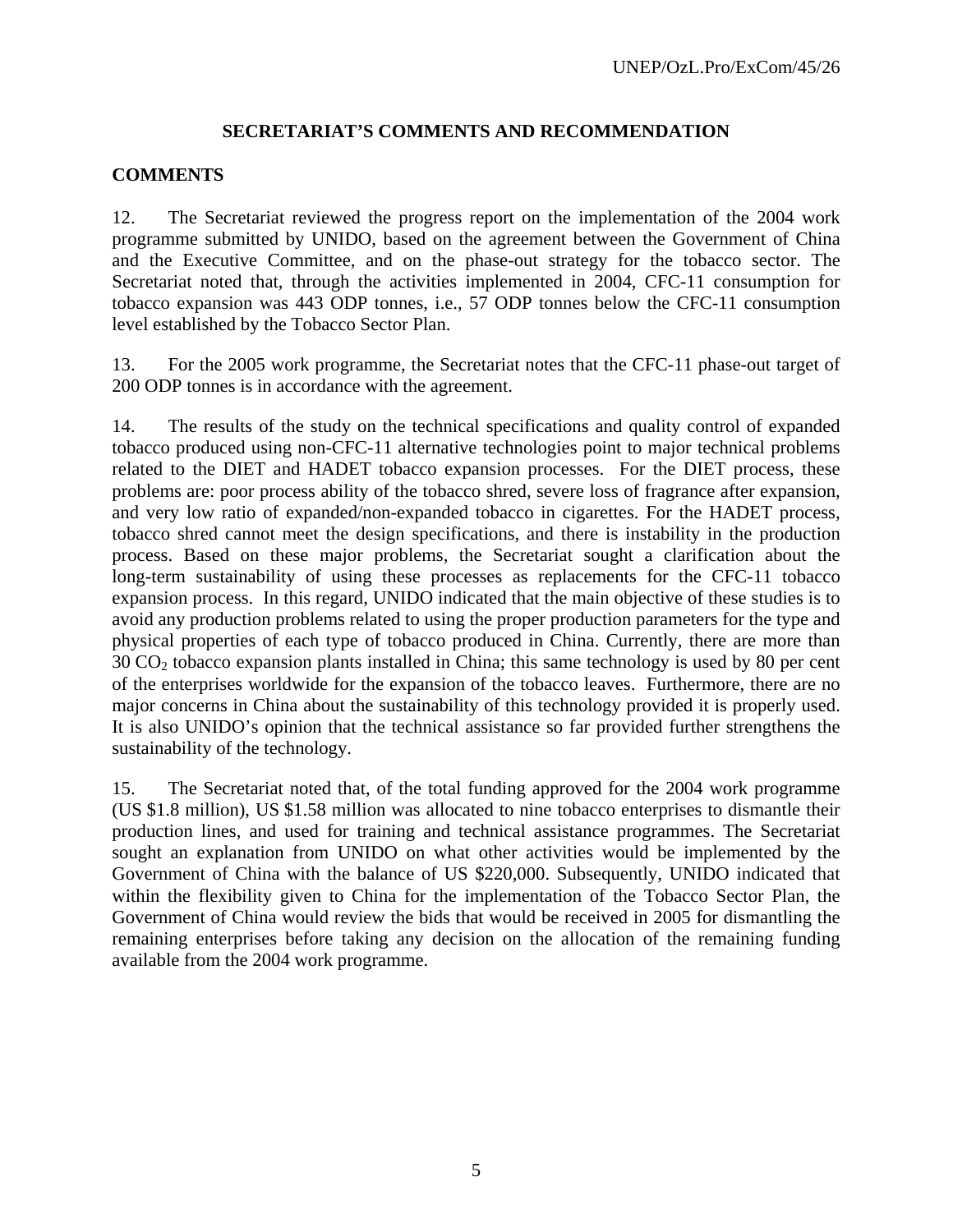## SECRETARIAT'S COMMENTS AND RECOMMENDATION

### COMMENTS

12. The Secretariat reviewed the progress report on the implementation of the 2004 work programme submitted by UNIDO, based on the agreement between the Government of China and the Executive Committee, and on the phase-out strategy for the tobacco sector. The Secretariat noted that, through the activities implemented in 2004, CFC-11 consumption for tobacco expansion was 443 ODP tonnes, i.e., 57 ODP tonnes below the CFC-11 consumption level established by the Tobacco Sector Plan.

13. For the 2005 work programme, the Secretariat notes that the CFC-11 phase-out target of 200 ODP tonnes is in accordance with the agreement.

14. The results of the study on the technical specifications and quality control of expanded tobacco produced using non-CFC-11 alternative technologies point to major technical problems related to the DIET and HADET tobacco expansion processes. For the DIET process, these problems are: poor process ability of the tobacco shred, severe loss of fragrance after expansion, and very low ratio of expanded/non-expanded tobacco in cigarettes. For the HADET process, tobacco shred cannot meet the design specifications, and there is instability in the production process. Based on these major problems, the Secretariat sought a clarification about the long-term sustainability of using these processes as replacements for the CFC-11 tobacco expansion process. In this regard, UNIDO indicated that the main objective of these studies is to avoid any production problems related to using the proper production parameters for the type and physical properties of each type of tobacco produced in China. Currently, there are more than 30 $CO_2$ tobacco expansion plants installed in China; this same technology is used by 80 per cent of the enterprises worldwide for the expansion of the tobacco leaves. Furthermore, there are no major concerns in China about the sustainability of this technology provided it is properly used. It is also UNIDO's opinion that the technical assistance so far provided further strengthens the sustainability of the technology.

15. The Secretariat noted that, of the total funding approved for the 2004 work programme (US $1.8 million), US $1.58 million was allocated to nine tobacco enterprises to dismantle their production lines, and used for training and technical assistance programmes. The Secretariat sought an explanation from UNIDO on what other activities would be implemented by the Government of China with the balance of US $220,000. Subsequently, UNIDO indicated that within the flexibility given to China for the implementation of the Tobacco Sector Plan, the Government of China would review the bids that would be received in 2005 for dismantling the remaining enterprises before taking any decision on the allocation of the remaining funding available from the 2004 work programme.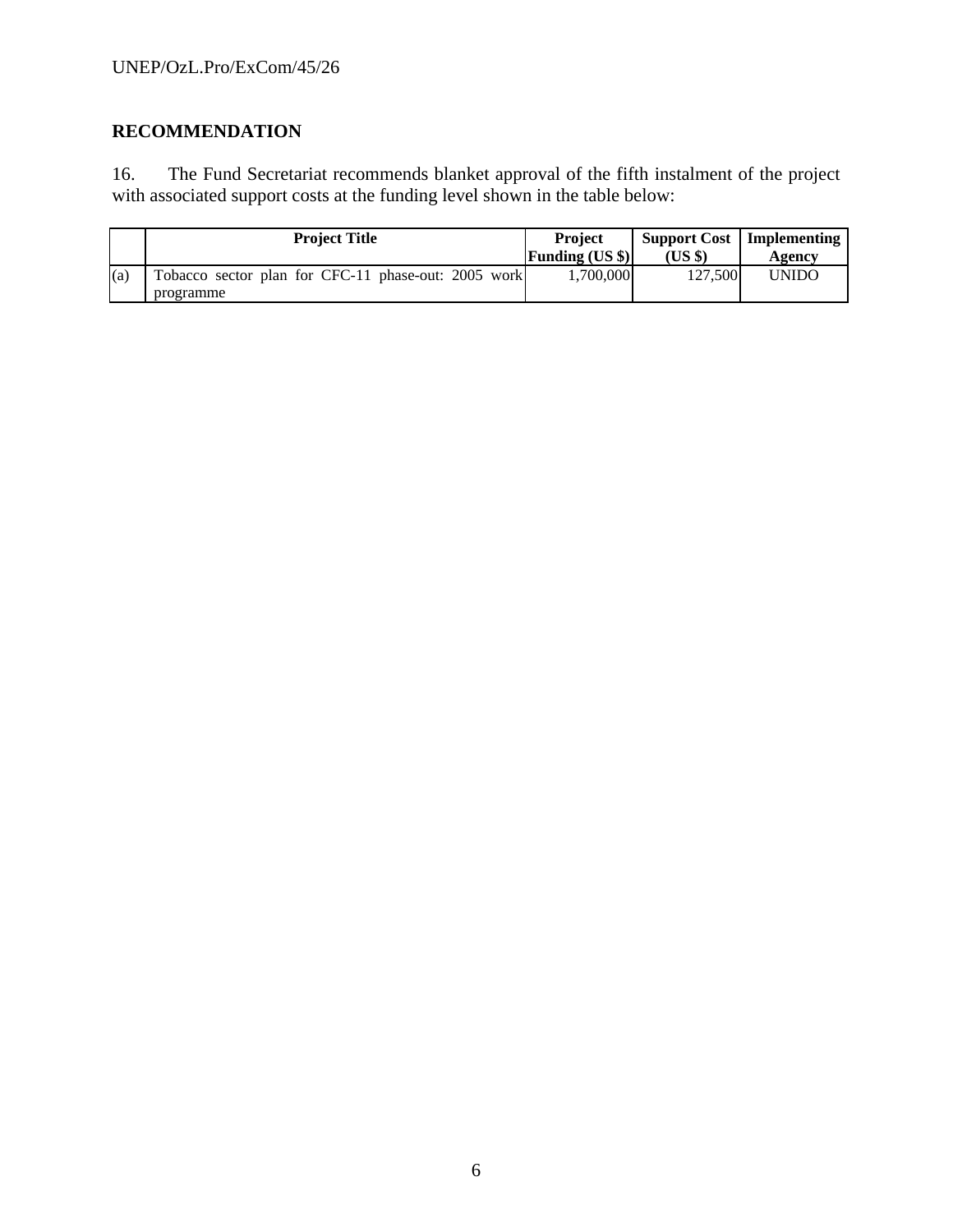## RECOMMENDATION

16. The Fund Secretariat recommends blanket approval of the fifth instalment of the project with associated support costs at the funding level shown in the table below:

| | Project Title | Project Funding (US $) | Support Cost (US $) | Implementing Agency |
|---|---|---|---|---|
| (a) | Tobacco sector plan for CFC-11 phase-out: 2005 work programme | 1,700,000 | 127,500 | UNIDO |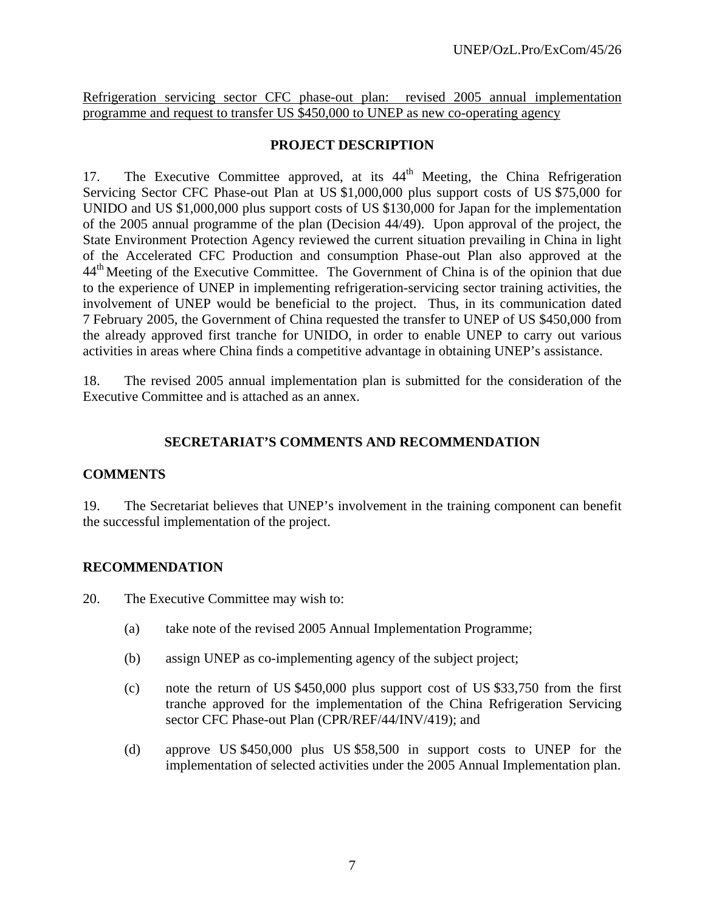Refrigeration servicing sector CFC phase-out plan: revised 2005 annual implementation programme and request to transfer US $450,000 to UNEP as new co-operating agency

**PROJECT DESCRIPTION**

17. The Executive Committee approved, at its 44th Meeting, the China Refrigeration Servicing Sector CFC Phase-out Plan at US $1,000,000 plus support costs of US $75,000 for UNIDO and US $1,000,000 plus support costs of US $130,000 for Japan for the implementation of the 2005 annual programme of the plan (Decision 44/49). Upon approval of the project, the State Environment Protection Agency reviewed the current situation prevailing in China in light of the Accelerated CFC Production and consumption Phase-out Plan also approved at the 44th Meeting of the Executive Committee. The Government of China is of the opinion that due to the experience of UNEP in implementing refrigeration-servicing sector training activities, the involvement of UNEP would be beneficial to the project. Thus, in its communication dated 7 February 2005, the Government of China requested the transfer to UNEP of US $450,000 from the already approved first tranche for UNIDO, in order to enable UNEP to carry out various activities in areas where China finds a competitive advantage in obtaining UNEP's assistance.

18. The revised 2005 annual implementation plan is submitted for the consideration of the Executive Committee and is attached as an annex.

**SECRETARIAT'S COMMENTS AND RECOMMENDATION**

**COMMENTS**

19. The Secretariat believes that UNEP's involvement in the training component can benefit the successful implementation of the project.

**RECOMMENDATION**

20. The Executive Committee may wish to:

(a) take note of the revised 2005 Annual Implementation Programme;

(b) assign UNEP as co-implementing agency of the subject project;

(c) note the return of US $450,000 plus support cost of US $33,750 from the first tranche approved for the implementation of the China Refrigeration Servicing sector CFC Phase-out Plan (CPR/REF/44/INV/419); and

(d) approve US $450,000 plus US $58,500 in support costs to UNEP for the implementation of selected activities under the 2005 Annual Implementation plan.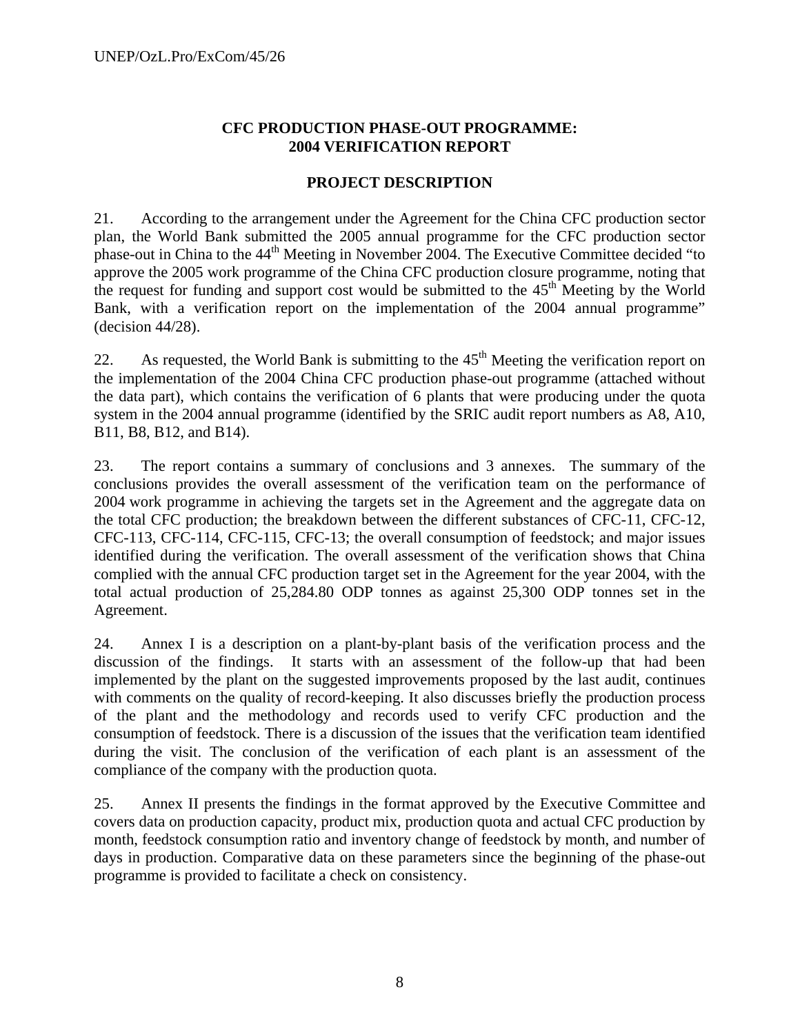## CFC PRODUCTION PHASE-OUT PROGRAMME: 2004 VERIFICATION REPORT

### PROJECT DESCRIPTION

21. According to the arrangement under the Agreement for the China CFC production sector plan, the World Bank submitted the 2005 annual programme for the CFC production sector phase-out in China to the 44th Meeting in November 2004. The Executive Committee decided "to approve the 2005 work programme of the China CFC production closure programme, noting that the request for funding and support cost would be submitted to the 45th Meeting by the World Bank, with a verification report on the implementation of the 2004 annual programme" (decision 44/28).

22. As requested, the World Bank is submitting to the 45th Meeting the verification report on the implementation of the 2004 China CFC production phase-out programme (attached without the data part), which contains the verification of 6 plants that were producing under the quota system in the 2004 annual programme (identified by the SRIC audit report numbers as A8, A10, B11, B8, B12, and B14).

23. The report contains a summary of conclusions and 3 annexes. The summary of the conclusions provides the overall assessment of the verification team on the performance of 2004 work programme in achieving the targets set in the Agreement and the aggregate data on the total CFC production; the breakdown between the different substances of CFC-11, CFC-12, CFC-113, CFC-114, CFC-115, CFC-13; the overall consumption of feedstock; and major issues identified during the verification. The overall assessment of the verification shows that China complied with the annual CFC production target set in the Agreement for the year 2004, with the total actual production of 25,284.80 ODP tonnes as against 25,300 ODP tonnes set in the Agreement.

24. Annex I is a description on a plant-by-plant basis of the verification process and the discussion of the findings. It starts with an assessment of the follow-up that had been implemented by the plant on the suggested improvements proposed by the last audit, continues with comments on the quality of record-keeping. It also discusses briefly the production process of the plant and the methodology and records used to verify CFC production and the consumption of feedstock. There is a discussion of the issues that the verification team identified during the visit. The conclusion of the verification of each plant is an assessment of the compliance of the company with the production quota.

25. Annex II presents the findings in the format approved by the Executive Committee and covers data on production capacity, product mix, production quota and actual CFC production by month, feedstock consumption ratio and inventory change of feedstock by month, and number of days in production. Comparative data on these parameters since the beginning of the phase-out programme is provided to facilitate a check on consistency.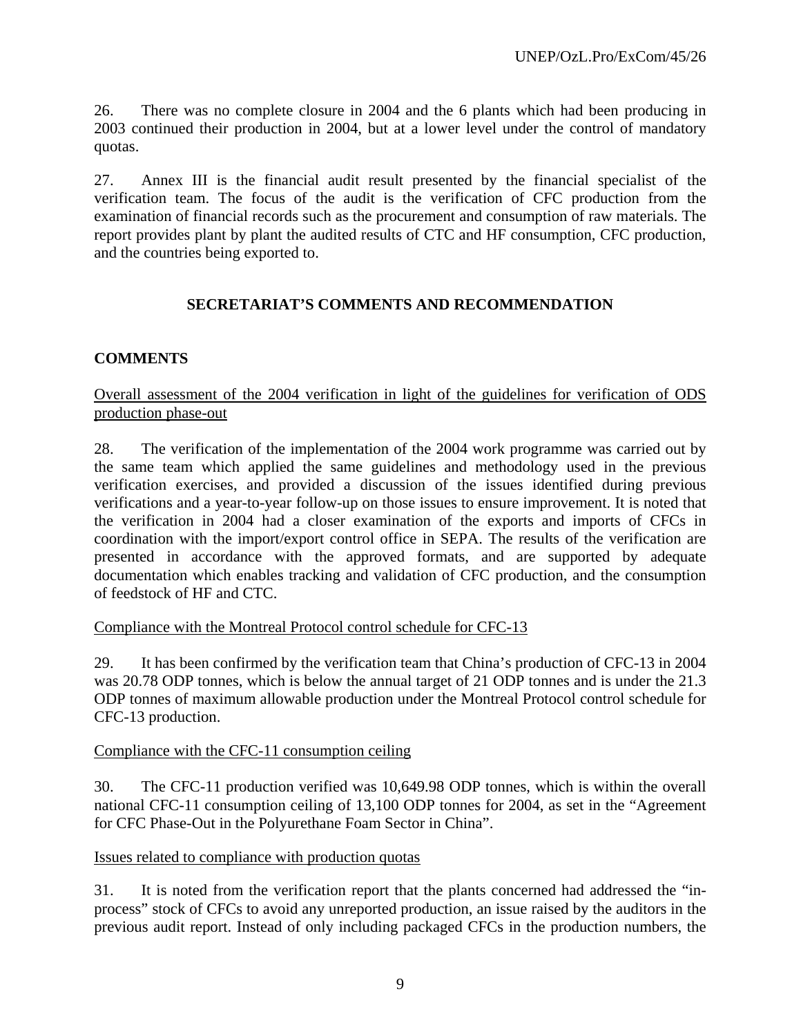26. There was no complete closure in 2004 and the 6 plants which had been producing in 2003 continued their production in 2004, but at a lower level under the control of mandatory quotas.

27. Annex III is the financial audit result presented by the financial specialist of the verification team. The focus of the audit is the verification of CFC production from the examination of financial records such as the procurement and consumption of raw materials. The report provides plant by plant the audited results of CTC and HF consumption, CFC production, and the countries being exported to.

## SECRETARIAT'S COMMENTS AND RECOMMENDATION

### COMMENTS

Overall assessment of the 2004 verification in light of the guidelines for verification of ODS production phase-out

28. The verification of the implementation of the 2004 work programme was carried out by the same team which applied the same guidelines and methodology used in the previous verification exercises, and provided a discussion of the issues identified during previous verifications and a year-to-year follow-up on those issues to ensure improvement. It is noted that the verification in 2004 had a closer examination of the exports and imports of CFCs in coordination with the import/export control office in SEPA. The results of the verification are presented in accordance with the approved formats, and are supported by adequate documentation which enables tracking and validation of CFC production, and the consumption of feedstock of HF and CTC.

Compliance with the Montreal Protocol control schedule for CFC-13

29. It has been confirmed by the verification team that China's production of CFC-13 in 2004 was 20.78 ODP tonnes, which is below the annual target of 21 ODP tonnes and is under the 21.3 ODP tonnes of maximum allowable production under the Montreal Protocol control schedule for CFC-13 production.

Compliance with the CFC-11 consumption ceiling

30. The CFC-11 production verified was 10,649.98 ODP tonnes, which is within the overall national CFC-11 consumption ceiling of 13,100 ODP tonnes for 2004, as set in the "Agreement for CFC Phase-Out in the Polyurethane Foam Sector in China".

Issues related to compliance with production quotas

31. It is noted from the verification report that the plants concerned had addressed the "in-process" stock of CFCs to avoid any unreported production, an issue raised by the auditors in the previous audit report. Instead of only including packaged CFCs in the production numbers, the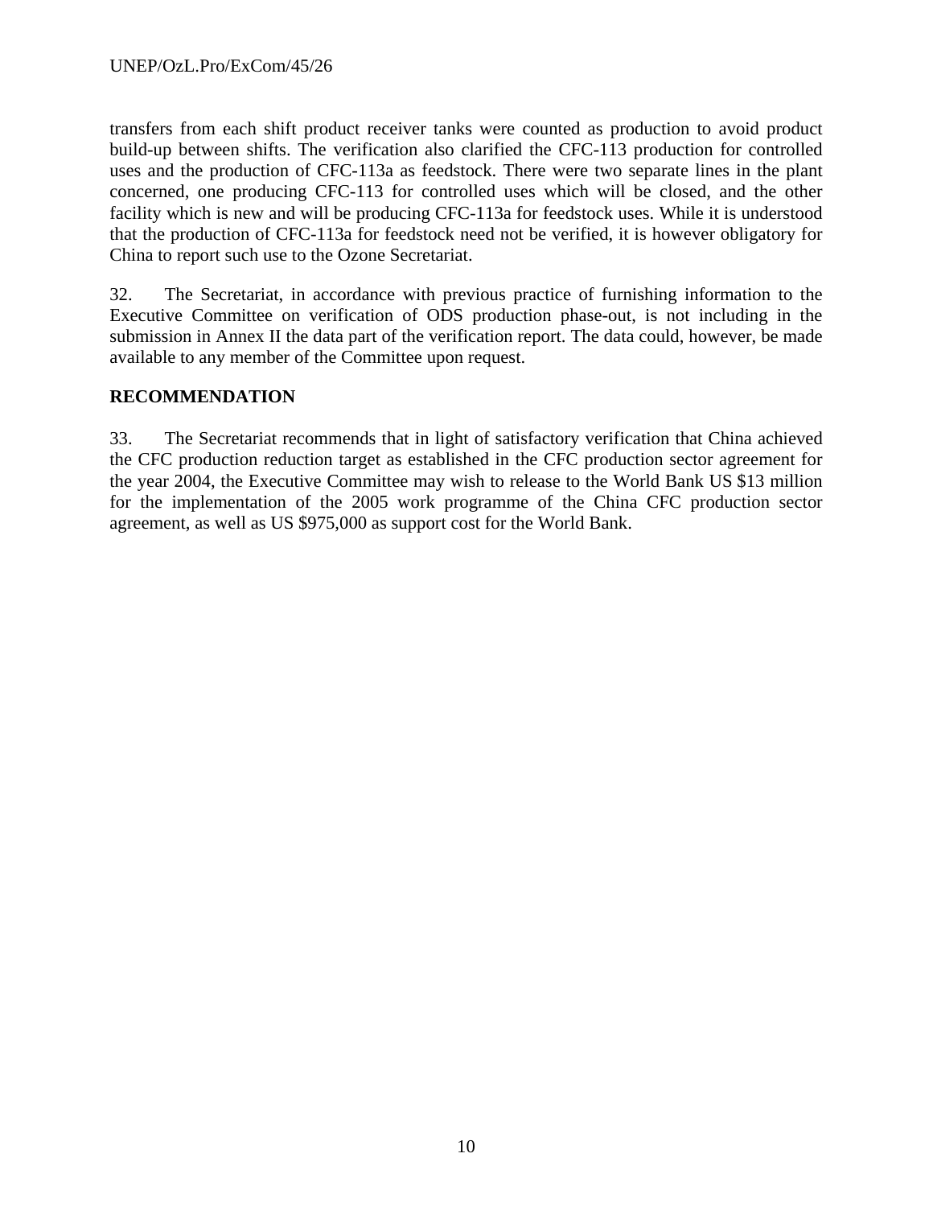transfers from each shift product receiver tanks were counted as production to avoid product build-up between shifts. The verification also clarified the CFC-113 production for controlled uses and the production of CFC-113a as feedstock. There were two separate lines in the plant concerned, one producing CFC-113 for controlled uses which will be closed, and the other facility which is new and will be producing CFC-113a for feedstock uses. While it is understood that the production of CFC-113a for feedstock need not be verified, it is however obligatory for China to report such use to the Ozone Secretariat.

32. The Secretariat, in accordance with previous practice of furnishing information to the Executive Committee on verification of ODS production phase-out, is not including in the submission in Annex II the data part of the verification report. The data could, however, be made available to any member of the Committee upon request.

**RECOMMENDATION**

33. The Secretariat recommends that in light of satisfactory verification that China achieved the CFC production reduction target as established in the CFC production sector agreement for the year 2004, the Executive Committee may wish to release to the World Bank US $13 million for the implementation of the 2005 work programme of the China CFC production sector agreement, as well as US $975,000 as support cost for the World Bank.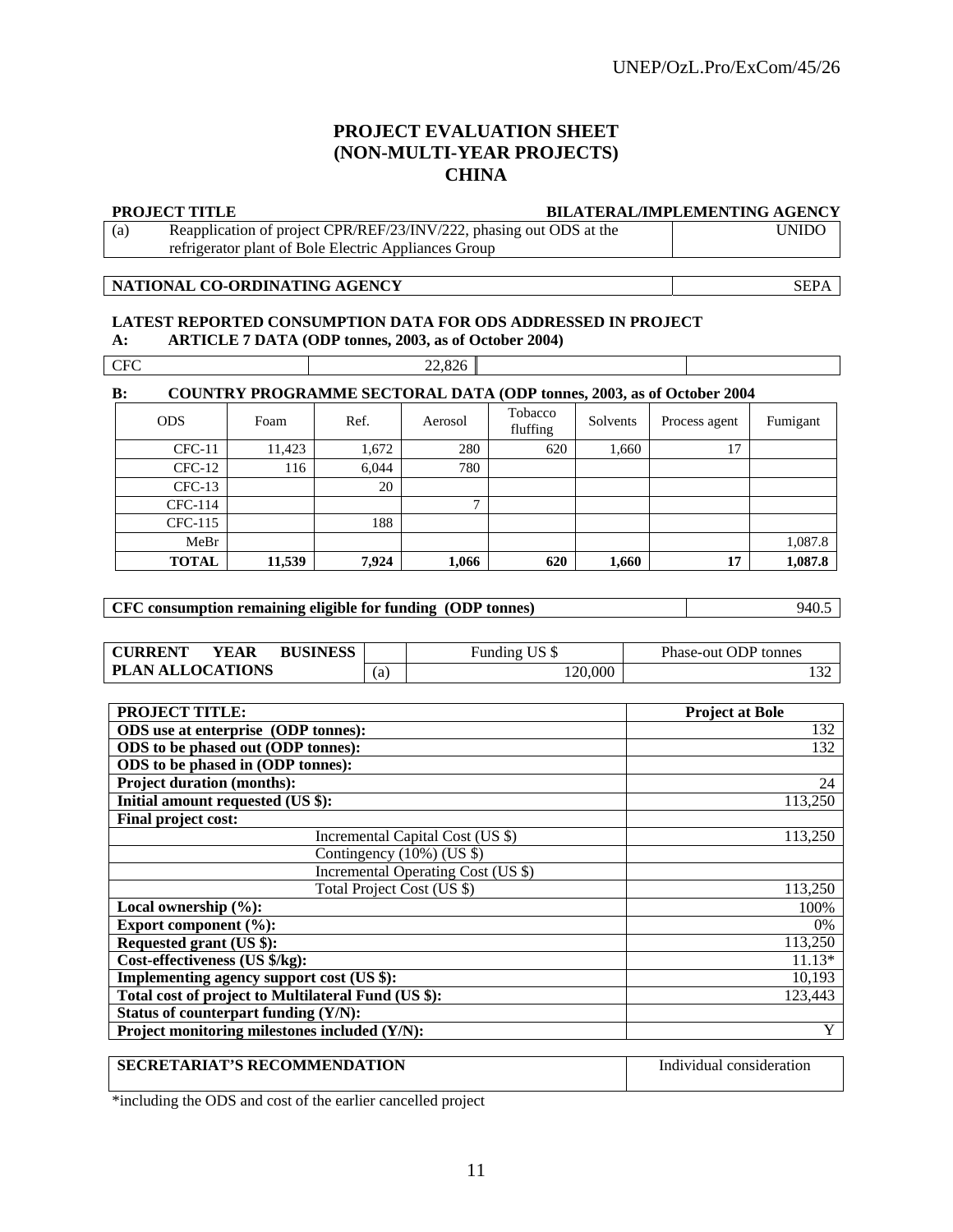## PROJECT EVALUATION SHEET (NON-MULTI-YEAR PROJECTS) CHINA

| PROJECT TITLE | | BILATERAL/IMPLEMENTING AGENCY |
|---|---|---|
| (a) | Reapplication of project CPR/REF/23/INV/222, phasing out ODS at the refrigerator plant of Bole Electric Appliances Group | UNIDO |

| NATIONAL CO-ORDINATING AGENCY | SEPA |
|---|---|

**LATEST REPORTED CONSUMPTION DATA FOR ODS ADDRESSED IN PROJECT**

**A: ARTICLE 7 DATA (ODP tonnes, 2003, as of October 2004)**

| CFC | 22,826 | | |
|---|---|---|---|

**B: COUNTRY PROGRAMME SECTORAL DATA (ODP tonnes, 2003, as of October 2004**

| ODS | Foam | Ref. | Aerosol | Tobacco fluffing | Solvents | Process agent | Fumigant |
|---|---|---|---|---|---|---|---|
| CFC-11 | 11,423 | 1,672 | 280 | 620 | 1,660 | 17 | |
| CFC-12 | 116 | 6,044 | 780 | | | | |
| CFC-13 | | 20 | | | | | |
| CFC-114 | | | 7 | | | | |
| CFC-115 | | 188 | | | | | |
| MeBr | | | | | | | 1,087.8 |
| **TOTAL** | **11,539** | **7,924** | **1,066** | **620** | **1,660** | **17** | **1,087.8** |

| CFC consumption remaining eligible for funding (ODP tonnes) | 940.5 |
|---|---|

| CURRENT YEAR BUSINESS PLAN ALLOCATIONS | | Funding US $ | Phase-out ODP tonnes |
|---|---|---|---|
| | (a) | 120,000 | 132 |

| PROJECT TITLE: | Project at Bole |
|---|---|
| ODS use at enterprise (ODP tonnes): | 132 |
| ODS to be phased out (ODP tonnes): | 132 |
| ODS to be phased in (ODP tonnes): | |
| Project duration (months): | 24 |
| Initial amount requested (US $): | 113,250 |
| Final project cost: | |
| Incremental Capital Cost (US $) | 113,250 |
| Contingency (10%) (US $) | |
| Incremental Operating Cost (US $) | |
| Total Project Cost (US $) | 113,250 |
| Local ownership (%): | 100% |
| Export component (%): | 0% |
| Requested grant (US $): | 113,250 |
| Cost-effectiveness (US $/kg): | 11.13* |
| Implementing agency support cost (US $): | 10,193 |
| Total cost of project to Multilateral Fund (US $): | 123,443 |
| Status of counterpart funding (Y/N): | |
| Project monitoring milestones included (Y/N): | Y |

| SECRETARIAT'S RECOMMENDATION | Individual consideration |
|---|---|

*including the ODS and cost of the earlier cancelled project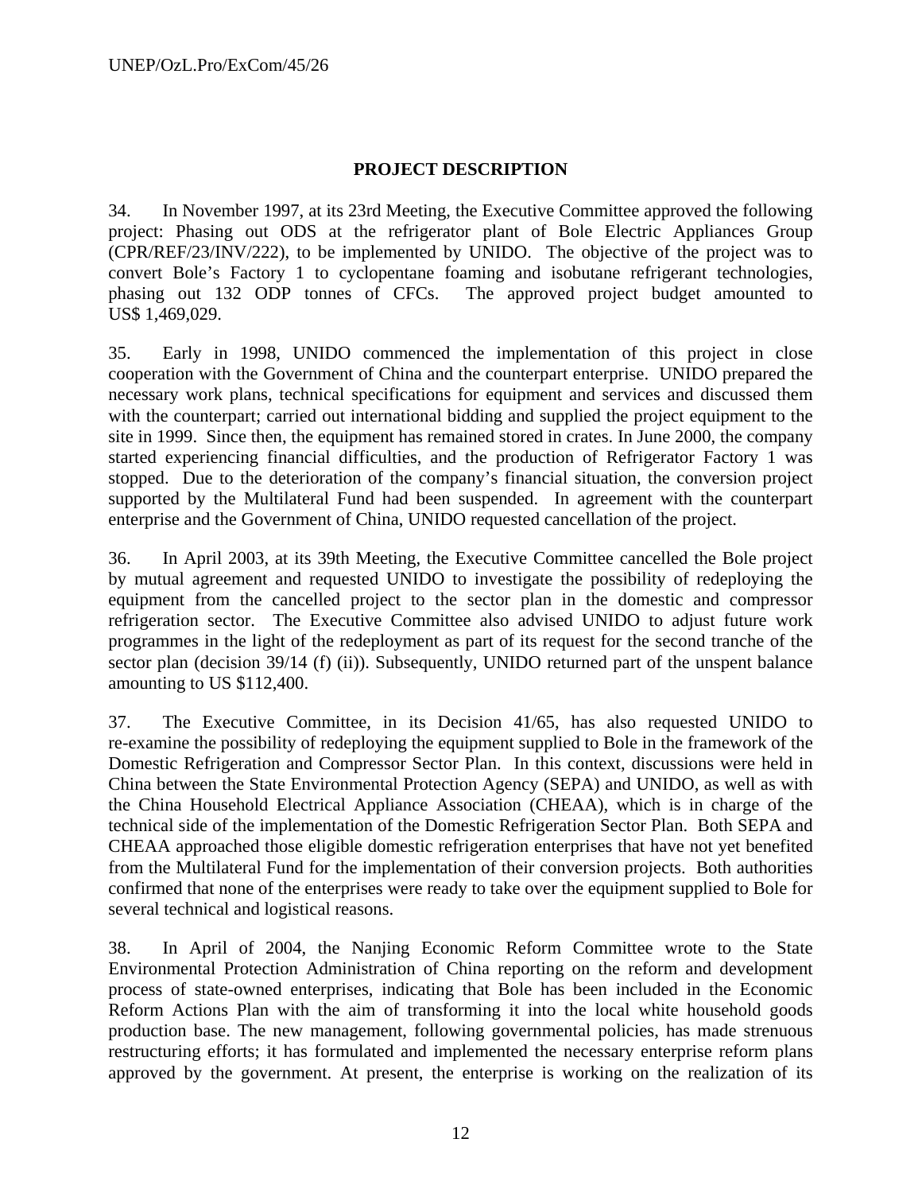## PROJECT DESCRIPTION

34. In November 1997, at its 23rd Meeting, the Executive Committee approved the following project: Phasing out ODS at the refrigerator plant of Bole Electric Appliances Group (CPR/REF/23/INV/222), to be implemented by UNIDO. The objective of the project was to convert Bole's Factory 1 to cyclopentane foaming and isobutane refrigerant technologies, phasing out 132 ODP tonnes of CFCs. The approved project budget amounted to US$ 1,469,029.

35. Early in 1998, UNIDO commenced the implementation of this project in close cooperation with the Government of China and the counterpart enterprise. UNIDO prepared the necessary work plans, technical specifications for equipment and services and discussed them with the counterpart; carried out international bidding and supplied the project equipment to the site in 1999. Since then, the equipment has remained stored in crates. In June 2000, the company started experiencing financial difficulties, and the production of Refrigerator Factory 1 was stopped. Due to the deterioration of the company's financial situation, the conversion project supported by the Multilateral Fund had been suspended. In agreement with the counterpart enterprise and the Government of China, UNIDO requested cancellation of the project.

36. In April 2003, at its 39th Meeting, the Executive Committee cancelled the Bole project by mutual agreement and requested UNIDO to investigate the possibility of redeploying the equipment from the cancelled project to the sector plan in the domestic and compressor refrigeration sector. The Executive Committee also advised UNIDO to adjust future work programmes in the light of the redeployment as part of its request for the second tranche of the sector plan (decision 39/14 (f) (ii)). Subsequently, UNIDO returned part of the unspent balance amounting to US $112,400.

37. The Executive Committee, in its Decision 41/65, has also requested UNIDO to re-examine the possibility of redeploying the equipment supplied to Bole in the framework of the Domestic Refrigeration and Compressor Sector Plan. In this context, discussions were held in China between the State Environmental Protection Agency (SEPA) and UNIDO, as well as with the China Household Electrical Appliance Association (CHEAA), which is in charge of the technical side of the implementation of the Domestic Refrigeration Sector Plan. Both SEPA and CHEAA approached those eligible domestic refrigeration enterprises that have not yet benefited from the Multilateral Fund for the implementation of their conversion projects. Both authorities confirmed that none of the enterprises were ready to take over the equipment supplied to Bole for several technical and logistical reasons.

38. In April of 2004, the Nanjing Economic Reform Committee wrote to the State Environmental Protection Administration of China reporting on the reform and development process of state-owned enterprises, indicating that Bole has been included in the Economic Reform Actions Plan with the aim of transforming it into the local white household goods production base. The new management, following governmental policies, has made strenuous restructuring efforts; it has formulated and implemented the necessary enterprise reform plans approved by the government. At present, the enterprise is working on the realization of its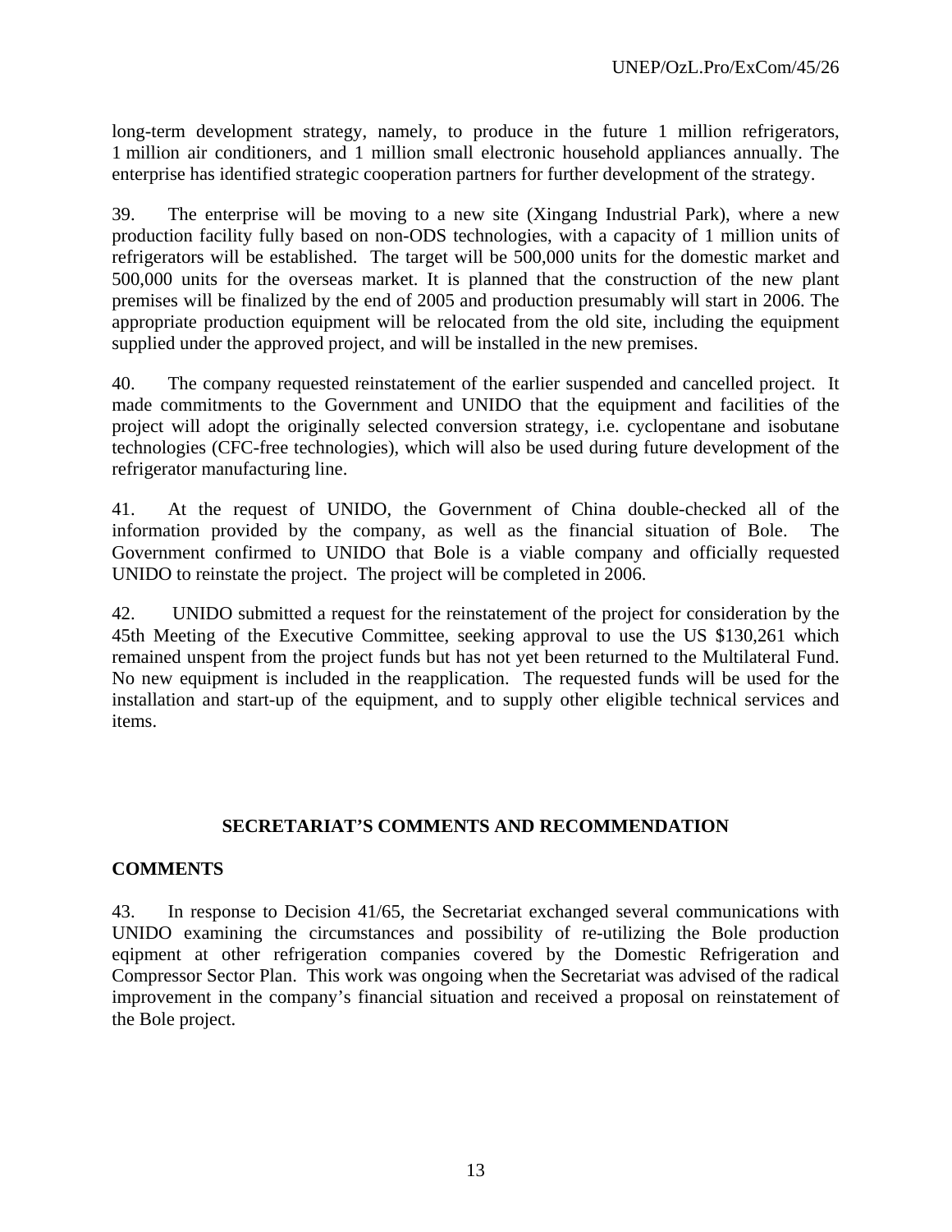long-term development strategy, namely, to produce in the future 1 million refrigerators, 1 million air conditioners, and 1 million small electronic household appliances annually. The enterprise has identified strategic cooperation partners for further development of the strategy.

39. The enterprise will be moving to a new site (Xingang Industrial Park), where a new production facility fully based on non-ODS technologies, with a capacity of 1 million units of refrigerators will be established. The target will be 500,000 units for the domestic market and 500,000 units for the overseas market. It is planned that the construction of the new plant premises will be finalized by the end of 2005 and production presumably will start in 2006. The appropriate production equipment will be relocated from the old site, including the equipment supplied under the approved project, and will be installed in the new premises.

40. The company requested reinstatement of the earlier suspended and cancelled project. It made commitments to the Government and UNIDO that the equipment and facilities of the project will adopt the originally selected conversion strategy, i.e. cyclopentane and isobutane technologies (CFC-free technologies), which will also be used during future development of the refrigerator manufacturing line.

41. At the request of UNIDO, the Government of China double-checked all of the information provided by the company, as well as the financial situation of Bole. The Government confirmed to UNIDO that Bole is a viable company and officially requested UNIDO to reinstate the project. The project will be completed in 2006.

42. UNIDO submitted a request for the reinstatement of the project for consideration by the 45th Meeting of the Executive Committee, seeking approval to use the US $130,261 which remained unspent from the project funds but has not yet been returned to the Multilateral Fund. No new equipment is included in the reapplication. The requested funds will be used for the installation and start-up of the equipment, and to supply other eligible technical services and items.

## SECRETARIAT'S COMMENTS AND RECOMMENDATION

### COMMENTS

43. In response to Decision 41/65, the Secretariat exchanged several communications with UNIDO examining the circumstances and possibility of re-utilizing the Bole production eqipment at other refrigeration companies covered by the Domestic Refrigeration and Compressor Sector Plan. This work was ongoing when the Secretariat was advised of the radical improvement in the company's financial situation and received a proposal on reinstatement of the Bole project.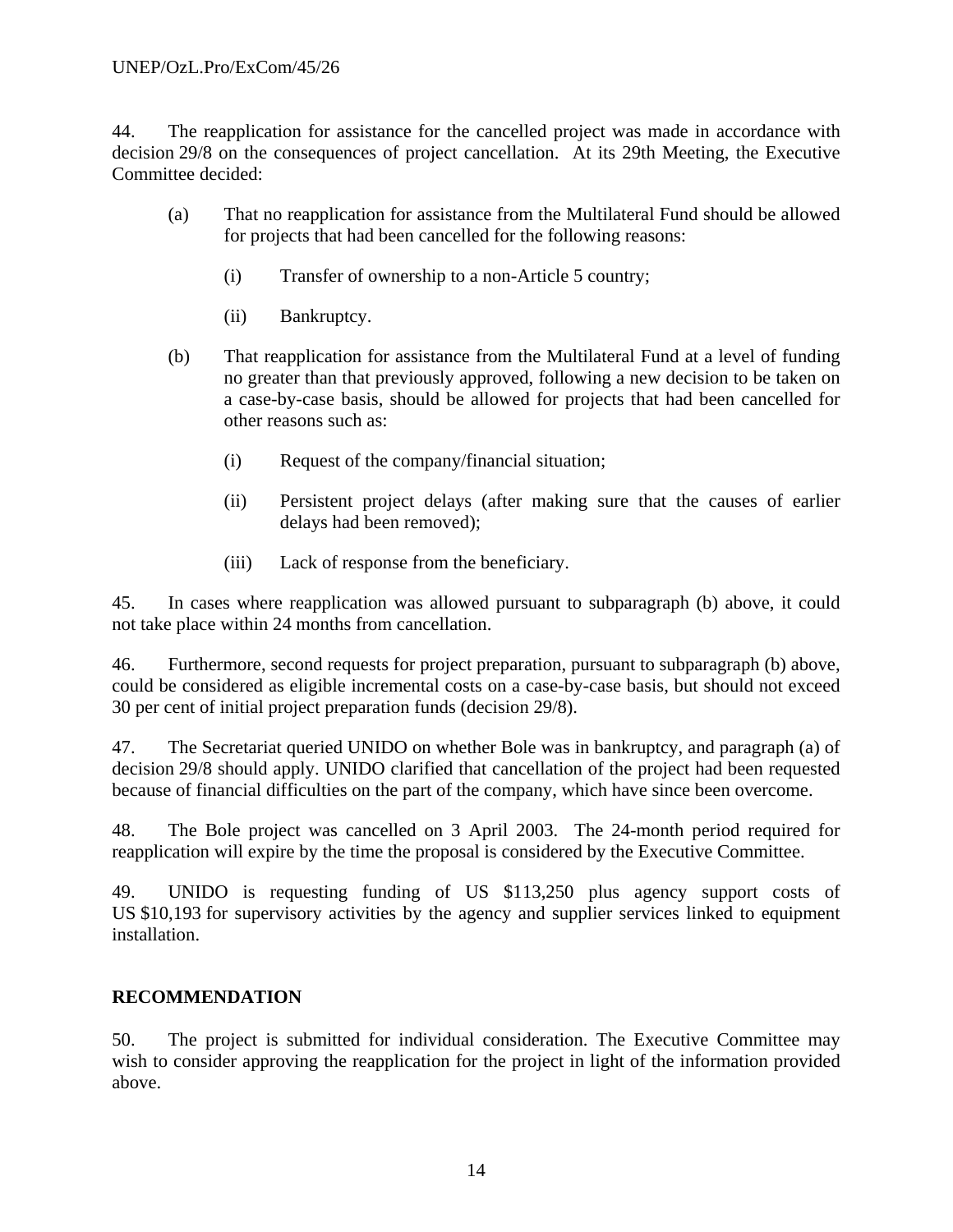44. The reapplication for assistance for the cancelled project was made in accordance with decision 29/8 on the consequences of project cancellation. At its 29th Meeting, the Executive Committee decided:

(a) That no reapplication for assistance from the Multilateral Fund should be allowed for projects that had been cancelled for the following reasons:

(i) Transfer of ownership to a non-Article 5 country;

(ii) Bankruptcy.

(b) That reapplication for assistance from the Multilateral Fund at a level of funding no greater than that previously approved, following a new decision to be taken on a case-by-case basis, should be allowed for projects that had been cancelled for other reasons such as:

(i) Request of the company/financial situation;

(ii) Persistent project delays (after making sure that the causes of earlier delays had been removed);

(iii) Lack of response from the beneficiary.

45. In cases where reapplication was allowed pursuant to subparagraph (b) above, it could not take place within 24 months from cancellation.

46. Furthermore, second requests for project preparation, pursuant to subparagraph (b) above, could be considered as eligible incremental costs on a case-by-case basis, but should not exceed 30 per cent of initial project preparation funds (decision 29/8).

47. The Secretariat queried UNIDO on whether Bole was in bankruptcy, and paragraph (a) of decision 29/8 should apply. UNIDO clarified that cancellation of the project had been requested because of financial difficulties on the part of the company, which have since been overcome.

48. The Bole project was cancelled on 3 April 2003. The 24-month period required for reapplication will expire by the time the proposal is considered by the Executive Committee.

49. UNIDO is requesting funding of US $113,250 plus agency support costs of US $10,193 for supervisory activities by the agency and supplier services linked to equipment installation.

**RECOMMENDATION**

50. The project is submitted for individual consideration. The Executive Committee may wish to consider approving the reapplication for the project in light of the information provided above.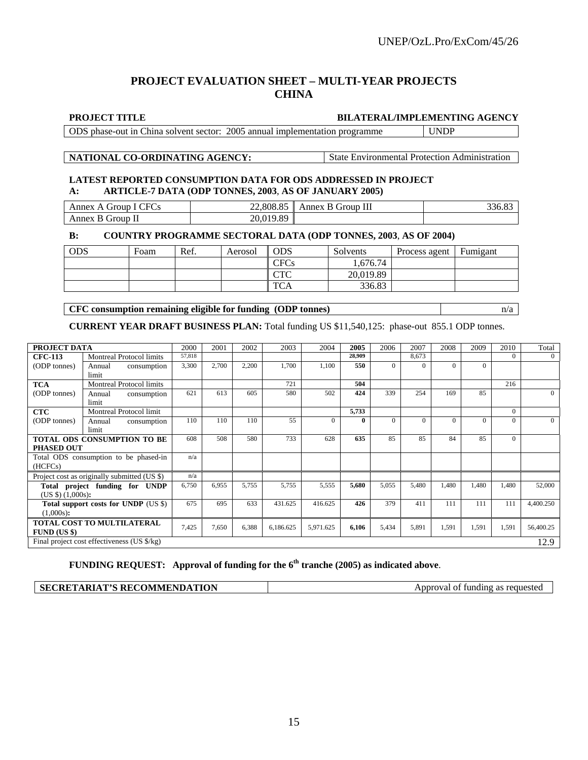# PROJECT EVALUATION SHEET – MULTI-YEAR PROJECTS
# CHINA

| PROJECT TITLE | BILATERAL/IMPLEMENTING AGENCY |
|---|---|
| ODS phase-out in China solvent sector: 2005 annual implementation programme | UNDP |

| NATIONAL CO-ORDINATING AGENCY: | State Environmental Protection Administration |
|---|---|

**LATEST REPORTED CONSUMPTION DATA FOR ODS ADDRESSED IN PROJECT**

**A: ARTICLE-7 DATA (ODP TONNES, 2003, AS OF JANUARY 2005)**

| | | | |
|---|---|---|---|
| Annex A Group I CFCs | 22,808.85 | Annex B Group III | 336.83 |
| Annex B Group II | 20,019.89 | | |

**B: COUNTRY PROGRAMME SECTORAL DATA (ODP TONNES, 2003, AS OF 2004)**

| ODS | Foam | Ref. | Aerosol | ODS | Solvents | Process agent | Fumigant |
|---|---|---|---|---|---|---|---|
| | | | | CFCs | 1,676.74 | | |
| | | | | CTC | 20,019.89 | | |
| | | | | TCA | 336.83 | | |

| CFC consumption remaining eligible for funding (ODP tonnes) | n/a |
|---|---|

**CURRENT YEAR DRAFT BUSINESS PLAN:** Total funding US $11,540,125: phase-out 855.1 ODP tonnes.

| PROJECT DATA | | 2000 | 2001 | 2002 | 2003 | 2004 | **2005** | 2006 | 2007 | 2008 | 2009 | 2010 | Total |
|---|---|---|---|---|---|---|---|---|---|---|---|---|---|
| **CFC-113** (ODP tonnes) | Montreal Protocol limits | 57,818 | | | | | **28,909** | | 8,673 | | | 0 | 0 |
| | Annual consumption limit | 3,300 | 2,700 | 2,200 | 1,700 | 1,100 | **550** | 0 | 0 | 0 | 0 | | |
| **TCA** (ODP tonnes) | Montreal Protocol limits | | | | 721 | | **504** | | | | | 216 | |
| | Annual consumption limit | 621 | 613 | 605 | 580 | 502 | **424** | 339 | 254 | 169 | 85 | | 0 |
| **CTC** (ODP tonnes) | Montreal Protocol limit | | | | | | **5,733** | | | | | 0 | |
| | Annual consumption limit | 110 | 110 | 110 | 55 | 0 | **0** | 0 | 0 | 0 | 0 | 0 | 0 |
| **TOTAL ODS CONSUMPTION TO BE PHASED OUT** | | 608 | 508 | 580 | 733 | 628 | **635** | 85 | 85 | 84 | 85 | 0 | |
| Total ODS consumption to be phased-in (HCFCs) | | n/a | | | | | | | | | | | |
| Project cost as originally submitted (US $) | | n/a | | | | | | | | | | | |
| **Total project funding for UNDP** (US $) (1,000s)**:** | | 6,750 | 6,955 | 5,755 | 5,755 | 5,555 | **5,680** | 5,055 | 5,480 | 1,480 | 1,480 | 1,480 | 52,000 |
| **Total support costs for UNDP** (US $) (1,000s)**:** | | 675 | 695 | 633 | 431.625 | 416.625 | **426** | 379 | 411 | 111 | 111 | 111 | 4,400.250 |
| **TOTAL COST TO MULTILATERAL FUND (US $)** | | 7,425 | 7,650 | 6,388 | 6,186.625 | 5,971.625 | **6,106** | 5,434 | 5,891 | 1,591 | 1,591 | 1,591 | 56,400.25 |
| Final project cost effectiveness (US $/kg) | | | | | | | | | | | | | 12.9 |

**FUNDING REQUEST: Approval of funding for the 6th tranche (2005) as indicated above**.

| SECRETARIAT'S RECOMMENDATION | Approval of funding as requested |
|---|---|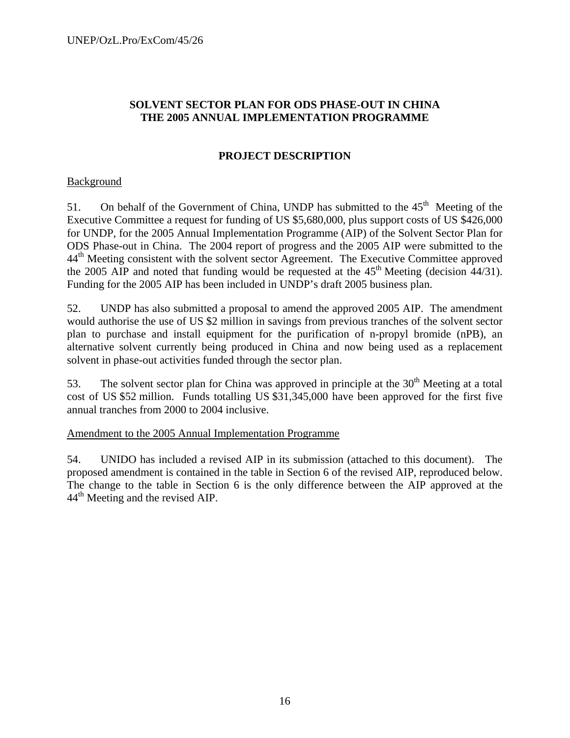**SOLVENT SECTOR PLAN FOR ODS PHASE-OUT IN CHINA**
**THE 2005 ANNUAL IMPLEMENTATION PROGRAMME**

**PROJECT DESCRIPTION**

Background

51. On behalf of the Government of China, UNDP has submitted to the 45th Meeting of the Executive Committee a request for funding of US $5,680,000, plus support costs of US $426,000 for UNDP, for the 2005 Annual Implementation Programme (AIP) of the Solvent Sector Plan for ODS Phase-out in China. The 2004 report of progress and the 2005 AIP were submitted to the 44th Meeting consistent with the solvent sector Agreement. The Executive Committee approved the 2005 AIP and noted that funding would be requested at the 45th Meeting (decision 44/31). Funding for the 2005 AIP has been included in UNDP's draft 2005 business plan.

52. UNDP has also submitted a proposal to amend the approved 2005 AIP. The amendment would authorise the use of US $2 million in savings from previous tranches of the solvent sector plan to purchase and install equipment for the purification of n-propyl bromide (nPB), an alternative solvent currently being produced in China and now being used as a replacement solvent in phase-out activities funded through the sector plan.

53. The solvent sector plan for China was approved in principle at the 30th Meeting at a total cost of US $52 million. Funds totalling US $31,345,000 have been approved for the first five annual tranches from 2000 to 2004 inclusive.

Amendment to the 2005 Annual Implementation Programme

54. UNIDO has included a revised AIP in its submission (attached to this document). The proposed amendment is contained in the table in Section 6 of the revised AIP, reproduced below. The change to the table in Section 6 is the only difference between the AIP approved at the 44th Meeting and the revised AIP.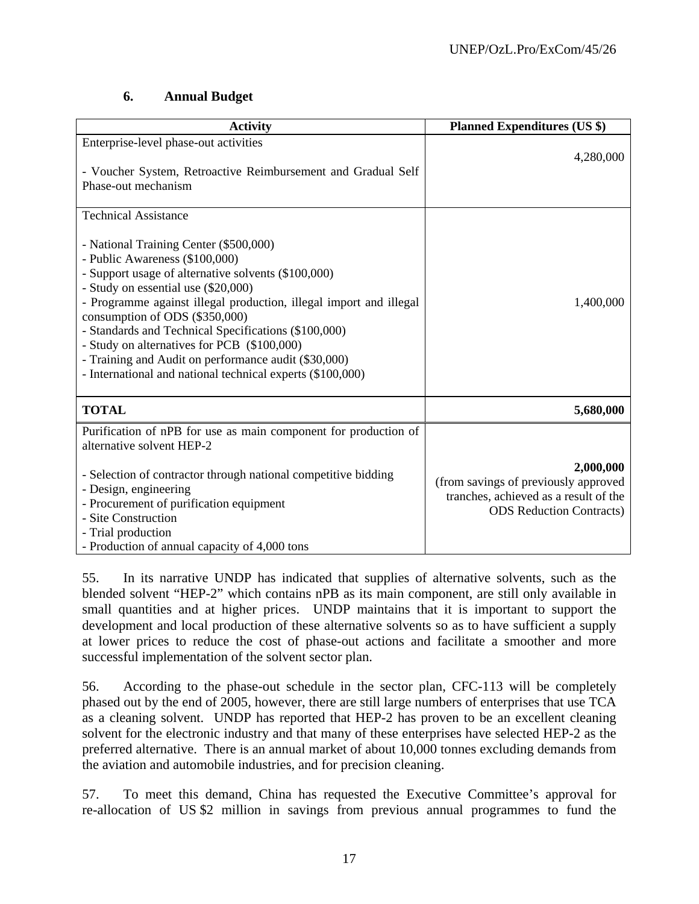### 6. Annual Budget

| Activity | Planned Expenditures (US $) |
|---|---|
| Enterprise-level phase-out activities<br><br>- Voucher System, Retroactive Reimbursement and Gradual Self Phase-out mechanism | 4,280,000 |
| Technical Assistance<br><br>- National Training Center ($500,000)<br>- Public Awareness ($100,000)<br>- Support usage of alternative solvents ($100,000)<br>- Study on essential use ($20,000)<br>- Programme against illegal production, illegal import and illegal consumption of ODS ($350,000)<br>- Standards and Technical Specifications ($100,000)<br>- Study on alternatives for PCB ($100,000)<br>- Training and Audit on performance audit ($30,000)<br>- International and national technical experts ($100,000) | 1,400,000 |
| **TOTAL** | **5,680,000** |
| Purification of nPB for use as main component for production of alternative solvent HEP-2<br><br>- Selection of contractor through national competitive bidding<br>- Design, engineering<br>- Procurement of purification equipment<br>- Site Construction<br>- Trial production<br>- Production of annual capacity of 4,000 tons | **2,000,000**<br>(from savings of previously approved tranches, achieved as a result of the ODS Reduction Contracts) |

55. In its narrative UNDP has indicated that supplies of alternative solvents, such as the blended solvent "HEP-2" which contains nPB as its main component, are still only available in small quantities and at higher prices. UNDP maintains that it is important to support the development and local production of these alternative solvents so as to have sufficient a supply at lower prices to reduce the cost of phase-out actions and facilitate a smoother and more successful implementation of the solvent sector plan.

56. According to the phase-out schedule in the sector plan, CFC-113 will be completely phased out by the end of 2005, however, there are still large numbers of enterprises that use TCA as a cleaning solvent. UNDP has reported that HEP-2 has proven to be an excellent cleaning solvent for the electronic industry and that many of these enterprises have selected HEP-2 as the preferred alternative. There is an annual market of about 10,000 tonnes excluding demands from the aviation and automobile industries, and for precision cleaning.

57. To meet this demand, China has requested the Executive Committee's approval for re-allocation of US $2 million in savings from previous annual programmes to fund the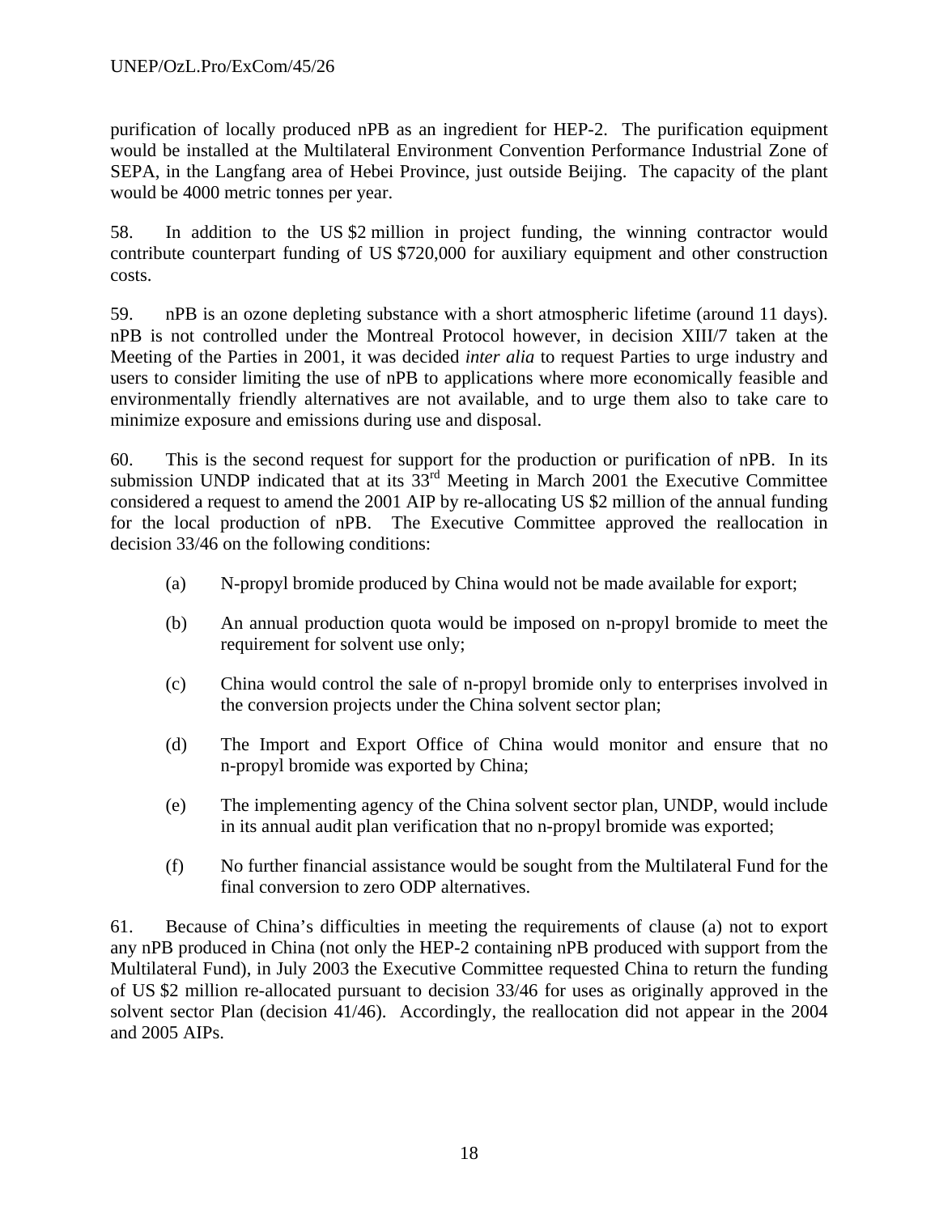purification of locally produced nPB as an ingredient for HEP-2. The purification equipment would be installed at the Multilateral Environment Convention Performance Industrial Zone of SEPA, in the Langfang area of Hebei Province, just outside Beijing. The capacity of the plant would be 4000 metric tonnes per year.

58. In addition to the US $2 million in project funding, the winning contractor would contribute counterpart funding of US $720,000 for auxiliary equipment and other construction costs.

59. nPB is an ozone depleting substance with a short atmospheric lifetime (around 11 days). nPB is not controlled under the Montreal Protocol however, in decision XIII/7 taken at the Meeting of the Parties in 2001, it was decided *inter alia* to request Parties to urge industry and users to consider limiting the use of nPB to applications where more economically feasible and environmentally friendly alternatives are not available, and to urge them also to take care to minimize exposure and emissions during use and disposal.

60. This is the second request for support for the production or purification of nPB. In its submission UNDP indicated that at its 33rd Meeting in March 2001 the Executive Committee considered a request to amend the 2001 AIP by re-allocating US $2 million of the annual funding for the local production of nPB. The Executive Committee approved the reallocation in decision 33/46 on the following conditions:

(a) N-propyl bromide produced by China would not be made available for export;

(b) An annual production quota would be imposed on n-propyl bromide to meet the requirement for solvent use only;

(c) China would control the sale of n-propyl bromide only to enterprises involved in the conversion projects under the China solvent sector plan;

(d) The Import and Export Office of China would monitor and ensure that no n-propyl bromide was exported by China;

(e) The implementing agency of the China solvent sector plan, UNDP, would include in its annual audit plan verification that no n-propyl bromide was exported;

(f) No further financial assistance would be sought from the Multilateral Fund for the final conversion to zero ODP alternatives.

61. Because of China's difficulties in meeting the requirements of clause (a) not to export any nPB produced in China (not only the HEP-2 containing nPB produced with support from the Multilateral Fund), in July 2003 the Executive Committee requested China to return the funding of US $2 million re-allocated pursuant to decision 33/46 for uses as originally approved in the solvent sector Plan (decision 41/46). Accordingly, the reallocation did not appear in the 2004 and 2005 AIPs.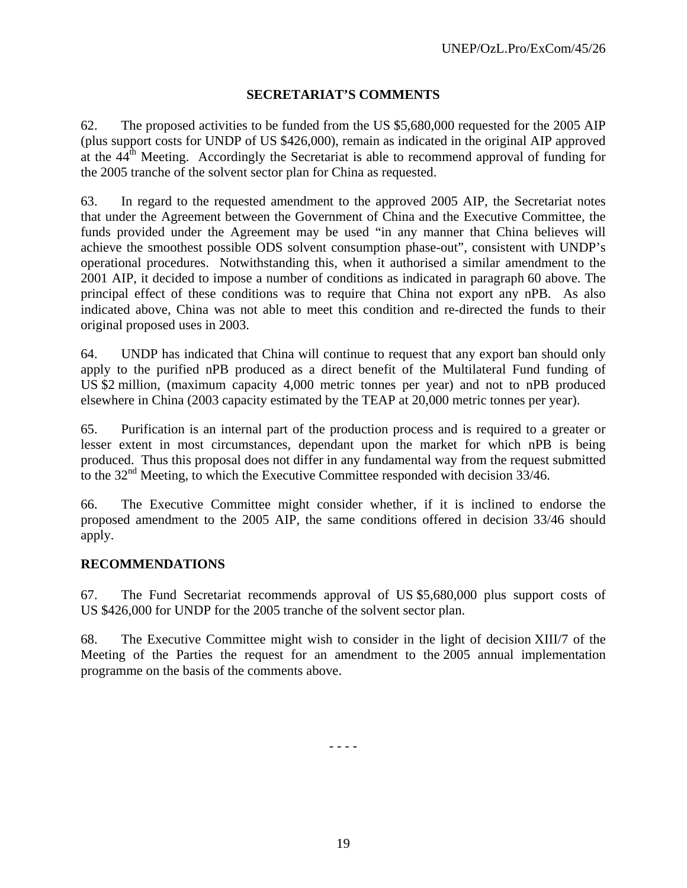## SECRETARIAT'S COMMENTS

62. The proposed activities to be funded from the US $5,680,000 requested for the 2005 AIP (plus support costs for UNDP of US $426,000), remain as indicated in the original AIP approved at the 44th Meeting. Accordingly the Secretariat is able to recommend approval of funding for the 2005 tranche of the solvent sector plan for China as requested.

63. In regard to the requested amendment to the approved 2005 AIP, the Secretariat notes that under the Agreement between the Government of China and the Executive Committee, the funds provided under the Agreement may be used "in any manner that China believes will achieve the smoothest possible ODS solvent consumption phase-out", consistent with UNDP's operational procedures. Notwithstanding this, when it authorised a similar amendment to the 2001 AIP, it decided to impose a number of conditions as indicated in paragraph 60 above. The principal effect of these conditions was to require that China not export any nPB. As also indicated above, China was not able to meet this condition and re-directed the funds to their original proposed uses in 2003.

64. UNDP has indicated that China will continue to request that any export ban should only apply to the purified nPB produced as a direct benefit of the Multilateral Fund funding of US $2 million, (maximum capacity 4,000 metric tonnes per year) and not to nPB produced elsewhere in China (2003 capacity estimated by the TEAP at 20,000 metric tonnes per year).

65. Purification is an internal part of the production process and is required to a greater or lesser extent in most circumstances, dependant upon the market for which nPB is being produced. Thus this proposal does not differ in any fundamental way from the request submitted to the 32nd Meeting, to which the Executive Committee responded with decision 33/46.

66. The Executive Committee might consider whether, if it is inclined to endorse the proposed amendment to the 2005 AIP, the same conditions offered in decision 33/46 should apply.

## RECOMMENDATIONS

67. The Fund Secretariat recommends approval of US $5,680,000 plus support costs of US $426,000 for UNDP for the 2005 tranche of the solvent sector plan.

68. The Executive Committee might wish to consider in the light of decision XIII/7 of the Meeting of the Parties the request for an amendment to the 2005 annual implementation programme on the basis of the comments above.

- - - -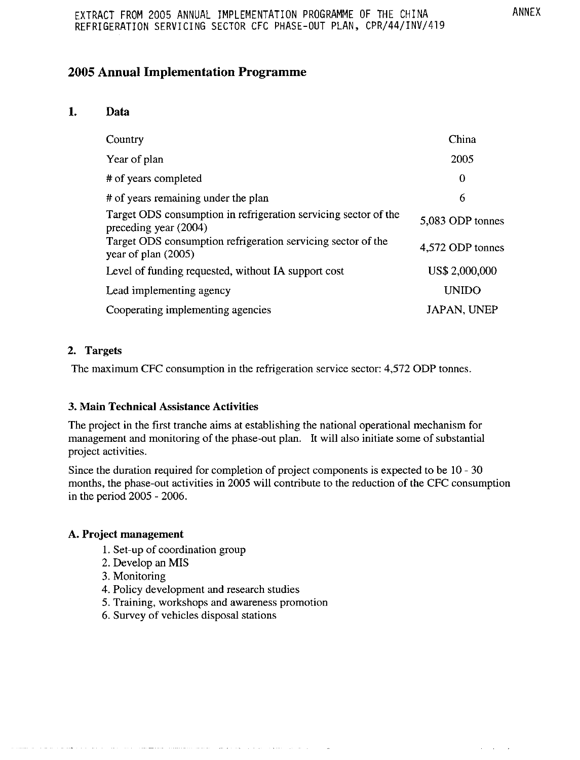EXTRACT FROM 2005 ANNUAL IMPLEMENTATION PROGRAMME OF THE CHINA REFRIGERATION SERVICING SECTOR CFC PHASE-OUT PLAN, CPR/44/INV/419

ANNEX

# 2005 Annual Implementation Programme

## 1. Data

| | |
|---|---|
| Country | China |
| Year of plan | 2005 |
| # of years completed | 0 |
| # of years remaining under the plan | 6 |
| Target ODS consumption in refrigeration servicing sector of the preceding year (2004) | 5,083 ODP tonnes |
| Target ODS consumption refrigeration servicing sector of the year of plan (2005) | 4,572 ODP tonnes |
| Level of funding requested, without IA support cost | US$ 2,000,000 |
| Lead implementing agency | UNIDO |
| Cooperating implementing agencies | JAPAN, UNEP |

## 2. Targets

The maximum CFC consumption in the refrigeration service sector: 4,572 ODP tonnes.

## 3. Main Technical Assistance Activities

The project in the first tranche aims at establishing the national operational mechanism for management and monitoring of the phase-out plan. It will also initiate some of substantial project activities.

Since the duration required for completion of project components is expected to be 10 - 30 months, the phase-out activities in 2005 will contribute to the reduction of the CFC consumption in the period 2005 - 2006.

### A. Project management

1. Set-up of coordination group
2. Develop an MIS
3. Monitoring
4. Policy development and research studies
5. Training, workshops and awareness promotion
6. Survey of vehicles disposal stations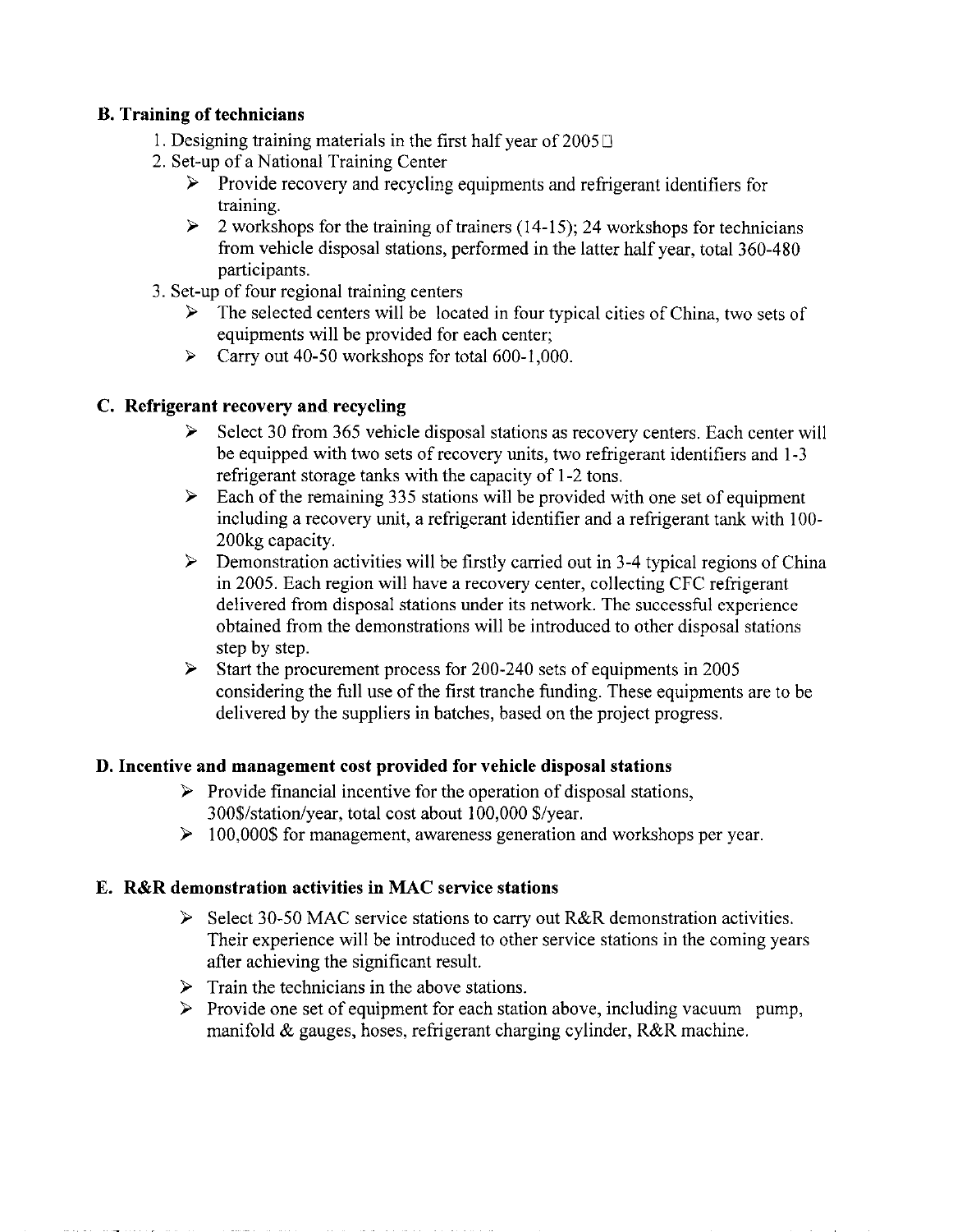### B. Training of technicians

1. Designing training materials in the first half year of 2005
2. Set-up of a National Training Center
   - Provide recovery and recycling equipments and refrigerant identifiers for training.
   - 2 workshops for the training of trainers (14-15); 24 workshops for technicians from vehicle disposal stations, performed in the latter half year, total 360-480 participants.
3. Set-up of four regional training centers
   - The selected centers will be located in four typical cities of China, two sets of equipments will be provided for each center;
   - Carry out 40-50 workshops for total 600-1,000.

### C. Refrigerant recovery and recycling

- Select 30 from 365 vehicle disposal stations as recovery centers. Each center will be equipped with two sets of recovery units, two refrigerant identifiers and 1-3 refrigerant storage tanks with the capacity of 1-2 tons.
- Each of the remaining 335 stations will be provided with one set of equipment including a recovery unit, a refrigerant identifier and a refrigerant tank with 100-200kg capacity.
- Demonstration activities will be firstly carried out in 3-4 typical regions of China in 2005. Each region will have a recovery center, collecting CFC refrigerant delivered from disposal stations under its network. The successful experience obtained from the demonstrations will be introduced to other disposal stations step by step.
- Start the procurement process for 200-240 sets of equipments in 2005 considering the full use of the first tranche funding. These equipments are to be delivered by the suppliers in batches, based on the project progress.

### D. Incentive and management cost provided for vehicle disposal stations

- Provide financial incentive for the operation of disposal stations, 300$/station/year, total cost about 100,000 $/year.
- 100,000$ for management, awareness generation and workshops per year.

### E. R&R demonstration activities in MAC service stations

- Select 30-50 MAC service stations to carry out R&R demonstration activities. Their experience will be introduced to other service stations in the coming years after achieving the significant result.
- Train the technicians in the above stations.
- Provide one set of equipment for each station above, including vacuum pump, manifold & gauges, hoses, refrigerant charging cylinder, R&R machine.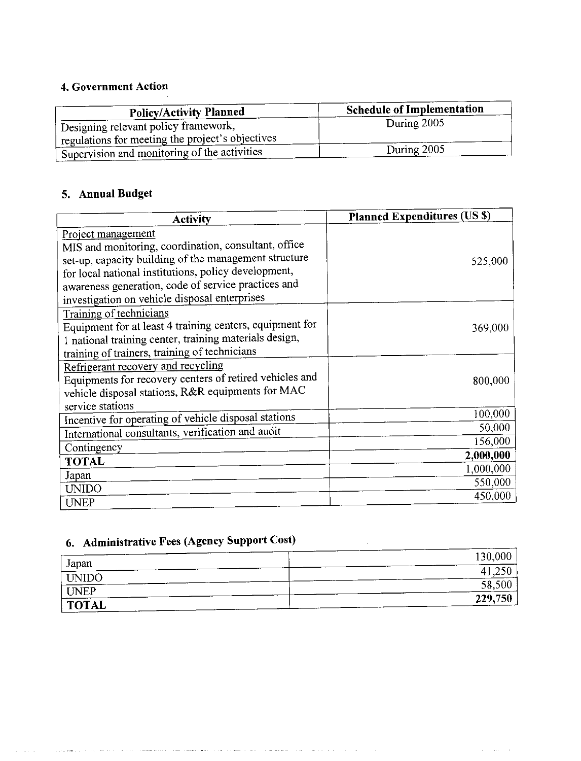## 4. Government Action

| Policy/Activity Planned | Schedule of Implementation |
|---|---|
| Designing relevant policy framework, regulations for meeting the project's objectives | During 2005 |
| Supervision and monitoring of the activities | During 2005 |

## 5. Annual Budget

| Activity | Planned Expenditures (US $) |
|---|---|
| Project management<br>MIS and monitoring, coordination, consultant, office set-up, capacity building of the management structure for local national institutions, policy development, awareness generation, code of service practices and investigation on vehicle disposal enterprises | 525,000 |
| Training of technicians<br>Equipment for at least 4 training centers, equipment for 1 national training center, training materials design, training of trainers, training of technicians | 369,000 |
| Refrigerant recovery and recycling<br>Equipments for recovery centers of retired vehicles and vehicle disposal stations, R&R equipments for MAC service stations | 800,000 |
| Incentive for operating of vehicle disposal stations | 100,000 |
| International consultants, verification and audit | 50,000 |
| Contingency | 156,000 |
| **TOTAL** | **2,000,000** |
| Japan | 1,000,000 |
| UNIDO | 550,000 |
| UNEP | 450,000 |

## 6. Administrative Fees (Agency Support Cost)

| | |
|---|---|
| Japan | 130,000 |
| UNIDO | 41,250 |
| UNEP | 58,500 |
| **TOTAL** | **229,750** |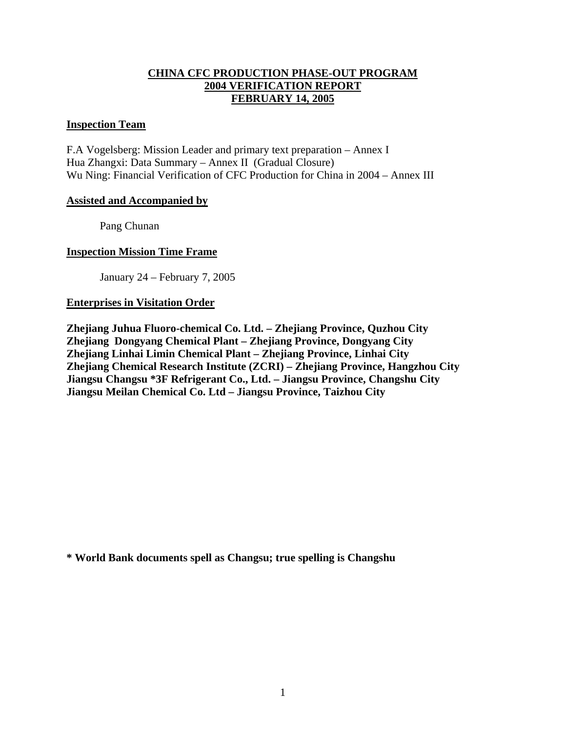# CHINA CFC PRODUCTION PHASE-OUT PROGRAM
# 2004 VERIFICATION REPORT
# FEBRUARY 14, 2005

## Inspection Team

F.A Vogelsberg: Mission Leader and primary text preparation – Annex I
Hua Zhangxi: Data Summary – Annex II (Gradual Closure)
Wu Ning: Financial Verification of CFC Production for China in 2004 – Annex III

## Assisted and Accompanied by

Pang Chunan

## Inspection Mission Time Frame

January 24 – February 7, 2005

## Enterprises in Visitation Order

**Zhejiang Juhua Fluoro-chemical Co. Ltd. – Zhejiang Province, Quzhou City**
**Zhejiang Dongyang Chemical Plant – Zhejiang Province, Dongyang City**
**Zhejiang Linhai Limin Chemical Plant – Zhejiang Province, Linhai City**
**Zhejiang Chemical Research Institute (ZCRI) – Zhejiang Province, Hangzhou City**
**Jiangsu Changsu *3F Refrigerant Co., Ltd. – Jiangsu Province, Changshu City**
**Jiangsu Meilan Chemical Co. Ltd – Jiangsu Province, Taizhou City**

**\* World Bank documents spell as Changsu; true spelling is Changshu**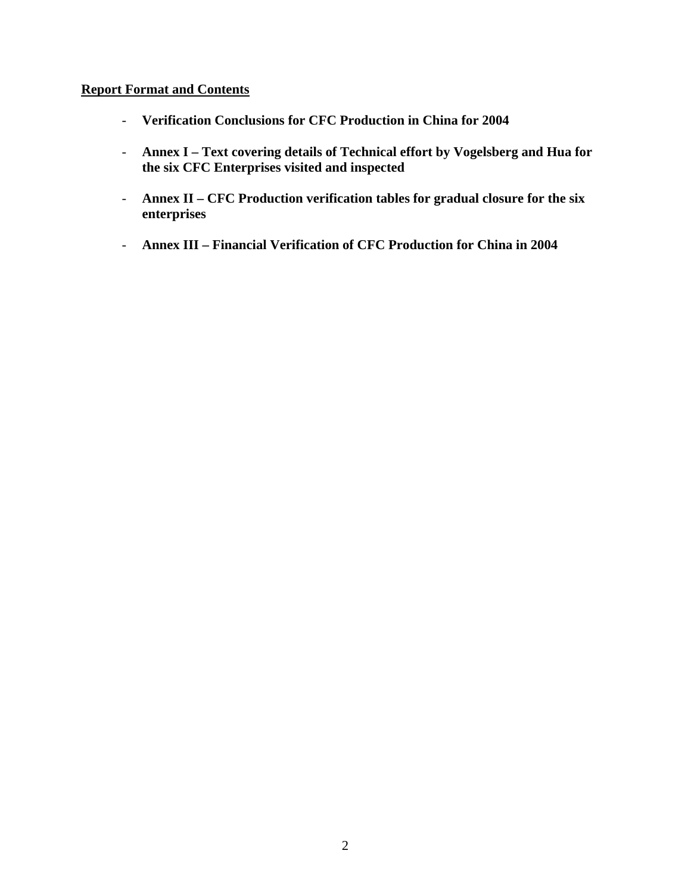**Report Format and Contents**

- **Verification Conclusions for CFC Production in China for 2004**
- **Annex I – Text covering details of Technical effort by Vogelsberg and Hua for the six CFC Enterprises visited and inspected**
- **Annex II – CFC Production verification tables for gradual closure for the six enterprises**
- **Annex III – Financial Verification of CFC Production for China in 2004**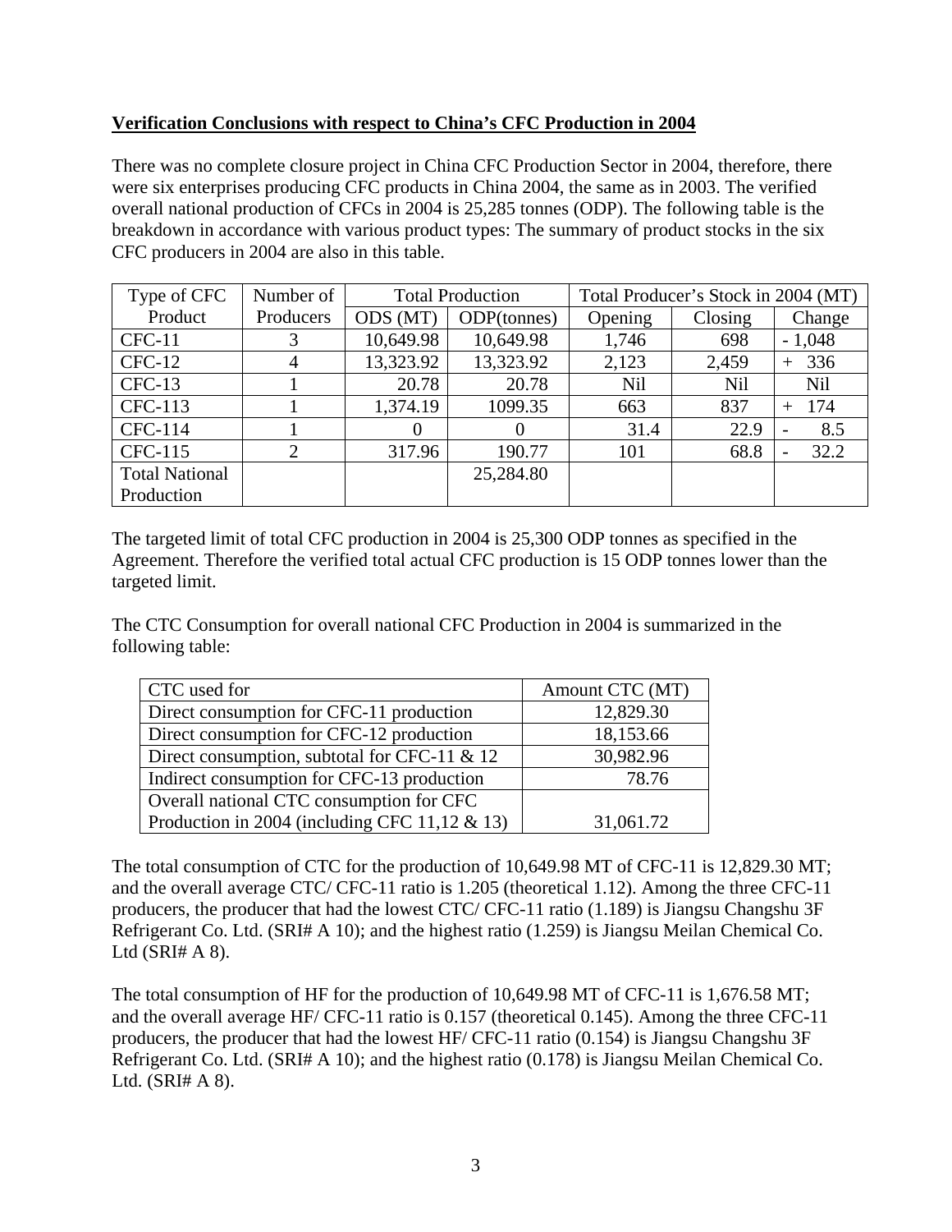**Verification Conclusions with respect to China's CFC Production in 2004**

There was no complete closure project in China CFC Production Sector in 2004, therefore, there were six enterprises producing CFC products in China 2004, the same as in 2003. The verified overall national production of CFCs in 2004 is 25,285 tonnes (ODP). The following table is the breakdown in accordance with various product types: The summary of product stocks in the six CFC producers in 2004 are also in this table.

| Type of CFC Product | Number of Producers | Total Production | | Total Producer's Stock in 2004 (MT) | | |
|---|---|---|---|---|---|---|
| | | ODS (MT) | ODP(tonnes) | Opening | Closing | Change |
| CFC-11 | 3 | 10,649.98 | 10,649.98 | 1,746 | 698 | - 1,048 |
| CFC-12 | 4 | 13,323.92 | 13,323.92 | 2,123 | 2,459 | + 336 |
| CFC-13 | 1 | 20.78 | 20.78 | Nil | Nil | Nil |
| CFC-113 | 1 | 1,374.19 | 1099.35 | 663 | 837 | + 174 |
| CFC-114 | 1 | 0 | 0 | 31.4 | 22.9 | - 8.5 |
| CFC-115 | 2 | 317.96 | 190.77 | 101 | 68.8 | - 32.2 |
| Total National Production | | | 25,284.80 | | | |

The targeted limit of total CFC production in 2004 is 25,300 ODP tonnes as specified in the Agreement. Therefore the verified total actual CFC production is 15 ODP tonnes lower than the targeted limit.

The CTC Consumption for overall national CFC Production in 2004 is summarized in the following table:

| CTC used for | Amount CTC (MT) |
|---|---|
| Direct consumption for CFC-11 production | 12,829.30 |
| Direct consumption for CFC-12 production | 18,153.66 |
| Direct consumption, subtotal for CFC-11 & 12 | 30,982.96 |
| Indirect consumption for CFC-13 production | 78.76 |
| Overall national CTC consumption for CFC Production in 2004 (including CFC 11,12 & 13) | 31,061.72 |

The total consumption of CTC for the production of 10,649.98 MT of CFC-11 is 12,829.30 MT; and the overall average CTC/ CFC-11 ratio is 1.205 (theoretical 1.12). Among the three CFC-11 producers, the producer that had the lowest CTC/ CFC-11 ratio (1.189) is Jiangsu Changshu 3F Refrigerant Co. Ltd. (SRI# A 10); and the highest ratio (1.259) is Jiangsu Meilan Chemical Co. Ltd (SRI# A 8).

The total consumption of HF for the production of 10,649.98 MT of CFC-11 is 1,676.58 MT; and the overall average HF/ CFC-11 ratio is 0.157 (theoretical 0.145). Among the three CFC-11 producers, the producer that had the lowest HF/ CFC-11 ratio (0.154) is Jiangsu Changshu 3F Refrigerant Co. Ltd. (SRI# A 10); and the highest ratio (0.178) is Jiangsu Meilan Chemical Co. Ltd. (SRI# A 8).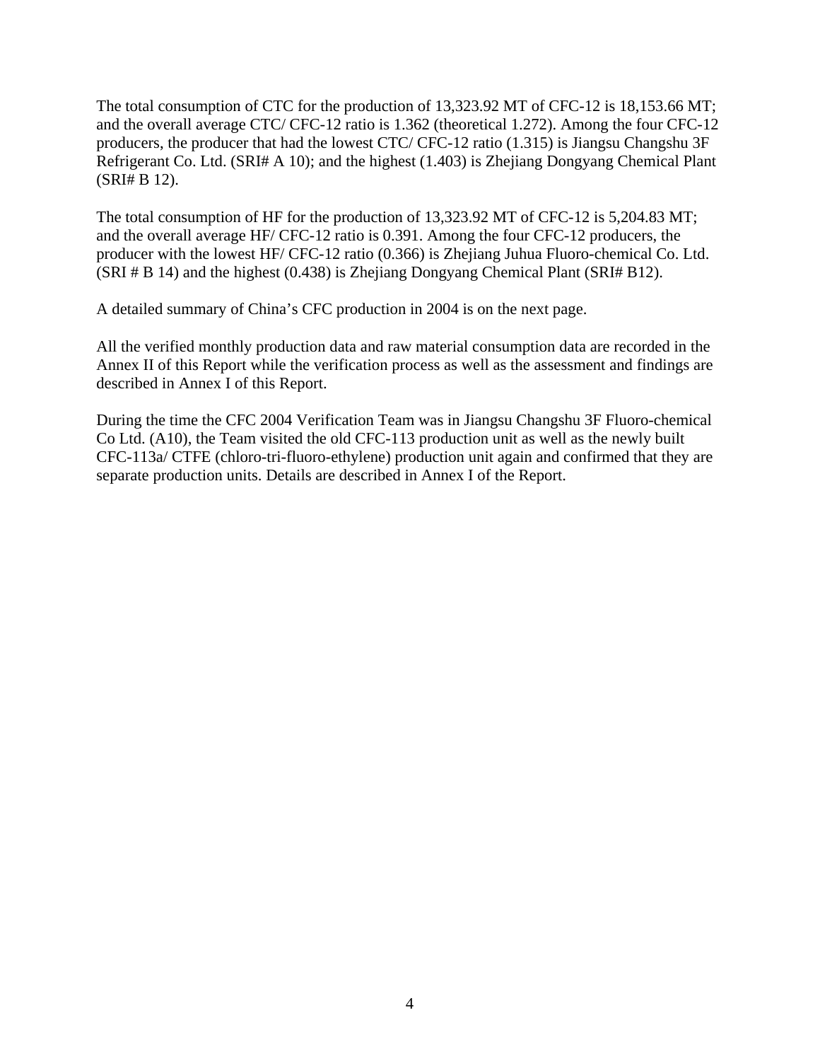The total consumption of CTC for the production of 13,323.92 MT of CFC-12 is 18,153.66 MT; and the overall average CTC/ CFC-12 ratio is 1.362 (theoretical 1.272). Among the four CFC-12 producers, the producer that had the lowest CTC/ CFC-12 ratio (1.315) is Jiangsu Changshu 3F Refrigerant Co. Ltd. (SRI# A 10); and the highest (1.403) is Zhejiang Dongyang Chemical Plant (SRI# B 12).

The total consumption of HF for the production of 13,323.92 MT of CFC-12 is 5,204.83 MT; and the overall average HF/ CFC-12 ratio is 0.391. Among the four CFC-12 producers, the producer with the lowest HF/ CFC-12 ratio (0.366) is Zhejiang Juhua Fluoro-chemical Co. Ltd. (SRI # B 14) and the highest (0.438) is Zhejiang Dongyang Chemical Plant (SRI# B12).

A detailed summary of China's CFC production in 2004 is on the next page.

All the verified monthly production data and raw material consumption data are recorded in the Annex II of this Report while the verification process as well as the assessment and findings are described in Annex I of this Report.

During the time the CFC 2004 Verification Team was in Jiangsu Changshu 3F Fluoro-chemical Co Ltd. (A10), the Team visited the old CFC-113 production unit as well as the newly built CFC-113a/ CTFE (chloro-tri-fluoro-ethylene) production unit again and confirmed that they are separate production units. Details are described in Annex I of the Report.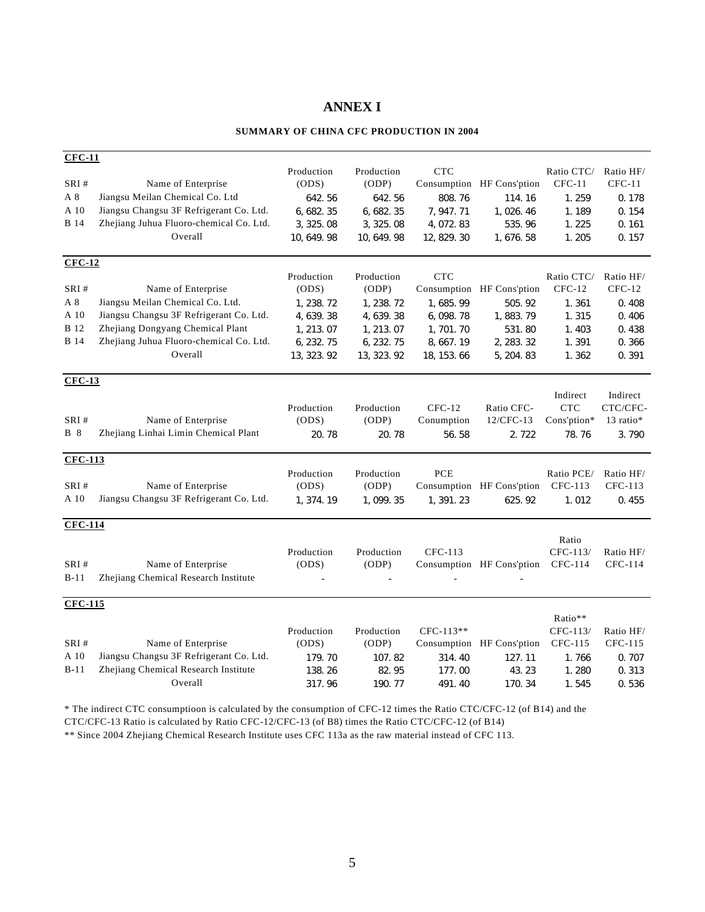# ANNEX I

### SUMMARY OF CHINA CFC PRODUCTION IN 2004

**CFC-11**

| SRI # | Name of Enterprise | Production (ODS) | Production (ODP) | CTC Consumption | HF Cons'ption | Ratio CTC/ CFC-11 | Ratio HF/ CFC-11 |
|---|---|---|---|---|---|---|---|
| A 8 | Jiangsu Meilan Chemical Co. Ltd | 642.56 | 642.56 | 808.76 | 114.16 | 1.259 | 0.178 |
| A 10 | Jiangsu Changsu 3F Refrigerant Co. Ltd. | 6,682.35 | 6,682.35 | 7,947.71 | 1,026.46 | 1.189 | 0.154 |
| B 14 | Zhejiang Juhua Fluoro-chemical Co. Ltd. | 3,325.08 | 3,325.08 | 4,072.83 | 535.96 | 1.225 | 0.161 |
| | Overall | 10,649.98 | 10,649.98 | 12,829.30 | 1,676.58 | 1.205 | 0.157 |

**CFC-12**

| SRI # | Name of Enterprise | Production (ODS) | Production (ODP) | CTC Consumption | HF Cons'ption | Ratio CTC/ CFC-12 | Ratio HF/ CFC-12 |
|---|---|---|---|---|---|---|---|
| A 8 | Jiangsu Meilan Chemical Co. Ltd. | 1,238.72 | 1,238.72 | 1,685.99 | 505.92 | 1.361 | 0.408 |
| A 10 | Jiangsu Changsu 3F Refrigerant Co. Ltd. | 4,639.38 | 4,639.38 | 6,098.78 | 1,883.79 | 1.315 | 0.406 |
| B 12 | Zhejiang Dongyang Chemical Plant | 1,213.07 | 1,213.07 | 1,701.70 | 531.80 | 1.403 | 0.438 |
| B 14 | Zhejiang Juhua Fluoro-chemical Co. Ltd. | 6,232.75 | 6,232.75 | 8,667.19 | 2,283.32 | 1.391 | 0.366 |
| | Overall | 13,323.92 | 13,323.92 | 18,153.66 | 5,204.83 | 1.362 | 0.391 |

**CFC-13**

| SRI # | Name of Enterprise | Production (ODS) | Production (ODP) | CFC-12 Conumption | Ratio CFC-12/CFC-13 | Indirect CTC Cons'ption* | Indirect CTC/CFC-13 ratio* |
|---|---|---|---|---|---|---|---|
| B 8 | Zhejiang Linhai Limin Chemical Plant | 20.78 | 20.78 | 56.58 | 2.722 | 78.76 | 3.790 |

**CFC-113**

| SRI # | Name of Enterprise | Production (ODS) | Production (ODP) | PCE Consumption | HF Cons'ption | Ratio PCE/ CFC-113 | Ratio HF/ CFC-113 |
|---|---|---|---|---|---|---|---|
| A 10 | Jiangsu Changsu 3F Refrigerant Co. Ltd. | 1,374.19 | 1,099.35 | 1,391.23 | 625.92 | 1.012 | 0.455 |

**CFC-114**

| SRI # | Name of Enterprise | Production (ODS) | Production (ODP) | CFC-113 Consumption | HF Cons'ption | Ratio CFC-113/ CFC-114 | Ratio HF/ CFC-114 |
|---|---|---|---|---|---|---|---|
| B-11 | Zhejiang Chemical Research Institute | - | - | - | - | | |

**CFC-115**

| SRI # | Name of Enterprise | Production (ODS) | Production (ODP) | CFC-113** Consumption | HF Cons'ption | Ratio** CFC-113/ CFC-115 | Ratio HF/ CFC-115 |
|---|---|---|---|---|---|---|---|
| A 10 | Jiangsu Changsu 3F Refrigerant Co. Ltd. | 179.70 | 107.82 | 314.40 | 127.11 | 1.766 | 0.707 |
| B-11 | Zhejiang Chemical Research Institute | 138.26 | 82.95 | 177.00 | 43.23 | 1.280 | 0.313 |
| | Overall | 317.96 | 190.77 | 491.40 | 170.34 | 1.545 | 0.536 |

* The indirect CTC consumptioon is calculated by the consumption of CFC-12 times the Ratio CTC/CFC-12 (of B14) and the CTC/CFC-13 Ratio is calculated by Ratio CFC-12/CFC-13 (of B8) times the Ratio CTC/CFC-12 (of B14)

** Since 2004 Zhejiang Chemical Research Institute uses CFC 113a as the raw material instead of CFC 113.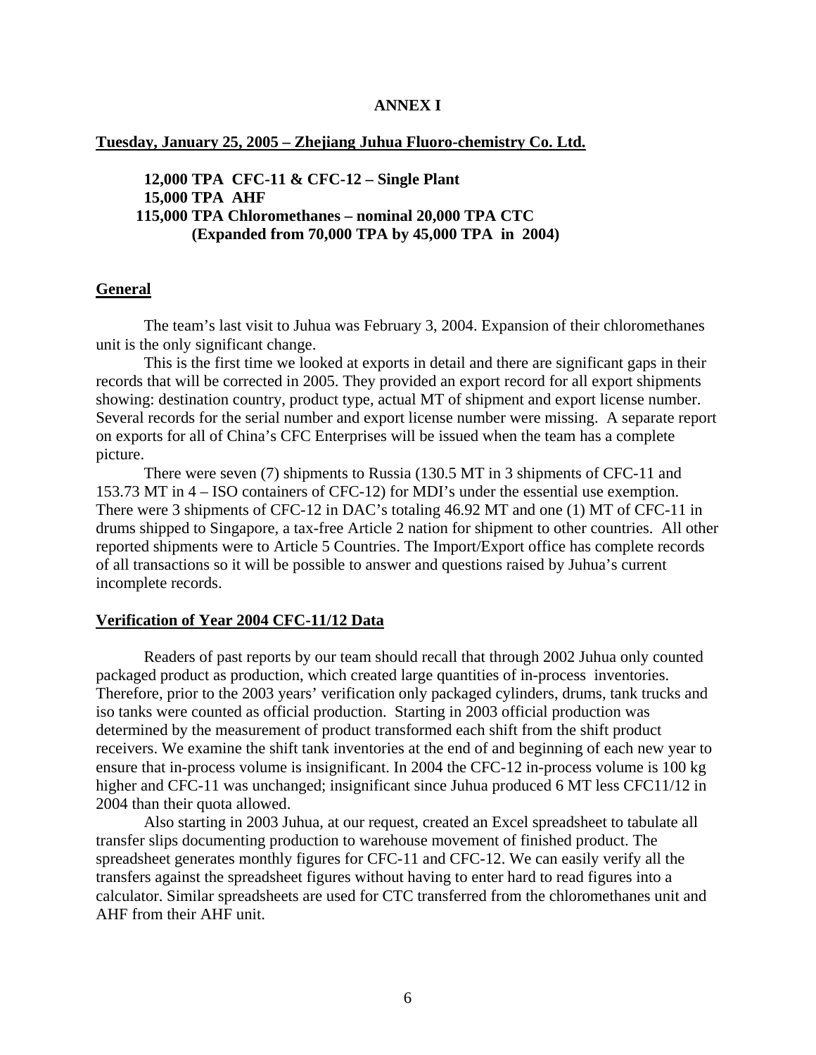**ANNEX I**

**Tuesday, January 25, 2005 – Zhejiang Juhua Fluoro-chemistry Co. Ltd.**

**12,000 TPA CFC-11 & CFC-12 – Single Plant**
**15,000 TPA AHF**
**115,000 TPA Chloromethanes – nominal 20,000 TPA CTC**
**(Expanded from 70,000 TPA by 45,000 TPA in 2004)**

## General

The team's last visit to Juhua was February 3, 2004. Expansion of their chloromethanes unit is the only significant change.

This is the first time we looked at exports in detail and there are significant gaps in their records that will be corrected in 2005. They provided an export record for all export shipments showing: destination country, product type, actual MT of shipment and export license number. Several records for the serial number and export license number were missing. A separate report on exports for all of China's CFC Enterprises will be issued when the team has a complete picture.

There were seven (7) shipments to Russia (130.5 MT in 3 shipments of CFC-11 and 153.73 MT in 4 – ISO containers of CFC-12) for MDI's under the essential use exemption. There were 3 shipments of CFC-12 in DAC's totaling 46.92 MT and one (1) MT of CFC-11 in drums shipped to Singapore, a tax-free Article 2 nation for shipment to other countries. All other reported shipments were to Article 5 Countries. The Import/Export office has complete records of all transactions so it will be possible to answer and questions raised by Juhua's current incomplete records.

## Verification of Year 2004 CFC-11/12 Data

Readers of past reports by our team should recall that through 2002 Juhua only counted packaged product as production, which created large quantities of in-process inventories. Therefore, prior to the 2003 years' verification only packaged cylinders, drums, tank trucks and iso tanks were counted as official production. Starting in 2003 official production was determined by the measurement of product transformed each shift from the shift product receivers. We examine the shift tank inventories at the end of and beginning of each new year to ensure that in-process volume is insignificant. In 2004 the CFC-12 in-process volume is 100 kg higher and CFC-11 was unchanged; insignificant since Juhua produced 6 MT less CFC11/12 in 2004 than their quota allowed.

Also starting in 2003 Juhua, at our request, created an Excel spreadsheet to tabulate all transfer slips documenting production to warehouse movement of finished product. The spreadsheet generates monthly figures for CFC-11 and CFC-12. We can easily verify all the transfers against the spreadsheet figures without having to enter hard to read figures into a calculator. Similar spreadsheets are used for CTC transferred from the chloromethanes unit and AHF from their AHF unit.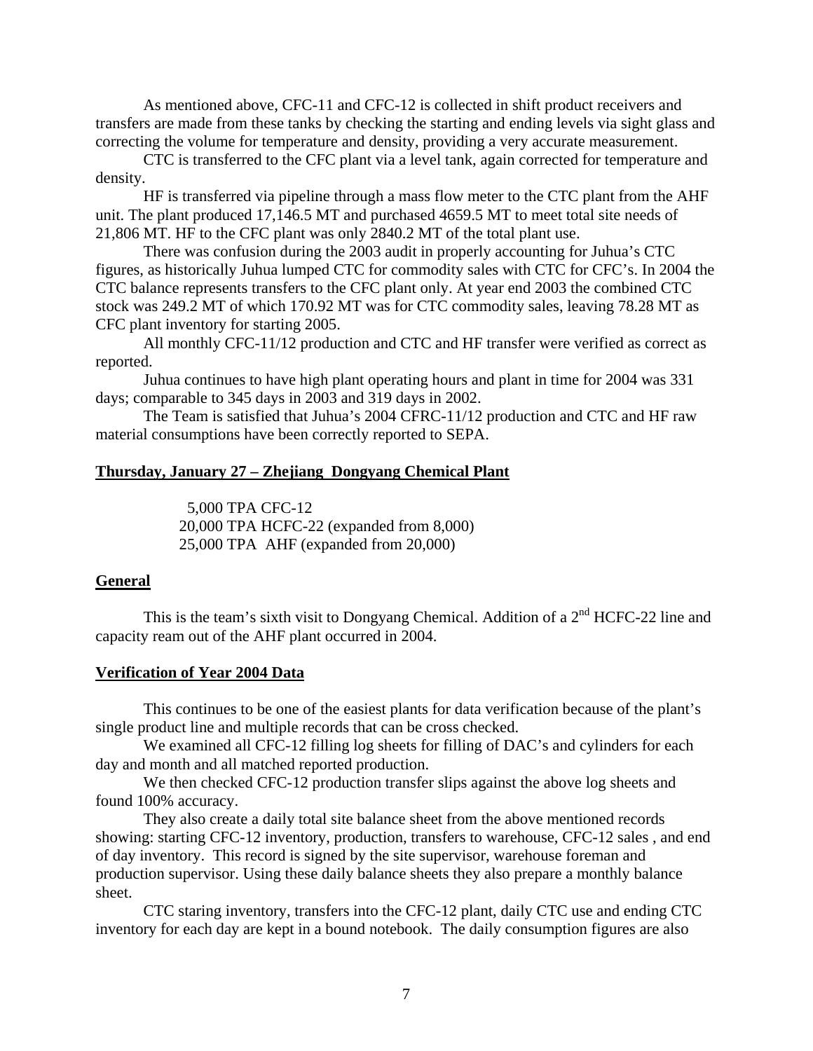As mentioned above, CFC-11 and CFC-12 is collected in shift product receivers and transfers are made from these tanks by checking the starting and ending levels via sight glass and correcting the volume for temperature and density, providing a very accurate measurement.

CTC is transferred to the CFC plant via a level tank, again corrected for temperature and density.

HF is transferred via pipeline through a mass flow meter to the CTC plant from the AHF unit. The plant produced 17,146.5 MT and purchased 4659.5 MT to meet total site needs of 21,806 MT. HF to the CFC plant was only 2840.2 MT of the total plant use.

There was confusion during the 2003 audit in properly accounting for Juhua's CTC figures, as historically Juhua lumped CTC for commodity sales with CTC for CFC's. In 2004 the CTC balance represents transfers to the CFC plant only. At year end 2003 the combined CTC stock was 249.2 MT of which 170.92 MT was for CTC commodity sales, leaving 78.28 MT as CFC plant inventory for starting 2005.

All monthly CFC-11/12 production and CTC and HF transfer were verified as correct as reported.

Juhua continues to have high plant operating hours and plant in time for 2004 was 331 days; comparable to 345 days in 2003 and 319 days in 2002.

The Team is satisfied that Juhua's 2004 CFRC-11/12 production and CTC and HF raw material consumptions have been correctly reported to SEPA.

**Thursday, January 27 – Zhejiang Dongyang Chemical Plant**

5,000 TPA CFC-12
20,000 TPA HCFC-22 (expanded from 8,000)
25,000 TPA AHF (expanded from 20,000)

**General**

This is the team's sixth visit to Dongyang Chemical. Addition of a 2nd HCFC-22 line and capacity ream out of the AHF plant occurred in 2004.

**Verification of Year 2004 Data**

This continues to be one of the easiest plants for data verification because of the plant's single product line and multiple records that can be cross checked.

We examined all CFC-12 filling log sheets for filling of DAC's and cylinders for each day and month and all matched reported production.

We then checked CFC-12 production transfer slips against the above log sheets and found 100% accuracy.

They also create a daily total site balance sheet from the above mentioned records showing: starting CFC-12 inventory, production, transfers to warehouse, CFC-12 sales , and end of day inventory. This record is signed by the site supervisor, warehouse foreman and production supervisor. Using these daily balance sheets they also prepare a monthly balance sheet.

CTC staring inventory, transfers into the CFC-12 plant, daily CTC use and ending CTC inventory for each day are kept in a bound notebook. The daily consumption figures are also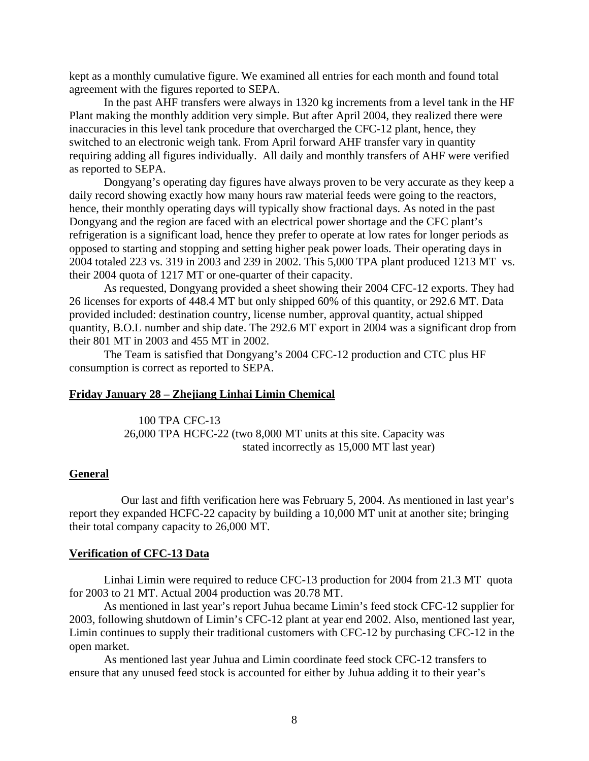kept as a monthly cumulative figure. We examined all entries for each month and found total agreement with the figures reported to SEPA.

In the past AHF transfers were always in 1320 kg increments from a level tank in the HF Plant making the monthly addition very simple. But after April 2004, they realized there were inaccuracies in this level tank procedure that overcharged the CFC-12 plant, hence, they switched to an electronic weigh tank. From April forward AHF transfer vary in quantity requiring adding all figures individually. All daily and monthly transfers of AHF were verified as reported to SEPA.

Dongyang's operating day figures have always proven to be very accurate as they keep a daily record showing exactly how many hours raw material feeds were going to the reactors, hence, their monthly operating days will typically show fractional days. As noted in the past Dongyang and the region are faced with an electrical power shortage and the CFC plant's refrigeration is a significant load, hence they prefer to operate at low rates for longer periods as opposed to starting and stopping and setting higher peak power loads. Their operating days in 2004 totaled 223 vs. 319 in 2003 and 239 in 2002. This 5,000 TPA plant produced 1213 MT vs. their 2004 quota of 1217 MT or one-quarter of their capacity.

As requested, Dongyang provided a sheet showing their 2004 CFC-12 exports. They had 26 licenses for exports of 448.4 MT but only shipped 60% of this quantity, or 292.6 MT. Data provided included: destination country, license number, approval quantity, actual shipped quantity, B.O.L number and ship date. The 292.6 MT export in 2004 was a significant drop from their 801 MT in 2003 and 455 MT in 2002.

The Team is satisfied that Dongyang's 2004 CFC-12 production and CTC plus HF consumption is correct as reported to SEPA.

**Friday January 28 – Zhejiang Linhai Limin Chemical**

100 TPA CFC-13
26,000 TPA HCFC-22 (two 8,000 MT units at this site. Capacity was stated incorrectly as 15,000 MT last year)

**General**

Our last and fifth verification here was February 5, 2004. As mentioned in last year's report they expanded HCFC-22 capacity by building a 10,000 MT unit at another site; bringing their total company capacity to 26,000 MT.

**Verification of CFC-13 Data**

Linhai Limin were required to reduce CFC-13 production for 2004 from 21.3 MT quota for 2003 to 21 MT. Actual 2004 production was 20.78 MT.

As mentioned in last year's report Juhua became Limin's feed stock CFC-12 supplier for 2003, following shutdown of Limin's CFC-12 plant at year end 2002. Also, mentioned last year, Limin continues to supply their traditional customers with CFC-12 by purchasing CFC-12 in the open market.

As mentioned last year Juhua and Limin coordinate feed stock CFC-12 transfers to ensure that any unused feed stock is accounted for either by Juhua adding it to their year's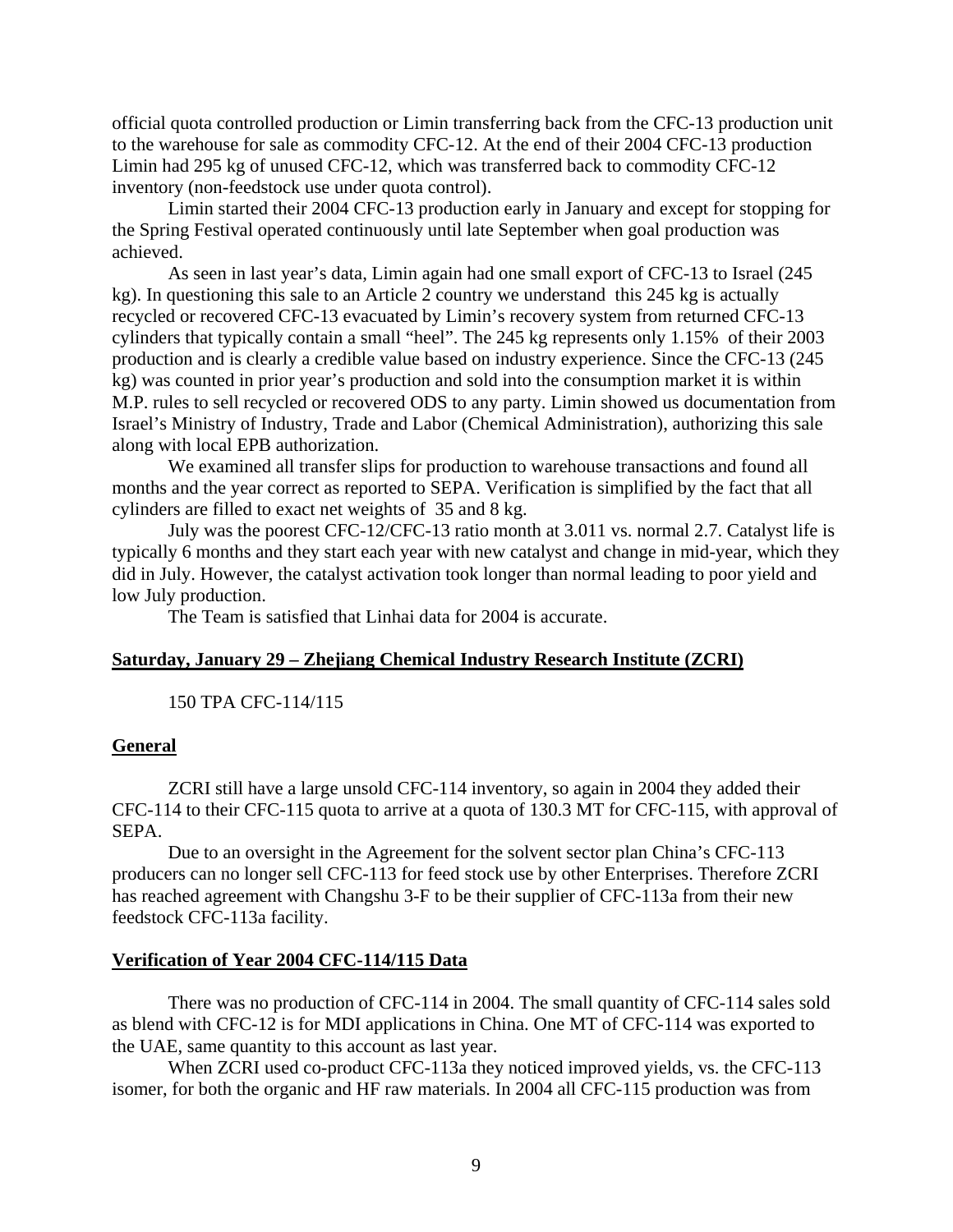official quota controlled production or Limin transferring back from the CFC-13 production unit to the warehouse for sale as commodity CFC-12. At the end of their 2004 CFC-13 production Limin had 295 kg of unused CFC-12, which was transferred back to commodity CFC-12 inventory (non-feedstock use under quota control).

Limin started their 2004 CFC-13 production early in January and except for stopping for the Spring Festival operated continuously until late September when goal production was achieved.

As seen in last year's data, Limin again had one small export of CFC-13 to Israel (245 kg). In questioning this sale to an Article 2 country we understand this 245 kg is actually recycled or recovered CFC-13 evacuated by Limin's recovery system from returned CFC-13 cylinders that typically contain a small "heel". The 245 kg represents only 1.15% of their 2003 production and is clearly a credible value based on industry experience. Since the CFC-13 (245 kg) was counted in prior year's production and sold into the consumption market it is within M.P. rules to sell recycled or recovered ODS to any party. Limin showed us documentation from Israel's Ministry of Industry, Trade and Labor (Chemical Administration), authorizing this sale along with local EPB authorization.

We examined all transfer slips for production to warehouse transactions and found all months and the year correct as reported to SEPA. Verification is simplified by the fact that all cylinders are filled to exact net weights of 35 and 8 kg.

July was the poorest CFC-12/CFC-13 ratio month at 3.011 vs. normal 2.7. Catalyst life is typically 6 months and they start each year with new catalyst and change in mid-year, which they did in July. However, the catalyst activation took longer than normal leading to poor yield and low July production.

The Team is satisfied that Linhai data for 2004 is accurate.

## Saturday, January 29 – Zhejiang Chemical Industry Research Institute (ZCRI)

150 TPA CFC-114/115

### General

ZCRI still have a large unsold CFC-114 inventory, so again in 2004 they added their CFC-114 to their CFC-115 quota to arrive at a quota of 130.3 MT for CFC-115, with approval of SEPA.

Due to an oversight in the Agreement for the solvent sector plan China's CFC-113 producers can no longer sell CFC-113 for feed stock use by other Enterprises. Therefore ZCRI has reached agreement with Changshu 3-F to be their supplier of CFC-113a from their new feedstock CFC-113a facility.

### Verification of Year 2004 CFC-114/115 Data

There was no production of CFC-114 in 2004. The small quantity of CFC-114 sales sold as blend with CFC-12 is for MDI applications in China. One MT of CFC-114 was exported to the UAE, same quantity to this account as last year.

When ZCRI used co-product CFC-113a they noticed improved yields, vs. the CFC-113 isomer, for both the organic and HF raw materials. In 2004 all CFC-115 production was from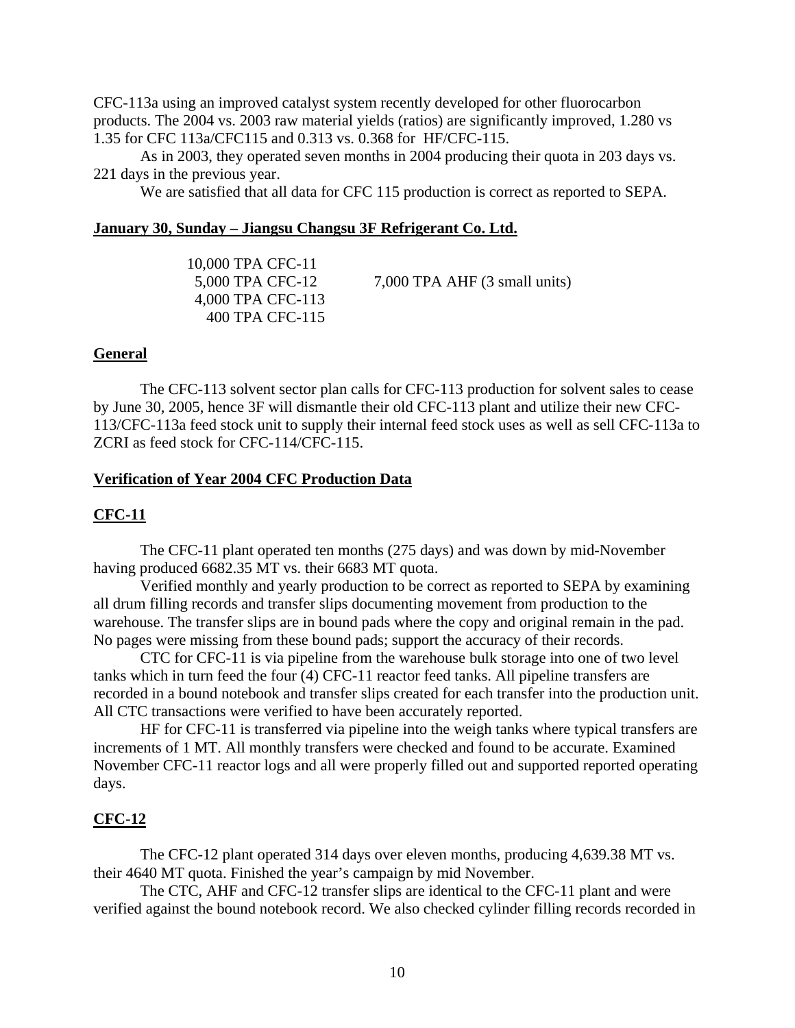CFC-113a using an improved catalyst system recently developed for other fluorocarbon products. The 2004 vs. 2003 raw material yields (ratios) are significantly improved, 1.280 vs 1.35 for CFC 113a/CFC115 and 0.313 vs. 0.368 for HF/CFC-115.

As in 2003, they operated seven months in 2004 producing their quota in 203 days vs. 221 days in the previous year.

We are satisfied that all data for CFC 115 production is correct as reported to SEPA.

**January 30, Sunday – Jiangsu Changsu 3F Refrigerant Co. Ltd.**

| | |
|---|---|
| 10,000 TPA CFC-11 | |
| 5,000 TPA CFC-12 | 7,000 TPA AHF (3 small units) |
| 4,000 TPA CFC-113 | |
| 400 TPA CFC-115 | |

**General**

The CFC-113 solvent sector plan calls for CFC-113 production for solvent sales to cease by June 30, 2005, hence 3F will dismantle their old CFC-113 plant and utilize their new CFC-113/CFC-113a feed stock unit to supply their internal feed stock uses as well as sell CFC-113a to ZCRI as feed stock for CFC-114/CFC-115.

**Verification of Year 2004 CFC Production Data**

**CFC-11**

The CFC-11 plant operated ten months (275 days) and was down by mid-November having produced 6682.35 MT vs. their 6683 MT quota.

Verified monthly and yearly production to be correct as reported to SEPA by examining all drum filling records and transfer slips documenting movement from production to the warehouse. The transfer slips are in bound pads where the copy and original remain in the pad. No pages were missing from these bound pads; support the accuracy of their records.

CTC for CFC-11 is via pipeline from the warehouse bulk storage into one of two level tanks which in turn feed the four (4) CFC-11 reactor feed tanks. All pipeline transfers are recorded in a bound notebook and transfer slips created for each transfer into the production unit. All CTC transactions were verified to have been accurately reported.

HF for CFC-11 is transferred via pipeline into the weigh tanks where typical transfers are increments of 1 MT. All monthly transfers were checked and found to be accurate. Examined November CFC-11 reactor logs and all were properly filled out and supported reported operating days.

**CFC-12**

The CFC-12 plant operated 314 days over eleven months, producing 4,639.38 MT vs. their 4640 MT quota. Finished the year's campaign by mid November.

The CTC, AHF and CFC-12 transfer slips are identical to the CFC-11 plant and were verified against the bound notebook record. We also checked cylinder filling records recorded in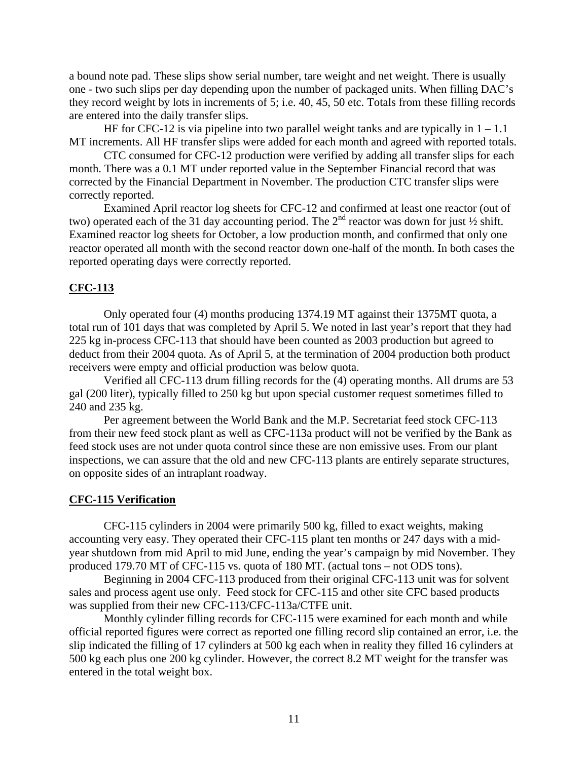a bound note pad. These slips show serial number, tare weight and net weight. There is usually one - two such slips per day depending upon the number of packaged units. When filling DAC's they record weight by lots in increments of 5; i.e. 40, 45, 50 etc. Totals from these filling records are entered into the daily transfer slips.

HF for CFC-12 is via pipeline into two parallel weight tanks and are typically in 1 – 1.1 MT increments. All HF transfer slips were added for each month and agreed with reported totals.

CTC consumed for CFC-12 production were verified by adding all transfer slips for each month. There was a 0.1 MT under reported value in the September Financial record that was corrected by the Financial Department in November. The production CTC transfer slips were correctly reported.

Examined April reactor log sheets for CFC-12 and confirmed at least one reactor (out of two) operated each of the 31 day accounting period. The 2nd reactor was down for just ½ shift. Examined reactor log sheets for October, a low production month, and confirmed that only one reactor operated all month with the second reactor down one-half of the month. In both cases the reported operating days were correctly reported.

## CFC-113

Only operated four (4) months producing 1374.19 MT against their 1375MT quota, a total run of 101 days that was completed by April 5. We noted in last year's report that they had 225 kg in-process CFC-113 that should have been counted as 2003 production but agreed to deduct from their 2004 quota. As of April 5, at the termination of 2004 production both product receivers were empty and official production was below quota.

Verified all CFC-113 drum filling records for the (4) operating months. All drums are 53 gal (200 liter), typically filled to 250 kg but upon special customer request sometimes filled to 240 and 235 kg.

Per agreement between the World Bank and the M.P. Secretariat feed stock CFC-113 from their new feed stock plant as well as CFC-113a product will not be verified by the Bank as feed stock uses are not under quota control since these are non emissive uses. From our plant inspections, we can assure that the old and new CFC-113 plants are entirely separate structures, on opposite sides of an intraplant roadway.

## CFC-115 Verification

CFC-115 cylinders in 2004 were primarily 500 kg, filled to exact weights, making accounting very easy. They operated their CFC-115 plant ten months or 247 days with a mid-year shutdown from mid April to mid June, ending the year's campaign by mid November. They produced 179.70 MT of CFC-115 vs. quota of 180 MT. (actual tons – not ODS tons).

Beginning in 2004 CFC-113 produced from their original CFC-113 unit was for solvent sales and process agent use only. Feed stock for CFC-115 and other site CFC based products was supplied from their new CFC-113/CFC-113a/CTFE unit.

Monthly cylinder filling records for CFC-115 were examined for each month and while official reported figures were correct as reported one filling record slip contained an error, i.e. the slip indicated the filling of 17 cylinders at 500 kg each when in reality they filled 16 cylinders at 500 kg each plus one 200 kg cylinder. However, the correct 8.2 MT weight for the transfer was entered in the total weight box.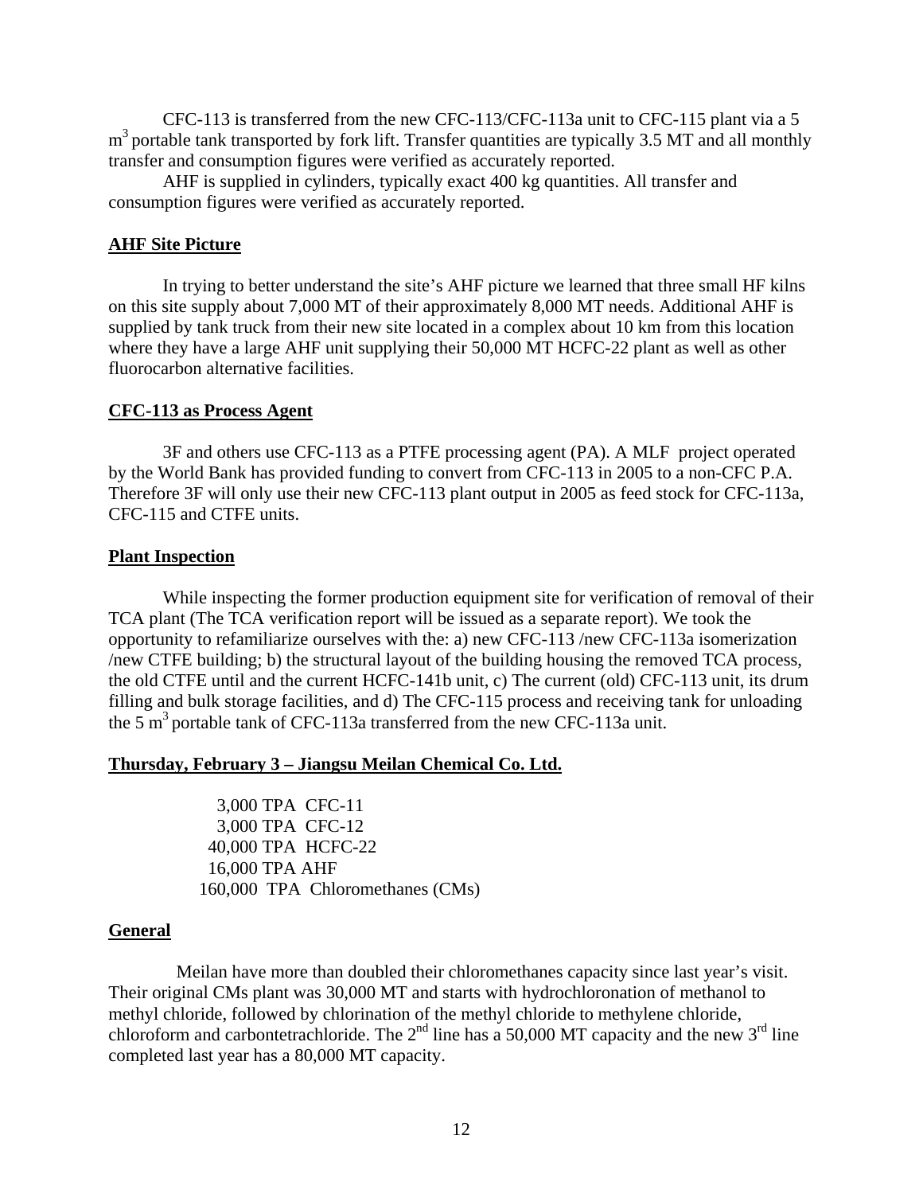CFC-113 is transferred from the new CFC-113/CFC-113a unit to CFC-115 plant via a 5 $m^3$ portable tank transported by fork lift. Transfer quantities are typically 3.5 MT and all monthly transfer and consumption figures were verified as accurately reported.

AHF is supplied in cylinders, typically exact 400 kg quantities. All transfer and consumption figures were verified as accurately reported.

## AHF Site Picture

In trying to better understand the site's AHF picture we learned that three small HF kilns on this site supply about 7,000 MT of their approximately 8,000 MT needs. Additional AHF is supplied by tank truck from their new site located in a complex about 10 km from this location where they have a large AHF unit supplying their 50,000 MT HCFC-22 plant as well as other fluorocarbon alternative facilities.

## CFC-113 as Process Agent

3F and others use CFC-113 as a PTFE processing agent (PA). A MLF project operated by the World Bank has provided funding to convert from CFC-113 in 2005 to a non-CFC P.A. Therefore 3F will only use their new CFC-113 plant output in 2005 as feed stock for CFC-113a, CFC-115 and CTFE units.

## Plant Inspection

While inspecting the former production equipment site for verification of removal of their TCA plant (The TCA verification report will be issued as a separate report). We took the opportunity to refamiliarize ourselves with the: a) new CFC-113 /new CFC-113a isomerization /new CTFE building; b) the structural layout of the building housing the removed TCA process, the old CTFE until and the current HCFC-141b unit, c) The current (old) CFC-113 unit, its drum filling and bulk storage facilities, and d) The CFC-115 process and receiving tank for unloading the 5 $m^3$ portable tank of CFC-113a transferred from the new CFC-113a unit.

## Thursday, February 3 – Jiangsu Meilan Chemical Co. Ltd.

3,000 TPA CFC-11
3,000 TPA CFC-12
40,000 TPA HCFC-22
16,000 TPA AHF
160,000 TPA Chloromethanes (CMs)

## General

Meilan have more than doubled their chloromethanes capacity since last year's visit. Their original CMs plant was 30,000 MT and starts with hydrochloronation of methanol to methyl chloride, followed by chlorination of the methyl chloride to methylene chloride, chloroform and carbontetrachloride. The 2nd line has a 50,000 MT capacity and the new 3rd line completed last year has a 80,000 MT capacity.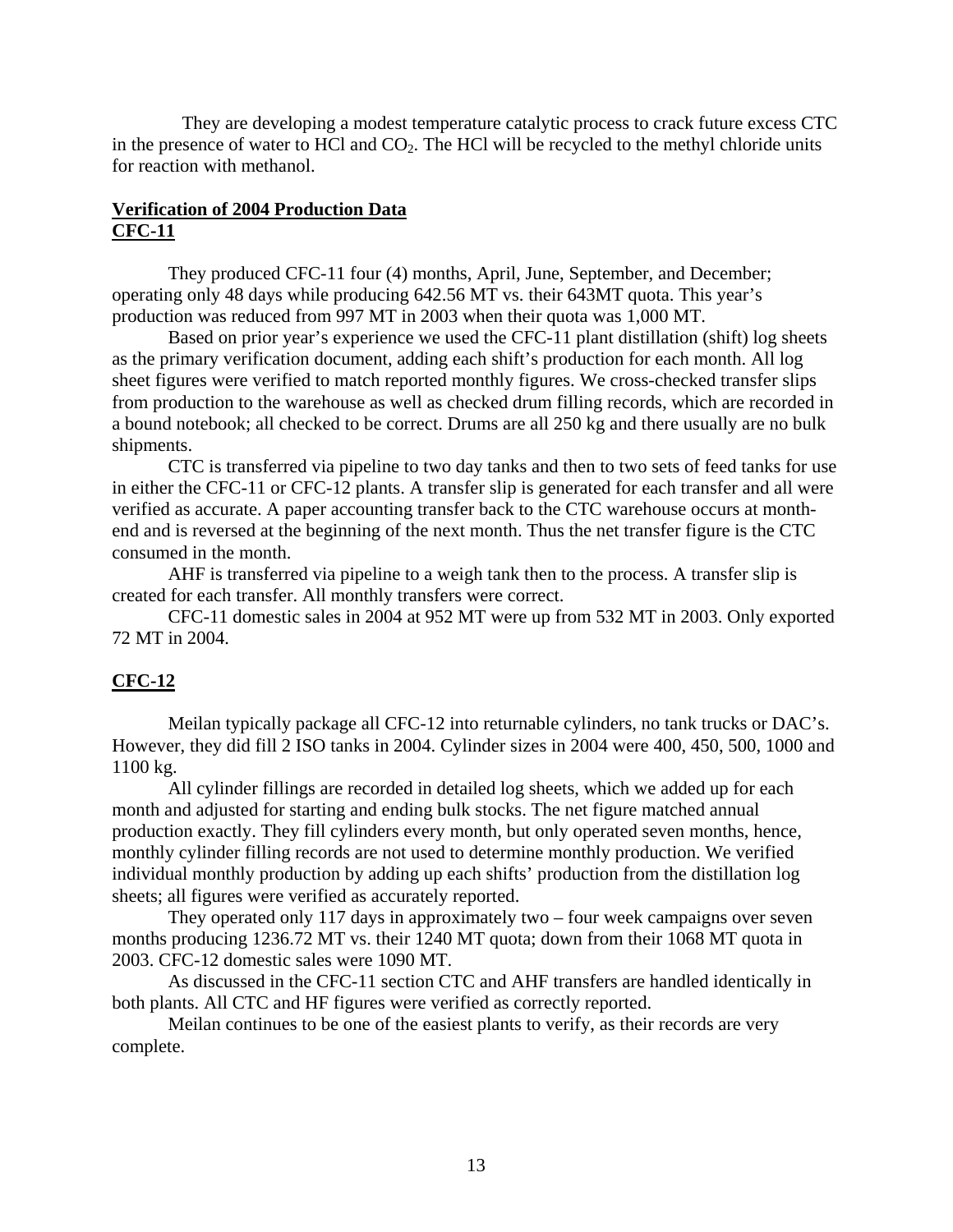They are developing a modest temperature catalytic process to crack future excess CTC in the presence of water to HCl and $CO_2$. The HCl will be recycled to the methyl chloride units for reaction with methanol.

## Verification of 2004 Production Data

### CFC-11

They produced CFC-11 four (4) months, April, June, September, and December; operating only 48 days while producing 642.56 MT vs. their 643MT quota. This year's production was reduced from 997 MT in 2003 when their quota was 1,000 MT.

Based on prior year's experience we used the CFC-11 plant distillation (shift) log sheets as the primary verification document, adding each shift's production for each month. All log sheet figures were verified to match reported monthly figures. We cross-checked transfer slips from production to the warehouse as well as checked drum filling records, which are recorded in a bound notebook; all checked to be correct. Drums are all 250 kg and there usually are no bulk shipments.

CTC is transferred via pipeline to two day tanks and then to two sets of feed tanks for use in either the CFC-11 or CFC-12 plants. A transfer slip is generated for each transfer and all were verified as accurate. A paper accounting transfer back to the CTC warehouse occurs at month-end and is reversed at the beginning of the next month. Thus the net transfer figure is the CTC consumed in the month.

AHF is transferred via pipeline to a weigh tank then to the process. A transfer slip is created for each transfer. All monthly transfers were correct.

CFC-11 domestic sales in 2004 at 952 MT were up from 532 MT in 2003. Only exported 72 MT in 2004.

### CFC-12

Meilan typically package all CFC-12 into returnable cylinders, no tank trucks or DAC's. However, they did fill 2 ISO tanks in 2004. Cylinder sizes in 2004 were 400, 450, 500, 1000 and 1100 kg.

All cylinder fillings are recorded in detailed log sheets, which we added up for each month and adjusted for starting and ending bulk stocks. The net figure matched annual production exactly. They fill cylinders every month, but only operated seven months, hence, monthly cylinder filling records are not used to determine monthly production. We verified individual monthly production by adding up each shifts' production from the distillation log sheets; all figures were verified as accurately reported.

They operated only 117 days in approximately two – four week campaigns over seven months producing 1236.72 MT vs. their 1240 MT quota; down from their 1068 MT quota in 2003. CFC-12 domestic sales were 1090 MT.

As discussed in the CFC-11 section CTC and AHF transfers are handled identically in both plants. All CTC and HF figures were verified as correctly reported.

Meilan continues to be one of the easiest plants to verify, as their records are very complete.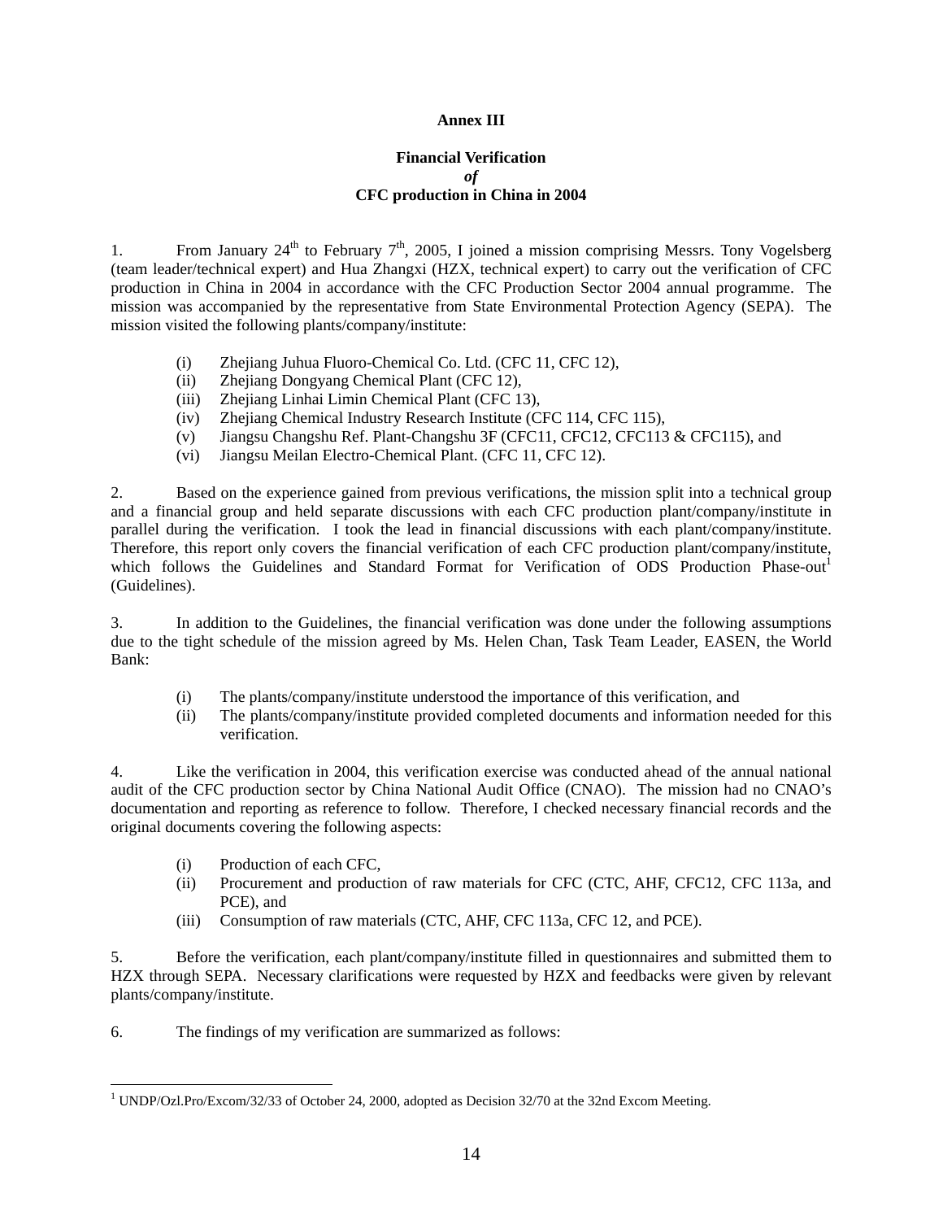**Annex III**

**Financial Verification**
***of***
**CFC production in China in 2004**

1. From January 24th to February 7th, 2005, I joined a mission comprising Messrs. Tony Vogelsberg (team leader/technical expert) and Hua Zhangxi (HZX, technical expert) to carry out the verification of CFC production in China in 2004 in accordance with the CFC Production Sector 2004 annual programme. The mission was accompanied by the representative from State Environmental Protection Agency (SEPA). The mission visited the following plants/company/institute:

- (i) Zhejiang Juhua Fluoro-Chemical Co. Ltd. (CFC 11, CFC 12),
- (ii) Zhejiang Dongyang Chemical Plant (CFC 12),
- (iii) Zhejiang Linhai Limin Chemical Plant (CFC 13),
- (iv) Zhejiang Chemical Industry Research Institute (CFC 114, CFC 115),
- (v) Jiangsu Changshu Ref. Plant-Changshu 3F (CFC11, CFC12, CFC113 & CFC115), and
- (vi) Jiangsu Meilan Electro-Chemical Plant. (CFC 11, CFC 12).

2. Based on the experience gained from previous verifications, the mission split into a technical group and a financial group and held separate discussions with each CFC production plant/company/institute in parallel during the verification. I took the lead in financial discussions with each plant/company/institute. Therefore, this report only covers the financial verification of each CFC production plant/company/institute, which follows the Guidelines and Standard Format for Verification of ODS Production Phase-out[1] (Guidelines).

3. In addition to the Guidelines, the financial verification was done under the following assumptions due to the tight schedule of the mission agreed by Ms. Helen Chan, Task Team Leader, EASEN, the World Bank:

- (i) The plants/company/institute understood the importance of this verification, and
- (ii) The plants/company/institute provided completed documents and information needed for this verification.

4. Like the verification in 2004, this verification exercise was conducted ahead of the annual national audit of the CFC production sector by China National Audit Office (CNAO). The mission had no CNAO's documentation and reporting as reference to follow. Therefore, I checked necessary financial records and the original documents covering the following aspects:

- (i) Production of each CFC,
- (ii) Procurement and production of raw materials for CFC (CTC, AHF, CFC12, CFC 113a, and PCE), and
- (iii) Consumption of raw materials (CTC, AHF, CFC 113a, CFC 12, and PCE).

5. Before the verification, each plant/company/institute filled in questionnaires and submitted them to HZX through SEPA. Necessary clarifications were requested by HZX and feedbacks were given by relevant plants/company/institute.

6. The findings of my verification are summarized as follows:

---

[1] UNDP/Ozl.Pro/Excom/32/33 of October 24, 2000, adopted as Decision 32/70 at the 32nd Excom Meeting.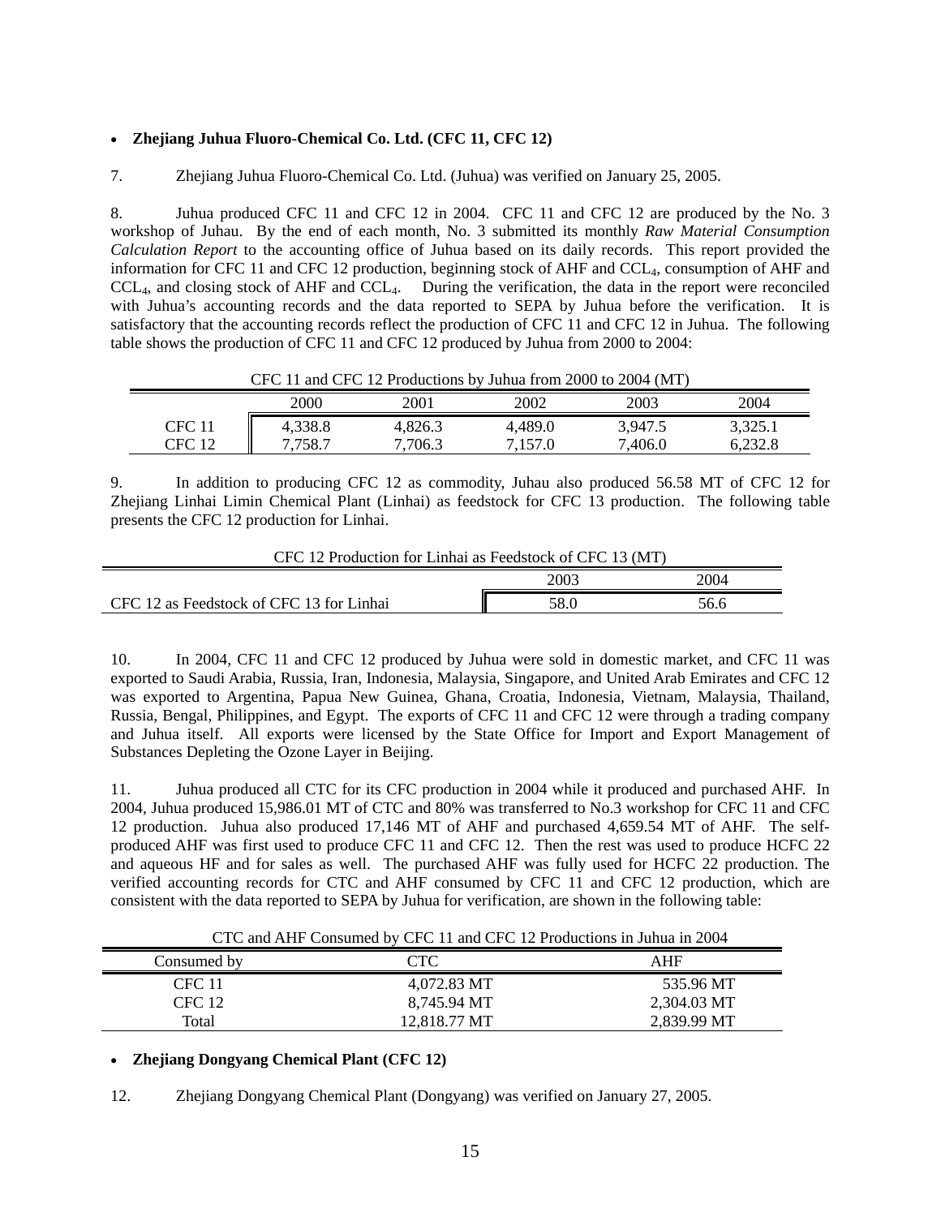- **Zhejiang Juhua Fluoro-Chemical Co. Ltd. (CFC 11, CFC 12)**

7. Zhejiang Juhua Fluoro-Chemical Co. Ltd. (Juhua) was verified on January 25, 2005.

8. Juhua produced CFC 11 and CFC 12 in 2004. CFC 11 and CFC 12 are produced by the No. 3 workshop of Juhau. By the end of each month, No. 3 submitted its monthly *Raw Material Consumption Calculation Report* to the accounting office of Juhua based on its daily records. This report provided the information for CFC 11 and CFC 12 production, beginning stock of AHF and $CCL_4$, consumption of AHF and $CCL_4$, and closing stock of AHF and $CCL_4$. During the verification, the data in the report were reconciled with Juhua's accounting records and the data reported to SEPA by Juhua before the verification. It is satisfactory that the accounting records reflect the production of CFC 11 and CFC 12 in Juhua. The following table shows the production of CFC 11 and CFC 12 produced by Juhua from 2000 to 2004:

CFC 11 and CFC 12 Productions by Juhua from 2000 to 2004 (MT)

| | 2000 | 2001 | 2002 | 2003 | 2004 |
|---|---|---|---|---|---|
| CFC 11 | 4,338.8 | 4,826.3 | 4,489.0 | 3,947.5 | 3,325.1 |
| CFC 12 | 7,758.7 | 7,706.3 | 7,157.0 | 7,406.0 | 6,232.8 |

9. In addition to producing CFC 12 as commodity, Juhau also produced 56.58 MT of CFC 12 for Zhejiang Linhai Limin Chemical Plant (Linhai) as feedstock for CFC 13 production. The following table presents the CFC 12 production for Linhai.

CFC 12 Production for Linhai as Feedstock of CFC 13 (MT)

| | 2003 | 2004 |
|---|---|---|
| CFC 12 as Feedstock of CFC 13 for Linhai | 58.0 | 56.6 |

10. In 2004, CFC 11 and CFC 12 produced by Juhua were sold in domestic market, and CFC 11 was exported to Saudi Arabia, Russia, Iran, Indonesia, Malaysia, Singapore, and United Arab Emirates and CFC 12 was exported to Argentina, Papua New Guinea, Ghana, Croatia, Indonesia, Vietnam, Malaysia, Thailand, Russia, Bengal, Philippines, and Egypt. The exports of CFC 11 and CFC 12 were through a trading company and Juhua itself. All exports were licensed by the State Office for Import and Export Management of Substances Depleting the Ozone Layer in Beijing.

11. Juhua produced all CTC for its CFC production in 2004 while it produced and purchased AHF. In 2004, Juhua produced 15,986.01 MT of CTC and 80% was transferred to No.3 workshop for CFC 11 and CFC 12 production. Juhua also produced 17,146 MT of AHF and purchased 4,659.54 MT of AHF. The self-produced AHF was first used to produce CFC 11 and CFC 12. Then the rest was used to produce HCFC 22 and aqueous HF and for sales as well. The purchased AHF was fully used for HCFC 22 production. The verified accounting records for CTC and AHF consumed by CFC 11 and CFC 12 production, which are consistent with the data reported to SEPA by Juhua for verification, are shown in the following table:

CTC and AHF Consumed by CFC 11 and CFC 12 Productions in Juhua in 2004

| Consumed by | CTC | AHF |
|---|---|---|
| CFC 11 | 4,072.83 MT | 535.96 MT |
| CFC 12 | 8,745.94 MT | 2,304.03 MT |
| Total | 12,818.77 MT | 2,839.99 MT |

- **Zhejiang Dongyang Chemical Plant (CFC 12)**

12. Zhejiang Dongyang Chemical Plant (Dongyang) was verified on January 27, 2005.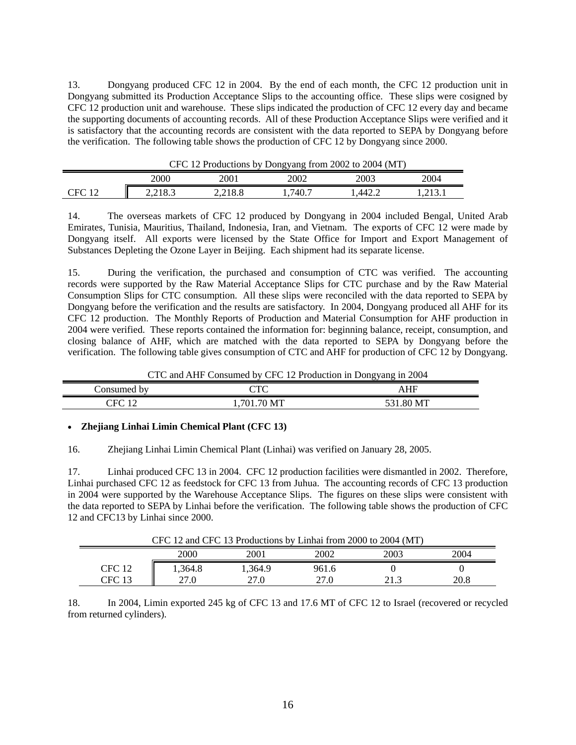13. Dongyang produced CFC 12 in 2004. By the end of each month, the CFC 12 production unit in Dongyang submitted its Production Acceptance Slips to the accounting office. These slips were cosigned by CFC 12 production unit and warehouse. These slips indicated the production of CFC 12 every day and became the supporting documents of accounting records. All of these Production Acceptance Slips were verified and it is satisfactory that the accounting records are consistent with the data reported to SEPA by Dongyang before the verification. The following table shows the production of CFC 12 by Dongyang since 2000.

CFC 12 Productions by Dongyang from 2002 to 2004 (MT)

| | 2000 | 2001 | 2002 | 2003 | 2004 |
|---|---|---|---|---|---|
| CFC 12 | 2,218.3 | 2,218.8 | 1,740.7 | 1,442.2 | 1,213.1 |

14. The overseas markets of CFC 12 produced by Dongyang in 2004 included Bengal, United Arab Emirates, Tunisia, Mauritius, Thailand, Indonesia, Iran, and Vietnam. The exports of CFC 12 were made by Dongyang itself. All exports were licensed by the State Office for Import and Export Management of Substances Depleting the Ozone Layer in Beijing. Each shipment had its separate license.

15. During the verification, the purchased and consumption of CTC was verified. The accounting records were supported by the Raw Material Acceptance Slips for CTC purchase and by the Raw Material Consumption Slips for CTC consumption. All these slips were reconciled with the data reported to SEPA by Dongyang before the verification and the results are satisfactory. In 2004, Dongyang produced all AHF for its CFC 12 production. The Monthly Reports of Production and Material Consumption for AHF production in 2004 were verified. These reports contained the information for: beginning balance, receipt, consumption, and closing balance of AHF, which are matched with the data reported to SEPA by Dongyang before the verification. The following table gives consumption of CTC and AHF for production of CFC 12 by Dongyang.

CTC and AHF Consumed by CFC 12 Production in Dongyang in 2004

| Consumed by | CTC | AHF |
|---|---|---|
| CFC 12 | 1,701.70 MT | 531.80 MT |

- **Zhejiang Linhai Limin Chemical Plant (CFC 13)**

16. Zhejiang Linhai Limin Chemical Plant (Linhai) was verified on January 28, 2005.

17. Linhai produced CFC 13 in 2004. CFC 12 production facilities were dismantled in 2002. Therefore, Linhai purchased CFC 12 as feedstock for CFC 13 from Juhua. The accounting records of CFC 13 production in 2004 were supported by the Warehouse Acceptance Slips. The figures on these slips were consistent with the data reported to SEPA by Linhai before the verification. The following table shows the production of CFC 12 and CFC13 by Linhai since 2000.

CFC 12 and CFC 13 Productions by Linhai from 2000 to 2004 (MT)

| | 2000 | 2001 | 2002 | 2003 | 2004 |
|---|---|---|---|---|---|
| CFC 12 | 1,364.8 | 1,364.9 | 961.6 | 0 | 0 |
| CFC 13 | 27.0 | 27.0 | 27.0 | 21.3 | 20.8 |

18. In 2004, Limin exported 245 kg of CFC 13 and 17.6 MT of CFC 12 to Israel (recovered or recycled from returned cylinders).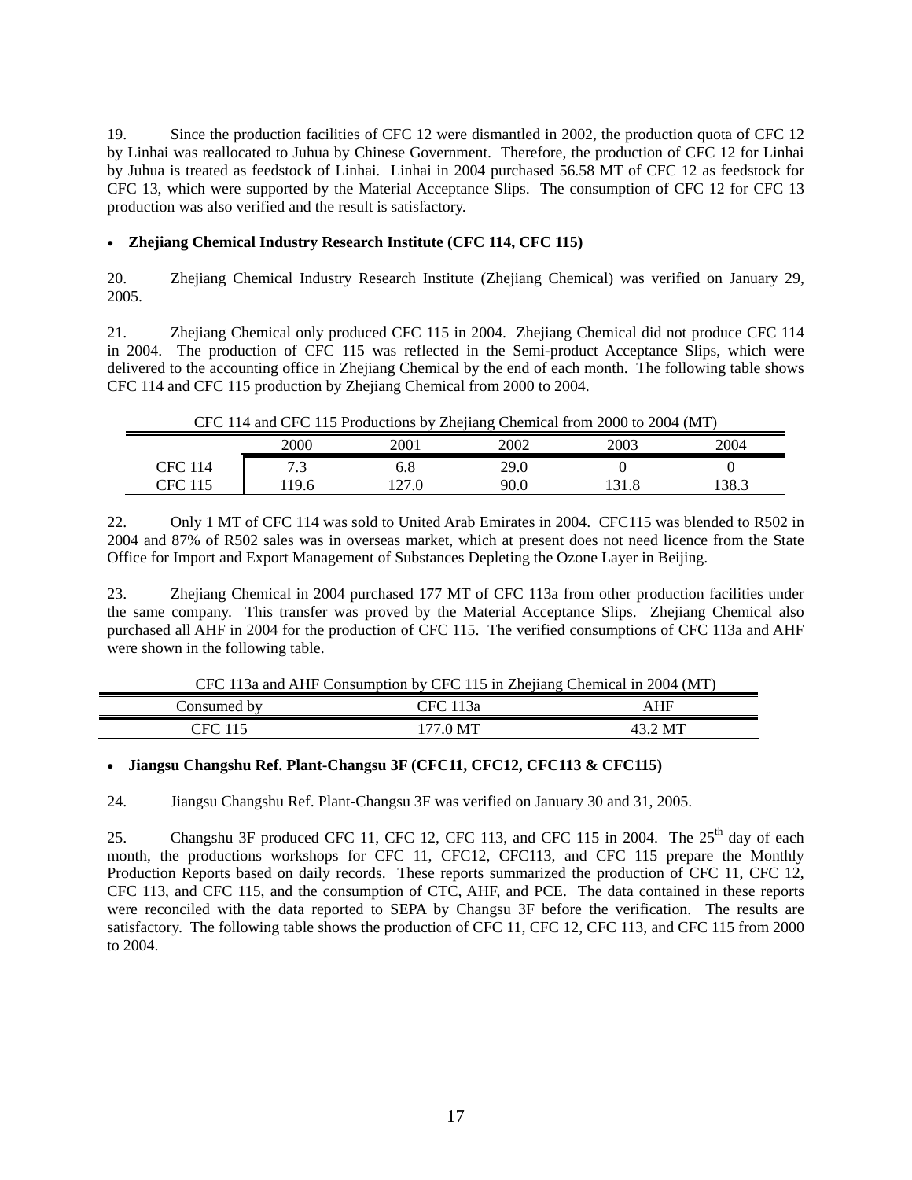19. Since the production facilities of CFC 12 were dismantled in 2002, the production quota of CFC 12 by Linhai was reallocated to Juhua by Chinese Government. Therefore, the production of CFC 12 for Linhai by Juhua is treated as feedstock of Linhai. Linhai in 2004 purchased 56.58 MT of CFC 12 as feedstock for CFC 13, which were supported by the Material Acceptance Slips. The consumption of CFC 12 for CFC 13 production was also verified and the result is satisfactory.

- **Zhejiang Chemical Industry Research Institute (CFC 114, CFC 115)**

20. Zhejiang Chemical Industry Research Institute (Zhejiang Chemical) was verified on January 29, 2005.

21. Zhejiang Chemical only produced CFC 115 in 2004. Zhejiang Chemical did not produce CFC 114 in 2004. The production of CFC 115 was reflected in the Semi-product Acceptance Slips, which were delivered to the accounting office in Zhejiang Chemical by the end of each month. The following table shows CFC 114 and CFC 115 production by Zhejiang Chemical from 2000 to 2004.

CFC 114 and CFC 115 Productions by Zhejiang Chemical from 2000 to 2004 (MT)

| | 2000 | 2001 | 2002 | 2003 | 2004 |
|---|---|---|---|---|---|
| CFC 114 | 7.3 | 6.8 | 29.0 | 0 | 0 |
| CFC 115 | 119.6 | 127.0 | 90.0 | 131.8 | 138.3 |

22. Only 1 MT of CFC 114 was sold to United Arab Emirates in 2004. CFC115 was blended to R502 in 2004 and 87% of R502 sales was in overseas market, which at present does not need licence from the State Office for Import and Export Management of Substances Depleting the Ozone Layer in Beijing.

23. Zhejiang Chemical in 2004 purchased 177 MT of CFC 113a from other production facilities under the same company. This transfer was proved by the Material Acceptance Slips. Zhejiang Chemical also purchased all AHF in 2004 for the production of CFC 115. The verified consumptions of CFC 113a and AHF were shown in the following table.

CFC 113a and AHF Consumption by CFC 115 in Zhejiang Chemical in 2004 (MT)

| Consumed by | CFC 113a | AHF |
|---|---|---|
| CFC 115 | 177.0 MT | 43.2 MT |

- **Jiangsu Changshu Ref. Plant-Changsu 3F (CFC11, CFC12, CFC113 & CFC115)**

24. Jiangsu Changshu Ref. Plant-Changsu 3F was verified on January 30 and 31, 2005.

25. Changshu 3F produced CFC 11, CFC 12, CFC 113, and CFC 115 in 2004. The 25th day of each month, the productions workshops for CFC 11, CFC12, CFC113, and CFC 115 prepare the Monthly Production Reports based on daily records. These reports summarized the production of CFC 11, CFC 12, CFC 113, and CFC 115, and the consumption of CTC, AHF, and PCE. The data contained in these reports were reconciled with the data reported to SEPA by Changsu 3F before the verification. The results are satisfactory. The following table shows the production of CFC 11, CFC 12, CFC 113, and CFC 115 from 2000 to 2004.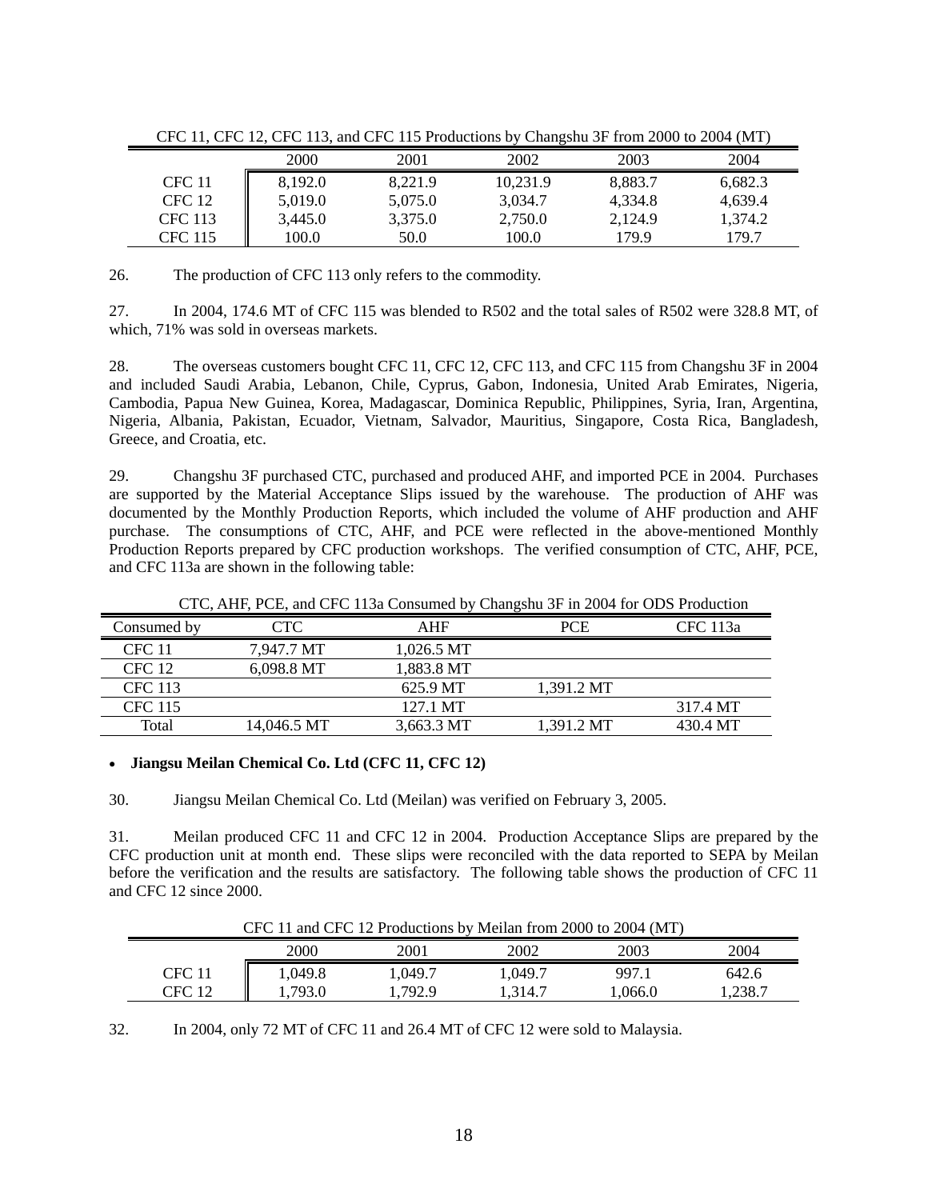CFC 11, CFC 12, CFC 113, and CFC 115 Productions by Changshu 3F from 2000 to 2004 (MT)

| | 2000 | 2001 | 2002 | 2003 | 2004 |
|---|---|---|---|---|---|
| CFC 11 | 8,192.0 | 8,221.9 | 10,231.9 | 8,883.7 | 6,682.3 |
| CFC 12 | 5,019.0 | 5,075.0 | 3,034.7 | 4,334.8 | 4,639.4 |
| CFC 113 | 3,445.0 | 3,375.0 | 2,750.0 | 2,124.9 | 1,374.2 |
| CFC 115 | 100.0 | 50.0 | 100.0 | 179.9 | 179.7 |

26. The production of CFC 113 only refers to the commodity.

27. In 2004, 174.6 MT of CFC 115 was blended to R502 and the total sales of R502 were 328.8 MT, of which, 71% was sold in overseas markets.

28. The overseas customers bought CFC 11, CFC 12, CFC 113, and CFC 115 from Changshu 3F in 2004 and included Saudi Arabia, Lebanon, Chile, Cyprus, Gabon, Indonesia, United Arab Emirates, Nigeria, Cambodia, Papua New Guinea, Korea, Madagascar, Dominica Republic, Philippines, Syria, Iran, Argentina, Nigeria, Albania, Pakistan, Ecuador, Vietnam, Salvador, Mauritius, Singapore, Costa Rica, Bangladesh, Greece, and Croatia, etc.

29. Changshu 3F purchased CTC, purchased and produced AHF, and imported PCE in 2004. Purchases are supported by the Material Acceptance Slips issued by the warehouse. The production of AHF was documented by the Monthly Production Reports, which included the volume of AHF production and AHF purchase. The consumptions of CTC, AHF, and PCE were reflected in the above-mentioned Monthly Production Reports prepared by CFC production workshops. The verified consumption of CTC, AHF, PCE, and CFC 113a are shown in the following table:

CTC, AHF, PCE, and CFC 113a Consumed by Changshu 3F in 2004 for ODS Production

| Consumed by | CTC | AHF | PCE | CFC 113a |
|---|---|---|---|---|
| CFC 11 | 7,947.7 MT | 1,026.5 MT | | |
| CFC 12 | 6,098.8 MT | 1,883.8 MT | | |
| CFC 113 | | 625.9 MT | 1,391.2 MT | |
| CFC 115 | | 127.1 MT | | 317.4 MT |
| Total | 14,046.5 MT | 3,663.3 MT | 1,391.2 MT | 430.4 MT |

- **Jiangsu Meilan Chemical Co. Ltd (CFC 11, CFC 12)**

30. Jiangsu Meilan Chemical Co. Ltd (Meilan) was verified on February 3, 2005.

31. Meilan produced CFC 11 and CFC 12 in 2004. Production Acceptance Slips are prepared by the CFC production unit at month end. These slips were reconciled with the data reported to SEPA by Meilan before the verification and the results are satisfactory. The following table shows the production of CFC 11 and CFC 12 since 2000.

CFC 11 and CFC 12 Productions by Meilan from 2000 to 2004 (MT)

| | 2000 | 2001 | 2002 | 2003 | 2004 |
|---|---|---|---|---|---|
| CFC 11 | 1,049.8 | 1,049.7 | 1,049.7 | 997.1 | 642.6 |
| CFC 12 | 1,793.0 | 1,792.9 | 1,314.7 | 1,066.0 | 1,238.7 |

32. In 2004, only 72 MT of CFC 11 and 26.4 MT of CFC 12 were sold to Malaysia.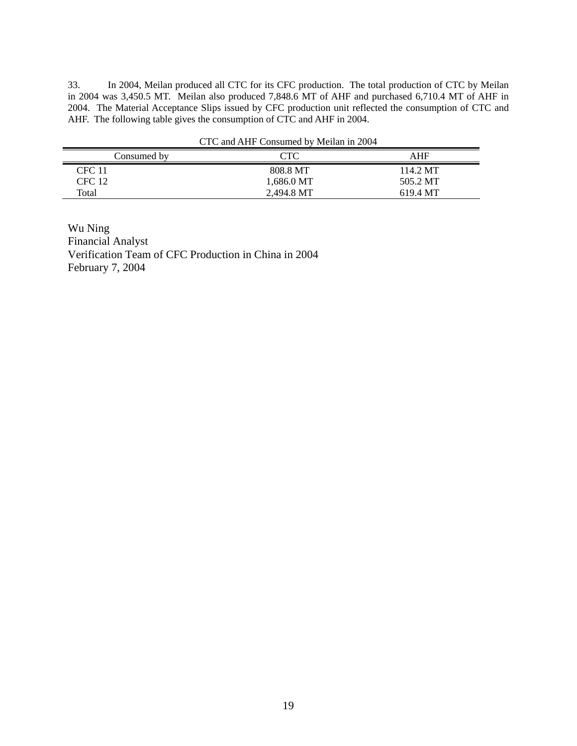33. In 2004, Meilan produced all CTC for its CFC production. The total production of CTC by Meilan in 2004 was 3,450.5 MT. Meilan also produced 7,848.6 MT of AHF and purchased 6,710.4 MT of AHF in 2004. The Material Acceptance Slips issued by CFC production unit reflected the consumption of CTC and AHF. The following table gives the consumption of CTC and AHF in 2004.

CTC and AHF Consumed by Meilan in 2004

| Consumed by | CTC | AHF |
|---|---|---|
| CFC 11 | 808.8 MT | 114.2 MT |
| CFC 12 | 1,686.0 MT | 505.2 MT |
| Total | 2,494.8 MT | 619.4 MT |

Wu Ning
Financial Analyst
Verification Team of CFC Production in China in 2004
February 7, 2004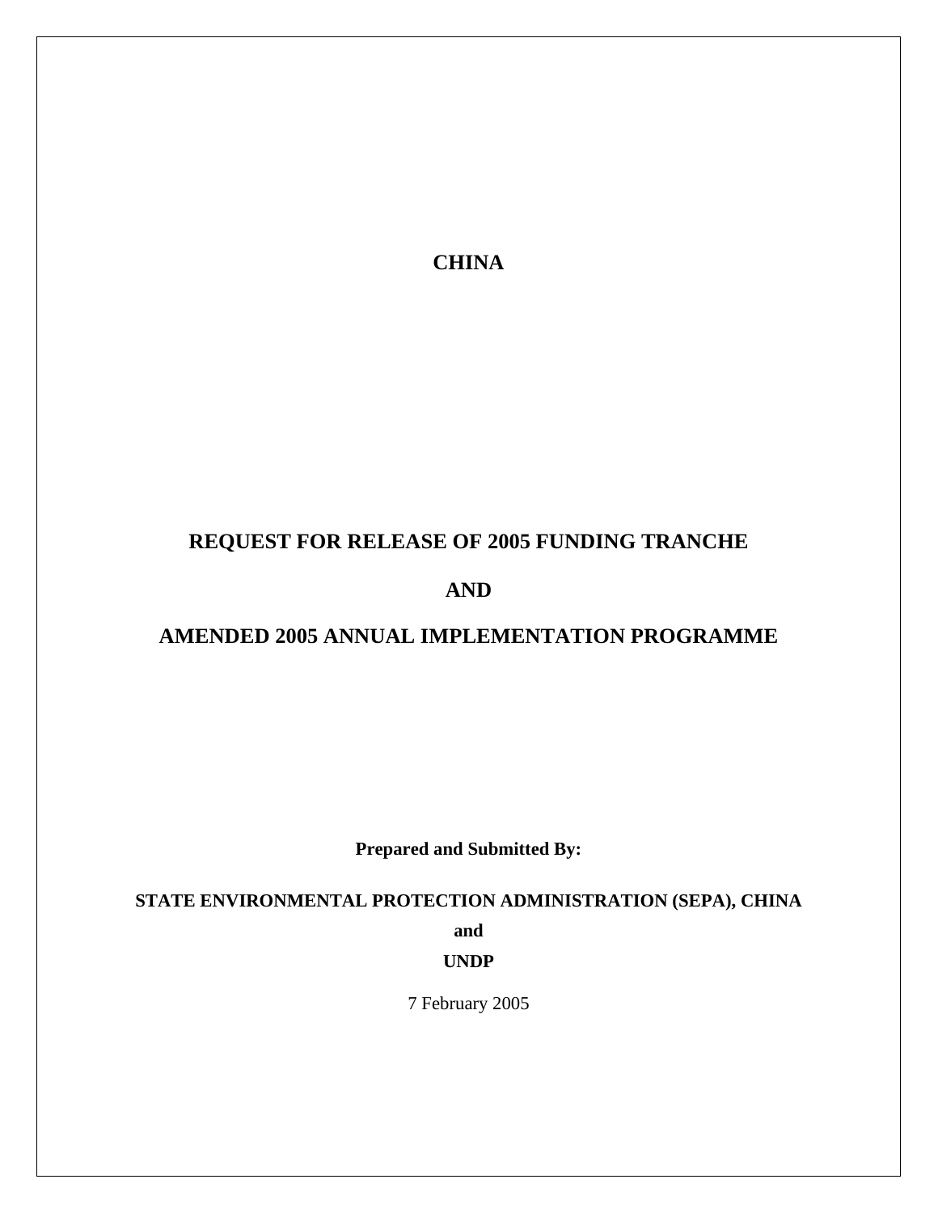**CHINA**

# REQUEST FOR RELEASE OF 2005 FUNDING TRANCHE

# AND

# AMENDED 2005 ANNUAL IMPLEMENTATION PROGRAMME

**Prepared and Submitted By:**

**STATE ENVIRONMENTAL PROTECTION ADMINISTRATION (SEPA), CHINA**

**and**

**UNDP**

7 February 2005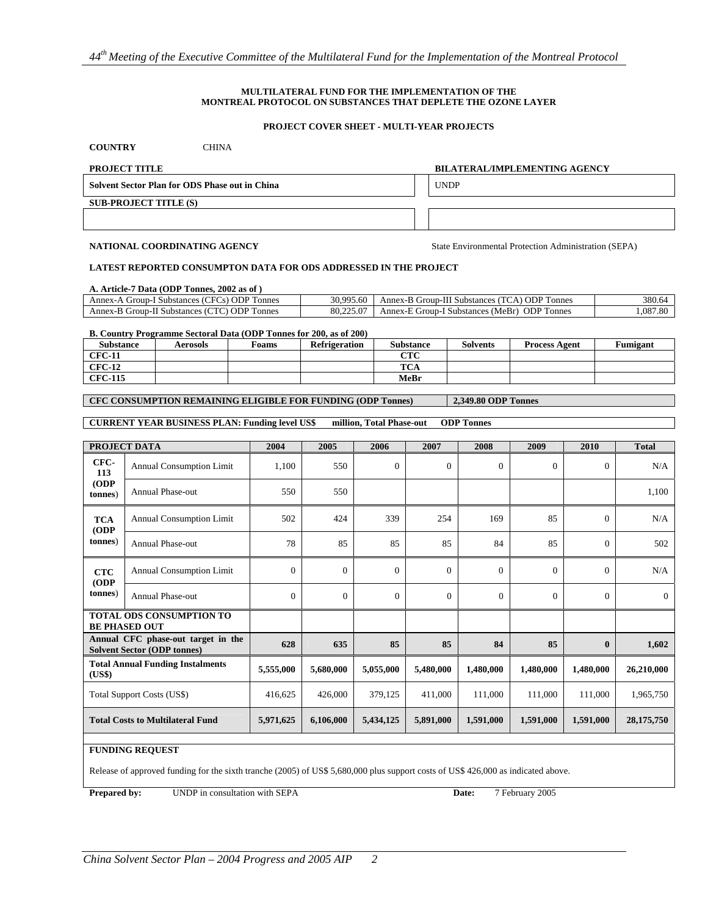**MULTILATERAL FUND FOR THE IMPLEMENTATION OF THE MONTREAL PROTOCOL ON SUBSTANCES THAT DEPLETE THE OZONE LAYER**

**PROJECT COVER SHEET - MULTI-YEAR PROJECTS**

**COUNTRY** CHINA

| **PROJECT TITLE** | **BILATERAL/IMPLEMENTING AGENCY** |
|---|---|
| **Solvent Sector Plan for ODS Phase out in China** | UNDP |
| **SUB-PROJECT TITLE (S)** | |
| | |

**NATIONAL COORDINATING AGENCY** State Environmental Protection Administration (SEPA)

**LATEST REPORTED CONSUMPTON DATA FOR ODS ADDRESSED IN THE PROJECT**

**A. Article-7 Data (ODP Tonnes, 2002 as of )**

| | | | |
|---|---|---|---|
| Annex-A Group-I Substances (CFCs) ODP Tonnes | 30,995.60 | Annex-B Group-III Substances (TCA) ODP Tonnes | 380.64 |
| Annex-B Group-II Substances (CTC) ODP Tonnes | 80,225.07 | Annex-E Group-I Substances (MeBr) ODP Tonnes | 1,087.80 |

**B. Country Programme Sectoral Data (ODP Tonnes for 200, as of 200)**

| Substance | Aerosols | Foams | Refrigeration | Substance | Solvents | Process Agent | Fumigant |
|---|---|---|---|---|---|---|---|
| **CFC-11** | | | | **CTC** | | | |
| **CFC-12** | | | | **TCA** | | | |
| **CFC-115** | | | | **MeBr** | | | |

**CFC CONSUMPTION REMAINING ELIGIBLE FOR FUNDING (ODP Tonnes)** **2,349.80 ODP Tonnes**

**CURRENT YEAR BUSINESS PLAN: Funding level US$ million, Total Phase-out ODP Tonnes**

| **PROJECT DATA** | | 2004 | 2005 | 2006 | 2007 | 2008 | 2009 | 2010 | Total |
|---|---|---|---|---|---|---|---|---|---|
| **CFC-113 (ODP tonnes)** | Annual Consumption Limit | 1,100 | 550 | 0 | 0 | 0 | 0 | 0 | N/A |
| | Annual Phase-out | 550 | 550 | | | | | | 1,100 |
| **TCA (ODP tonnes)** | Annual Consumption Limit | 502 | 424 | 339 | 254 | 169 | 85 | 0 | N/A |
| | Annual Phase-out | 78 | 85 | 85 | 85 | 84 | 85 | 0 | 502 |
| **CTC (ODP tonnes)** | Annual Consumption Limit | 0 | 0 | 0 | 0 | 0 | 0 | 0 | N/A |
| | Annual Phase-out | 0 | 0 | 0 | 0 | 0 | 0 | 0 | 0 |
| **TOTAL ODS CONSUMPTION TO BE PHASED OUT** | | | | | | | | | |
| **Annual CFC phase-out target in the Solvent Sector (ODP tonnes)** | | **628** | **635** | **85** | **85** | **84** | **85** | **0** | **1,602** |
| **Total Annual Funding Instalments (US$)** | | **5,555,000** | **5,680,000** | **5,055,000** | **5,480,000** | **1,480,000** | **1,480,000** | **1,480,000** | **26,210,000** |
| Total Support Costs (US$) | | 416,625 | 426,000 | 379,125 | 411,000 | 111,000 | 111,000 | 111,000 | 1,965,750 |
| **Total Costs to Multilateral Fund** | | **5,971,625** | **6,106,000** | **5,434,125** | **5,891,000** | **1,591,000** | **1,591,000** | **1,591,000** | **28,175,750** |

**FUNDING REQUEST**

Release of approved funding for the sixth tranche (2005) of US$ 5,680,000 plus support costs of US$ 426,000 as indicated above.

**Prepared by:** UNDP in consultation with SEPA **Date:** 7 February 2005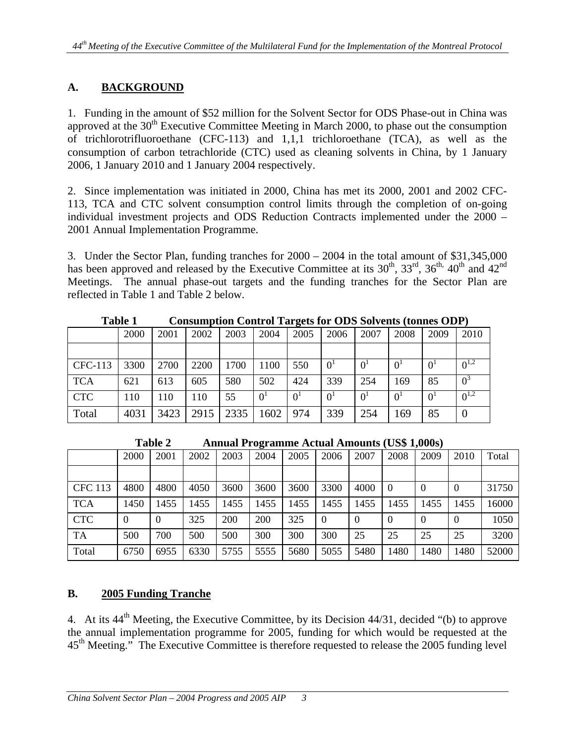## A. BACKGROUND

1. Funding in the amount of $52 million for the Solvent Sector for ODS Phase-out in China was approved at the 30th Executive Committee Meeting in March 2000, to phase out the consumption of trichlorotrifluoroethane (CFC-113) and 1,1,1 trichloroethane (TCA), as well as the consumption of carbon tetrachloride (CTC) used as cleaning solvents in China, by 1 January 2006, 1 January 2010 and 1 January 2004 respectively.

2. Since implementation was initiated in 2000, China has met its 2000, 2001 and 2002 CFC-113, TCA and CTC solvent consumption control limits through the completion of on-going individual investment projects and ODS Reduction Contracts implemented under the 2000 – 2001 Annual Implementation Programme.

3. Under the Sector Plan, funding tranches for 2000 – 2004 in the total amount of $31,345,000 has been approved and released by the Executive Committee at its 30th, 33rd, 36th, 40th and 42nd Meetings. The annual phase-out targets and the funding tranches for the Sector Plan are reflected in Table 1 and Table 2 below.

**Table 1 Consumption Control Targets for ODS Solvents (tonnes ODP)**

| | 2000 | 2001 | 2002 | 2003 | 2004 | 2005 | 2006 | 2007 | 2008 | 2009 | 2010 |
|---|---|---|---|---|---|---|---|---|---|---|---|
| | | | | | | | | | | | |
| CFC-113 | 3300 | 2700 | 2200 | 1700 | 1100 | 550 | 0[1] | 0[1] | 0[1] | 0[1] | 0[1,2] |
| TCA | 621 | 613 | 605 | 580 | 502 | 424 | 339 | 254 | 169 | 85 | 0[3] |
| CTC | 110 | 110 | 110 | 55 | 0[1] | 0[1] | 0[1] | 0[1] | 0[1] | 0[1] | 0[1,2] |
| Total | 4031 | 3423 | 2915 | 2335 | 1602 | 974 | 339 | 254 | 169 | 85 | 0 |

**Table 2 Annual Programme Actual Amounts (US$ 1,000s)**

| | 2000 | 2001 | 2002 | 2003 | 2004 | 2005 | 2006 | 2007 | 2008 | 2009 | 2010 | Total |
|---|---|---|---|---|---|---|---|---|---|---|---|---|
| | | | | | | | | | | | | |
| CFC 113 | 4800 | 4800 | 4050 | 3600 | 3600 | 3600 | 3300 | 4000 | 0 | 0 | 0 | 31750 |
| TCA | 1450 | 1455 | 1455 | 1455 | 1455 | 1455 | 1455 | 1455 | 1455 | 1455 | 1455 | 16000 |
| CTC | 0 | 0 | 325 | 200 | 200 | 325 | 0 | 0 | 0 | 0 | 0 | 1050 |
| TA | 500 | 700 | 500 | 500 | 300 | 300 | 300 | 25 | 25 | 25 | 25 | 3200 |
| Total | 6750 | 6955 | 6330 | 5755 | 5555 | 5680 | 5055 | 5480 | 1480 | 1480 | 1480 | 52000 |

## B. 2005 Funding Tranche

4. At its 44th Meeting, the Executive Committee, by its Decision 44/31, decided "(b) to approve the annual implementation programme for 2005, funding for which would be requested at the 45th Meeting." The Executive Committee is therefore requested to release the 2005 funding level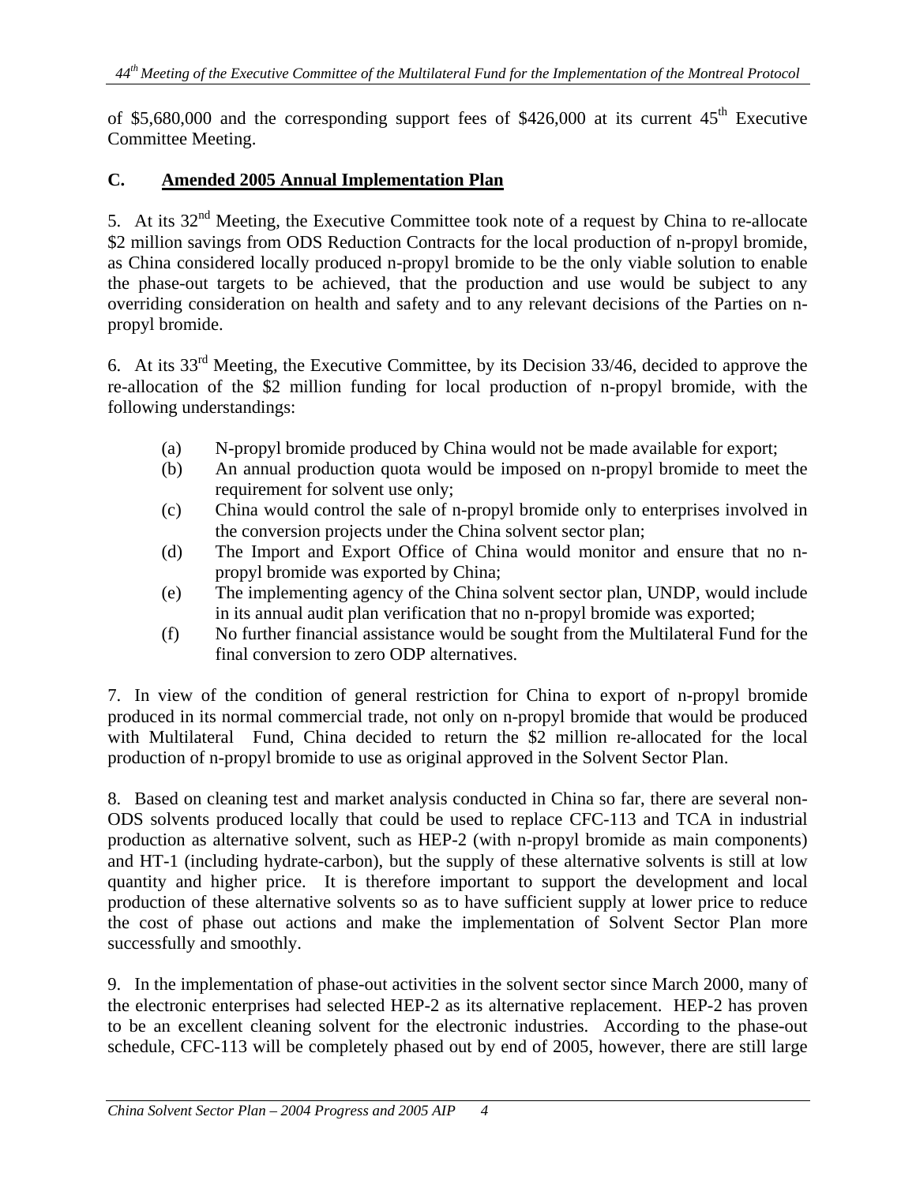of \$5,680,000 and the corresponding support fees of \$426,000 at its current 45th Executive Committee Meeting.

## C. Amended 2005 Annual Implementation Plan

5. At its 32nd Meeting, the Executive Committee took note of a request by China to re-allocate \$2 million savings from ODS Reduction Contracts for the local production of n-propyl bromide, as China considered locally produced n-propyl bromide to be the only viable solution to enable the phase-out targets to be achieved, that the production and use would be subject to any overriding consideration on health and safety and to any relevant decisions of the Parties on n-propyl bromide.

6. At its 33rd Meeting, the Executive Committee, by its Decision 33/46, decided to approve the re-allocation of the \$2 million funding for local production of n-propyl bromide, with the following understandings:

- (a) N-propyl bromide produced by China would not be made available for export;
- (b) An annual production quota would be imposed on n-propyl bromide to meet the requirement for solvent use only;
- (c) China would control the sale of n-propyl bromide only to enterprises involved in the conversion projects under the China solvent sector plan;
- (d) The Import and Export Office of China would monitor and ensure that no n-propyl bromide was exported by China;
- (e) The implementing agency of the China solvent sector plan, UNDP, would include in its annual audit plan verification that no n-propyl bromide was exported;
- (f) No further financial assistance would be sought from the Multilateral Fund for the final conversion to zero ODP alternatives.

7. In view of the condition of general restriction for China to export of n-propyl bromide produced in its normal commercial trade, not only on n-propyl bromide that would be produced with Multilateral Fund, China decided to return the \$2 million re-allocated for the local production of n-propyl bromide to use as original approved in the Solvent Sector Plan.

8. Based on cleaning test and market analysis conducted in China so far, there are several non-ODS solvents produced locally that could be used to replace CFC-113 and TCA in industrial production as alternative solvent, such as HEP-2 (with n-propyl bromide as main components) and HT-1 (including hydrate-carbon), but the supply of these alternative solvents is still at low quantity and higher price. It is therefore important to support the development and local production of these alternative solvents so as to have sufficient supply at lower price to reduce the cost of phase out actions and make the implementation of Solvent Sector Plan more successfully and smoothly.

9. In the implementation of phase-out activities in the solvent sector since March 2000, many of the electronic enterprises had selected HEP-2 as its alternative replacement. HEP-2 has proven to be an excellent cleaning solvent for the electronic industries. According to the phase-out schedule, CFC-113 will be completely phased out by end of 2005, however, there are still large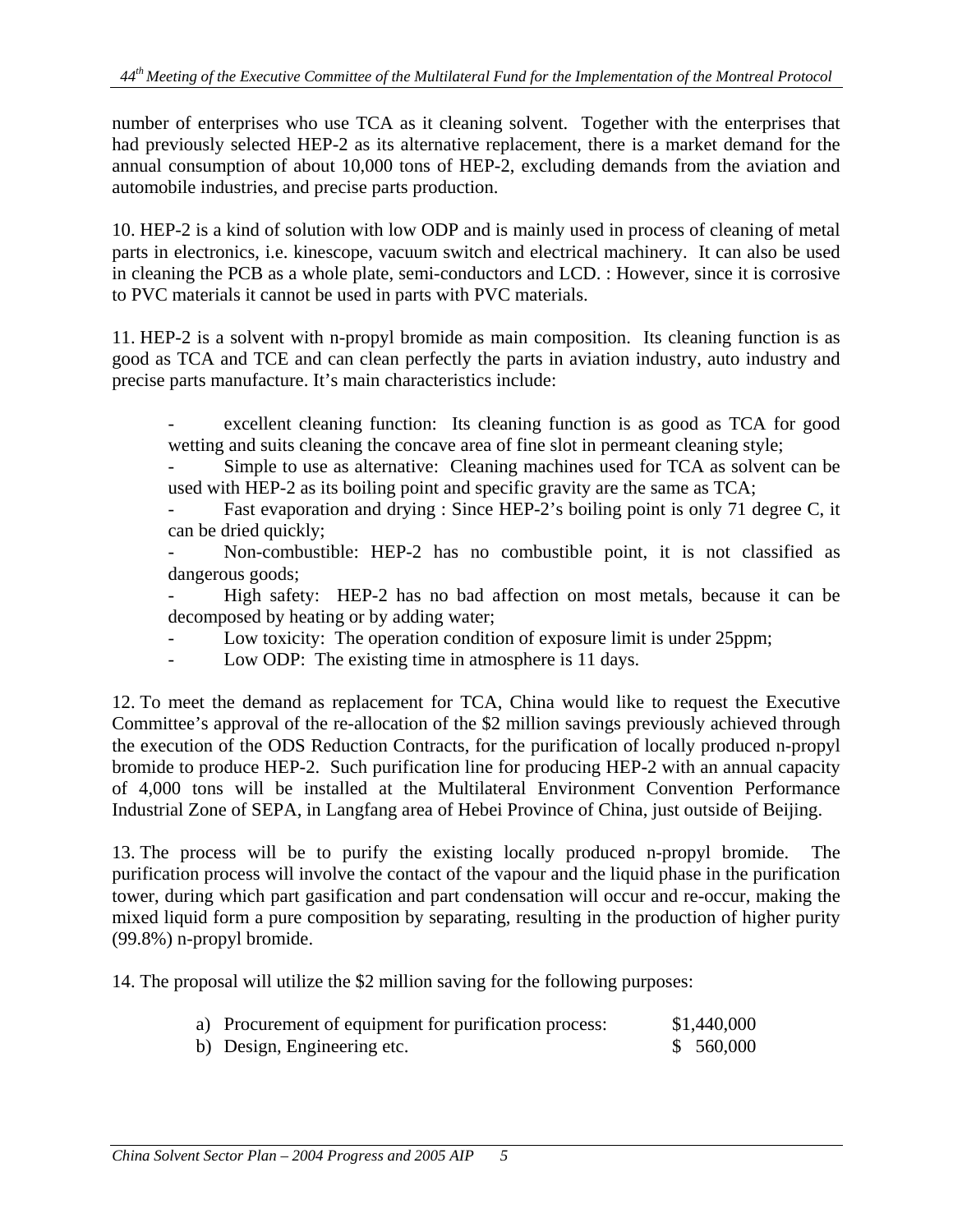number of enterprises who use TCA as it cleaning solvent. Together with the enterprises that had previously selected HEP-2 as its alternative replacement, there is a market demand for the annual consumption of about 10,000 tons of HEP-2, excluding demands from the aviation and automobile industries, and precise parts production.

10. HEP-2 is a kind of solution with low ODP and is mainly used in process of cleaning of metal parts in electronics, i.e. kinescope, vacuum switch and electrical machinery. It can also be used in cleaning the PCB as a whole plate, semi-conductors and LCD. : However, since it is corrosive to PVC materials it cannot be used in parts with PVC materials.

11. HEP-2 is a solvent with n-propyl bromide as main composition. Its cleaning function is as good as TCA and TCE and can clean perfectly the parts in aviation industry, auto industry and precise parts manufacture. It's main characteristics include:

- excellent cleaning function: Its cleaning function is as good as TCA for good wetting and suits cleaning the concave area of fine slot in permeant cleaning style;
- Simple to use as alternative: Cleaning machines used for TCA as solvent can be used with HEP-2 as its boiling point and specific gravity are the same as TCA;
- Fast evaporation and drying : Since HEP-2's boiling point is only 71 degree C, it can be dried quickly;
- Non-combustible: HEP-2 has no combustible point, it is not classified as dangerous goods;
- High safety: HEP-2 has no bad affection on most metals, because it can be decomposed by heating or by adding water;
- Low toxicity: The operation condition of exposure limit is under 25ppm;
- Low ODP: The existing time in atmosphere is 11 days.

12. To meet the demand as replacement for TCA, China would like to request the Executive Committee's approval of the re-allocation of the $2 million savings previously achieved through the execution of the ODS Reduction Contracts, for the purification of locally produced n-propyl bromide to produce HEP-2. Such purification line for producing HEP-2 with an annual capacity of 4,000 tons will be installed at the Multilateral Environment Convention Performance Industrial Zone of SEPA, in Langfang area of Hebei Province of China, just outside of Beijing.

13. The process will be to purify the existing locally produced n-propyl bromide. The purification process will involve the contact of the vapour and the liquid phase in the purification tower, during which part gasification and part condensation will occur and re-occur, making the mixed liquid form a pure composition by separating, resulting in the production of higher purity (99.8%) n-propyl bromide.

14. The proposal will utilize the $2 million saving for the following purposes:

| | |
|---|---|
| a) Procurement of equipment for purification process: | $1,440,000 |
| b) Design, Engineering etc. | $ 560,000 |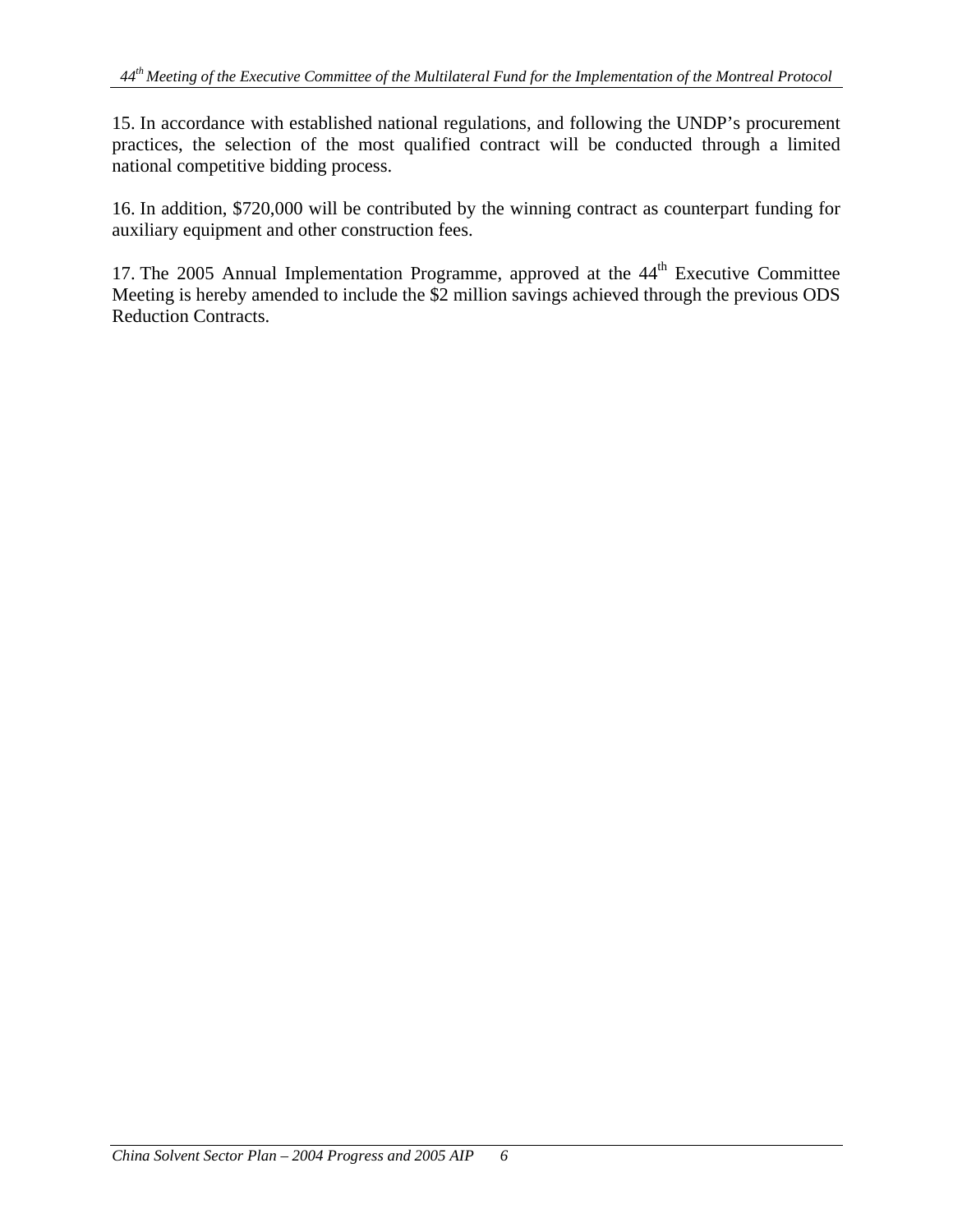15. In accordance with established national regulations, and following the UNDP's procurement practices, the selection of the most qualified contract will be conducted through a limited national competitive bidding process.

16. In addition, \$720,000 will be contributed by the winning contract as counterpart funding for auxiliary equipment and other construction fees.

17. The 2005 Annual Implementation Programme, approved at the 44th Executive Committee Meeting is hereby amended to include the \$2 million savings achieved through the previous ODS Reduction Contracts.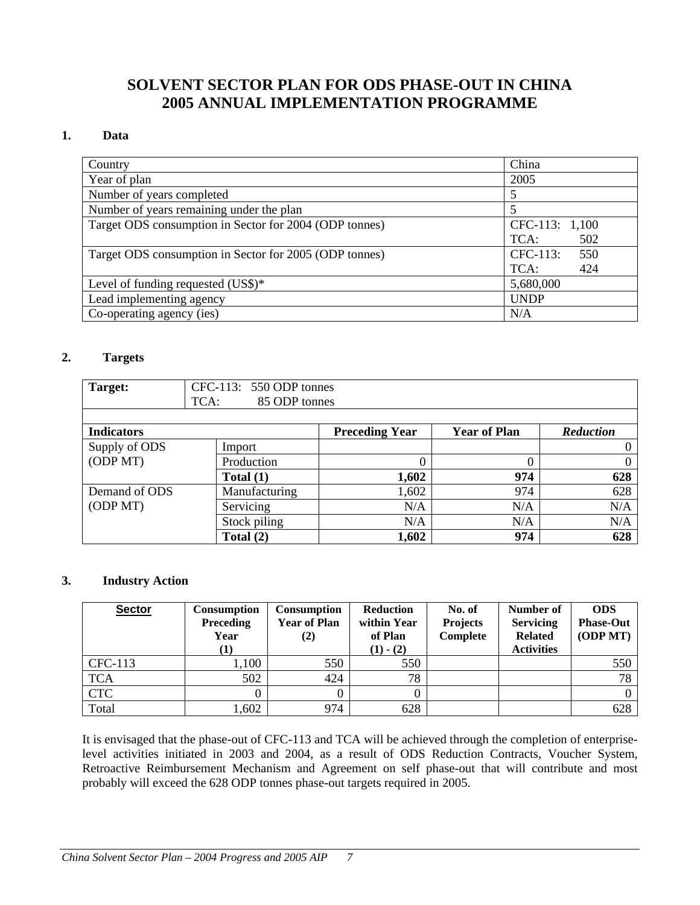# SOLVENT SECTOR PLAN FOR ODS PHASE-OUT IN CHINA 2005 ANNUAL IMPLEMENTATION PROGRAMME

## 1. Data

| | |
|---|---|
| Country | China |
| Year of plan | 2005 |
| Number of years completed | 5 |
| Number of years remaining under the plan | 5 |
| Target ODS consumption in Sector for 2004 (ODP tonnes) | CFC-113: 1,100<br>TCA: 502 |
| Target ODS consumption in Sector for 2005 (ODP tonnes) | CFC-113: 550<br>TCA: 424 |
| Level of funding requested (US$)* | 5,680,000 |
| Lead implementing agency | UNDP |
| Co-operating agency (ies) | N/A |

## 2. Targets

| **Target:** | CFC-113: 550 ODP tonnes<br>TCA: 85 ODP tonnes | | | |
|---|---|---|---|---|
| **Indicators** | | **Preceding Year** | **Year of Plan** | ***Reduction*** |
| Supply of ODS (ODP MT) | Import | | | 0 |
| | Production | 0 | 0 | 0 |
| | **Total (1)** | **1,602** | **974** | **628** |
| Demand of ODS (ODP MT) | Manufacturing | 1,602 | 974 | 628 |
| | Servicing | N/A | N/A | N/A |
| | Stock piling | N/A | N/A | N/A |
| | **Total (2)** | **1,602** | **974** | **628** |

## 3. Industry Action

| **Sector** | **Consumption Preceding Year (1)** | **Consumption Year of Plan (2)** | **Reduction within Year of Plan (1) - (2)** | **No. of Projects Complete** | **Number of Servicing Related Activities** | **ODS Phase-Out (ODP MT)** |
|---|---|---|---|---|---|---|
| CFC-113 | 1,100 | 550 | 550 | | | 550 |
| TCA | 502 | 424 | 78 | | | 78 |
| CTC | 0 | 0 | 0 | | | 0 |
| Total | 1,602 | 974 | 628 | | | 628 |

It is envisaged that the phase-out of CFC-113 and TCA will be achieved through the completion of enterprise-level activities initiated in 2003 and 2004, as a result of ODS Reduction Contracts, Voucher System, Retroactive Reimbursement Mechanism and Agreement on self phase-out that will contribute and most probably will exceed the 628 ODP tonnes phase-out targets required in 2005.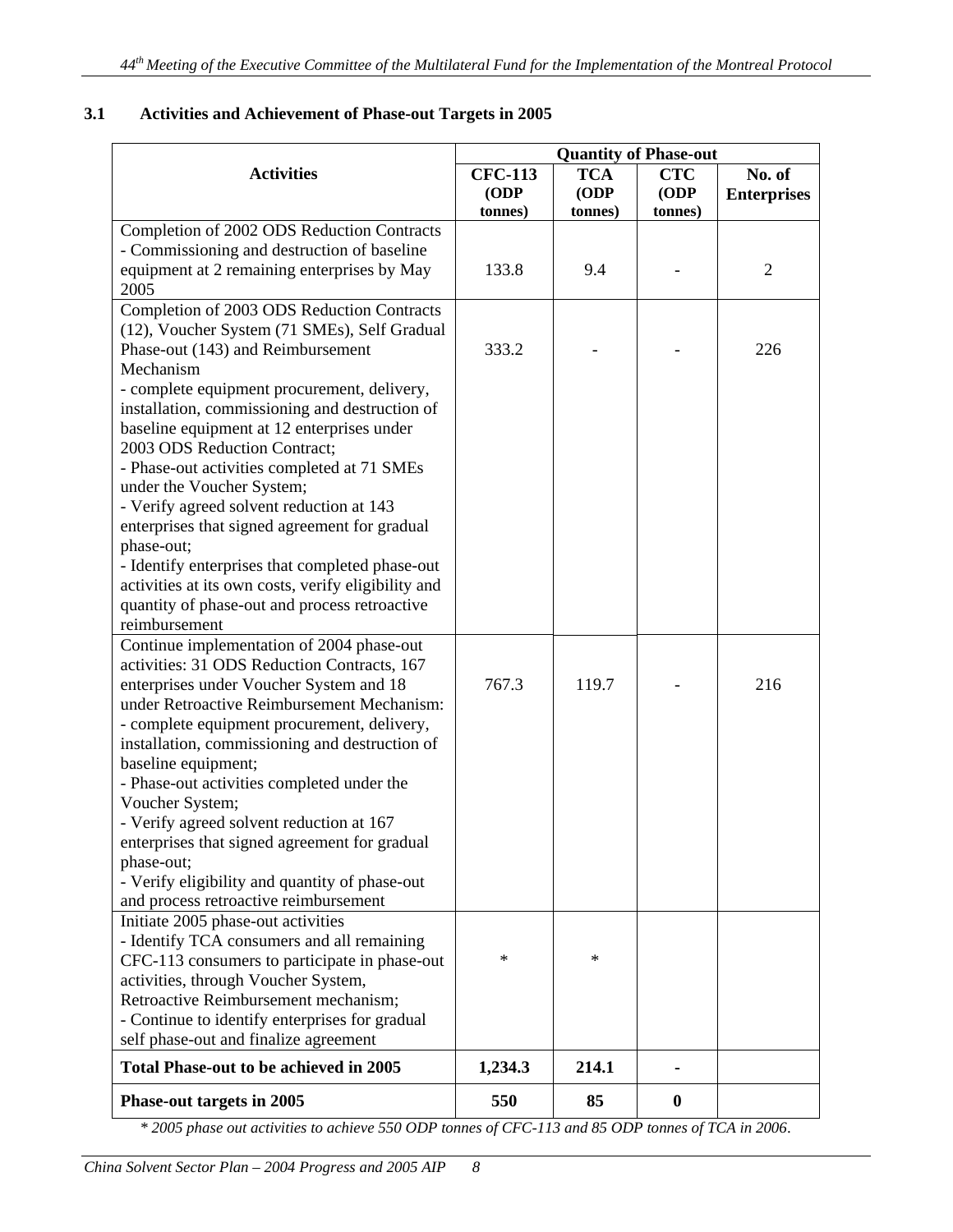### 3.1 Activities and Achievement of Phase-out Targets in 2005

| Activities | Quantity of Phase-out | | | |
|---|---|---|---|---|
| | **CFC-113 (ODP tonnes)** | **TCA (ODP tonnes)** | **CTC (ODP tonnes)** | **No. of Enterprises** |
| Completion of 2002 ODS Reduction Contracts<br>- Commissioning and destruction of baseline equipment at 2 remaining enterprises by May 2005 | 133.8 | 9.4 | - | 2 |
| Completion of 2003 ODS Reduction Contracts (12), Voucher System (71 SMEs), Self Gradual Phase-out (143) and Reimbursement Mechanism<br>- complete equipment procurement, delivery, installation, commissioning and destruction of baseline equipment at 12 enterprises under 2003 ODS Reduction Contract;<br>- Phase-out activities completed at 71 SMEs under the Voucher System;<br>- Verify agreed solvent reduction at 143 enterprises that signed agreement for gradual phase-out;<br>- Identify enterprises that completed phase-out activities at its own costs, verify eligibility and quantity of phase-out and process retroactive reimbursement | 333.2 | - | - | 226 |
| Continue implementation of 2004 phase-out activities: 31 ODS Reduction Contracts, 167 enterprises under Voucher System and 18 under Retroactive Reimbursement Mechanism:<br>- complete equipment procurement, delivery, installation, commissioning and destruction of baseline equipment;<br>- Phase-out activities completed under the Voucher System;<br>- Verify agreed solvent reduction at 167 enterprises that signed agreement for gradual phase-out;<br>- Verify eligibility and quantity of phase-out and process retroactive reimbursement | 767.3 | 119.7 | - | 216 |
| Initiate 2005 phase-out activities<br>- Identify TCA consumers and all remaining CFC-113 consumers to participate in phase-out activities, through Voucher System, Retroactive Reimbursement mechanism;<br>- Continue to identify enterprises for gradual self phase-out and finalize agreement | * | * | | |
| **Total Phase-out to be achieved in 2005** | **1,234.3** | **214.1** | **-** | |
| **Phase-out targets in 2005** | **550** | **85** | **0** | |

*\* 2005 phase out activities to achieve 550 ODP tonnes of CFC-113 and 85 ODP tonnes of TCA in 2006.*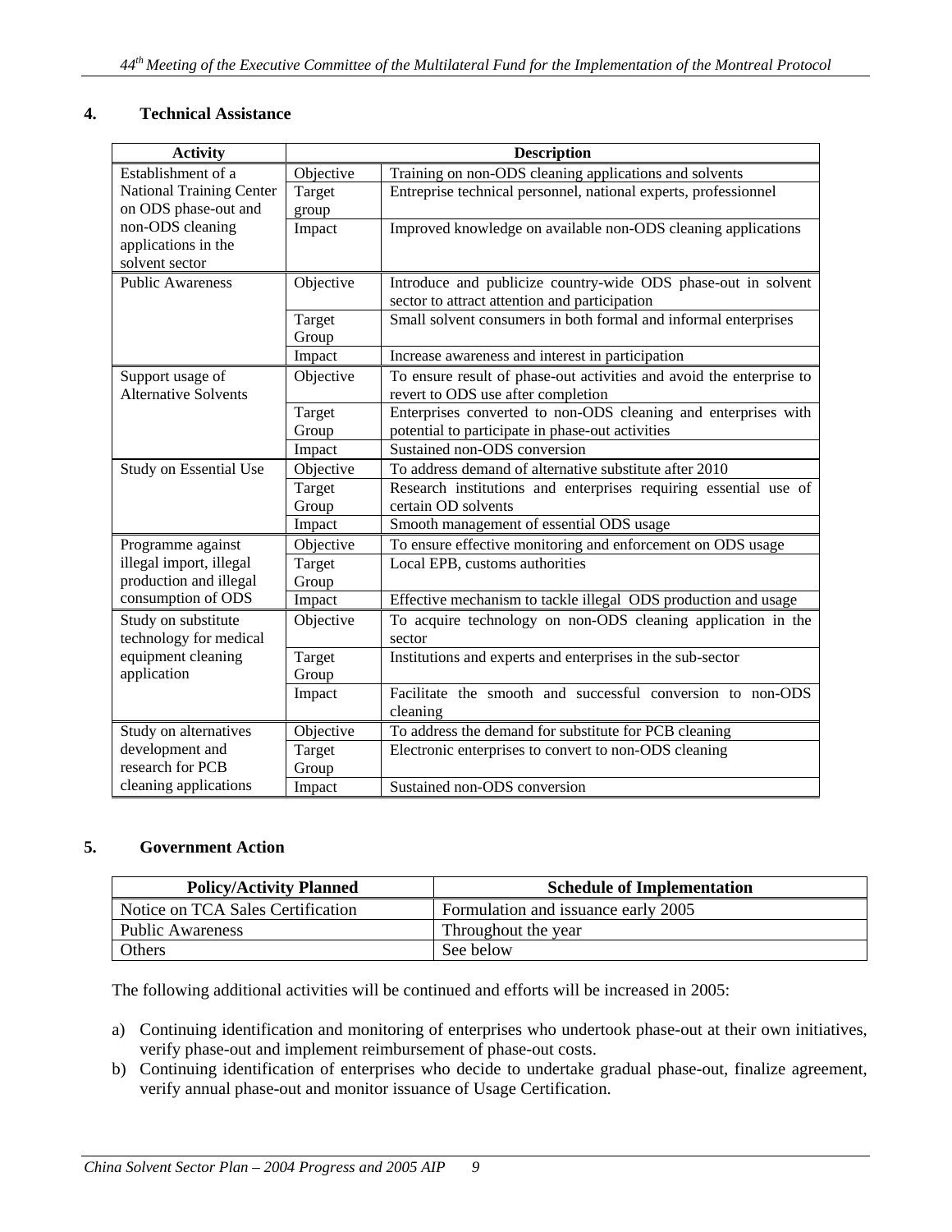## 4. Technical Assistance

| Activity | Description | |
|---|---|---|
| Establishment of a National Training Center on ODS phase-out and non-ODS cleaning applications in the solvent sector | Objective | Training on non-ODS cleaning applications and solvents |
| | Target group | Entreprise technical personnel, national experts, professionnel |
| | Impact | Improved knowledge on available non-ODS cleaning applications |
| Public Awareness | Objective | Introduce and publicize country-wide ODS phase-out in solvent sector to attract attention and participation |
| | Target Group | Small solvent consumers in both formal and informal enterprises |
| | Impact | Increase awareness and interest in participation |
| Support usage of Alternative Solvents | Objective | To ensure result of phase-out activities and avoid the enterprise to revert to ODS use after completion |
| | Target Group | Enterprises converted to non-ODS cleaning and enterprises with potential to participate in phase-out activities |
| | Impact | Sustained non-ODS conversion |
| Study on Essential Use | Objective | To address demand of alternative substitute after 2010 |
| | Target Group | Research institutions and enterprises requiring essential use of certain OD solvents |
| | Impact | Smooth management of essential ODS usage |
| Programme against illegal import, illegal production and illegal consumption of ODS | Objective | To ensure effective monitoring and enforcement on ODS usage |
| | Target Group | Local EPB, customs authorities |
| | Impact | Effective mechanism to tackle illegal ODS production and usage |
| Study on substitute technology for medical equipment cleaning application | Objective | To acquire technology on non-ODS cleaning application in the sector |
| | Target Group | Institutions and experts and enterprises in the sub-sector |
| | Impact | Facilitate the smooth and successful conversion to non-ODS cleaning |
| Study on alternatives development and research for PCB cleaning applications | Objective | To address the demand for substitute for PCB cleaning |
| | Target Group | Electronic enterprises to convert to non-ODS cleaning |
| | Impact | Sustained non-ODS conversion |

## 5. Government Action

| Policy/Activity Planned | Schedule of Implementation |
|---|---|
| Notice on TCA Sales Certification | Formulation and issuance early 2005 |
| Public Awareness | Throughout the year |
| Others | See below |

The following additional activities will be continued and efforts will be increased in 2005:

a) Continuing identification and monitoring of enterprises who undertook phase-out at their own initiatives, verify phase-out and implement reimbursement of phase-out costs.

b) Continuing identification of enterprises who decide to undertake gradual phase-out, finalize agreement, verify annual phase-out and monitor issuance of Usage Certification.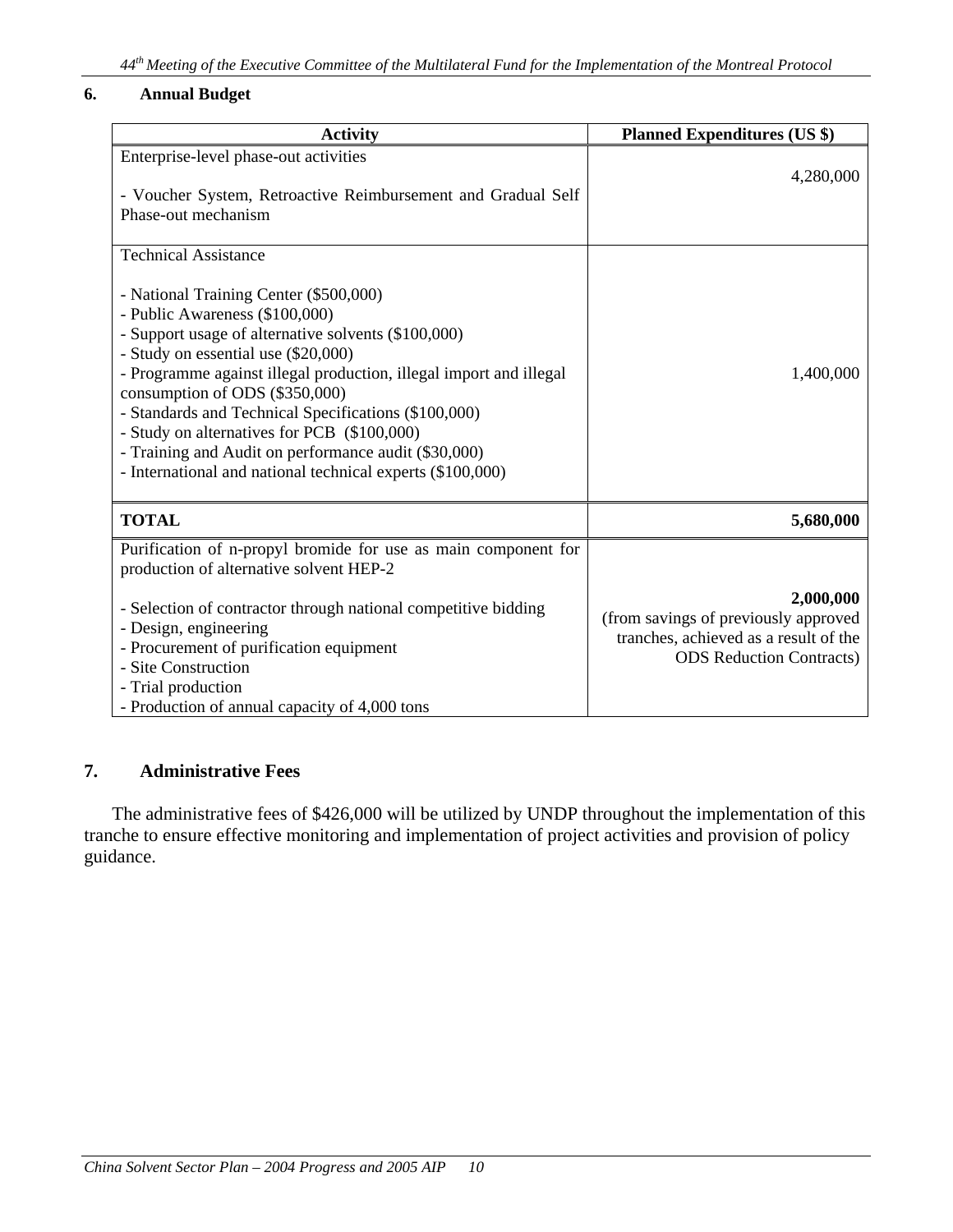### 6. Annual Budget

| Activity | Planned Expenditures (US $) |
|---|---|
| Enterprise-level phase-out activities<br><br>- Voucher System, Retroactive Reimbursement and Gradual Self Phase-out mechanism | 4,280,000 |
| Technical Assistance<br><br>- National Training Center ($500,000)<br>- Public Awareness ($100,000)<br>- Support usage of alternative solvents ($100,000)<br>- Study on essential use ($20,000)<br>- Programme against illegal production, illegal import and illegal consumption of ODS ($350,000)<br>- Standards and Technical Specifications ($100,000)<br>- Study on alternatives for PCB ($100,000)<br>- Training and Audit on performance audit ($30,000)<br>- International and national technical experts ($100,000) | 1,400,000 |
| **TOTAL** | **5,680,000** |
| Purification of n-propyl bromide for use as main component for production of alternative solvent HEP-2<br><br>- Selection of contractor through national competitive bidding<br>- Design, engineering<br>- Procurement of purification equipment<br>- Site Construction<br>- Trial production<br>- Production of annual capacity of 4,000 tons | **2,000,000**<br>(from savings of previously approved tranches, achieved as a result of the ODS Reduction Contracts) |

### 7. Administrative Fees

The administrative fees of $426,000 will be utilized by UNDP throughout the implementation of this tranche to ensure effective monitoring and implementation of project activities and provision of policy guidance.